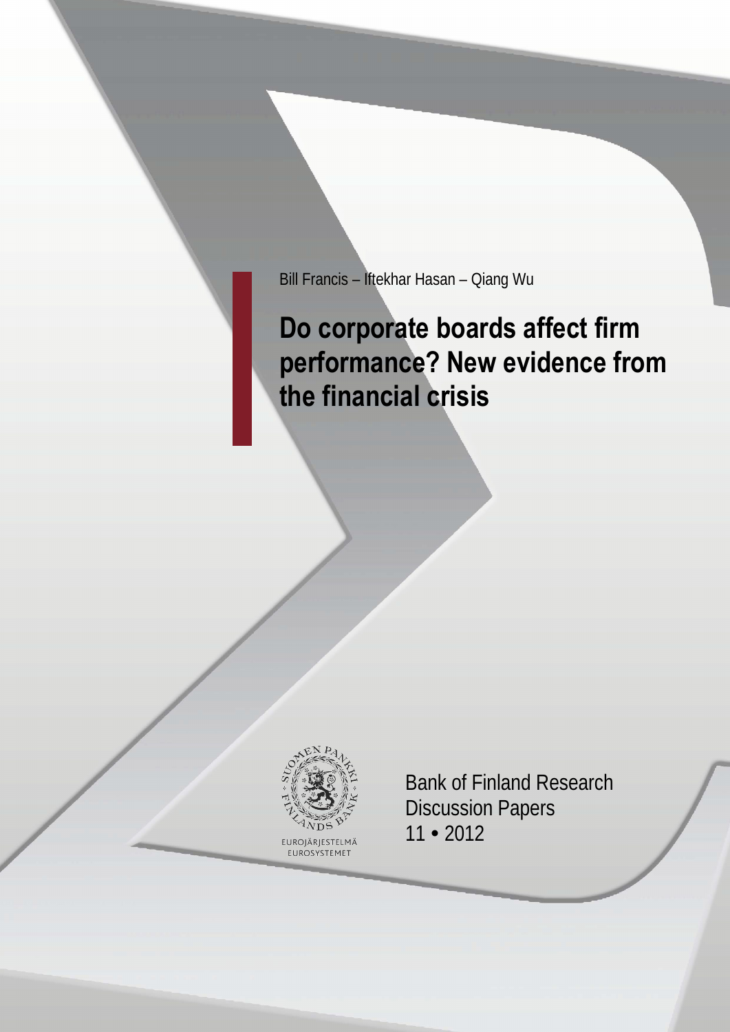Bill Francis – Iftekhar Hasan – Qiang Wu

# Do corporate boards affect firm performance? New evidence from the financial crisis

EUROJÄRJESTELMÄ
EUROSYSTEMET

Bank of Finland Research
Discussion Papers
11 • 2012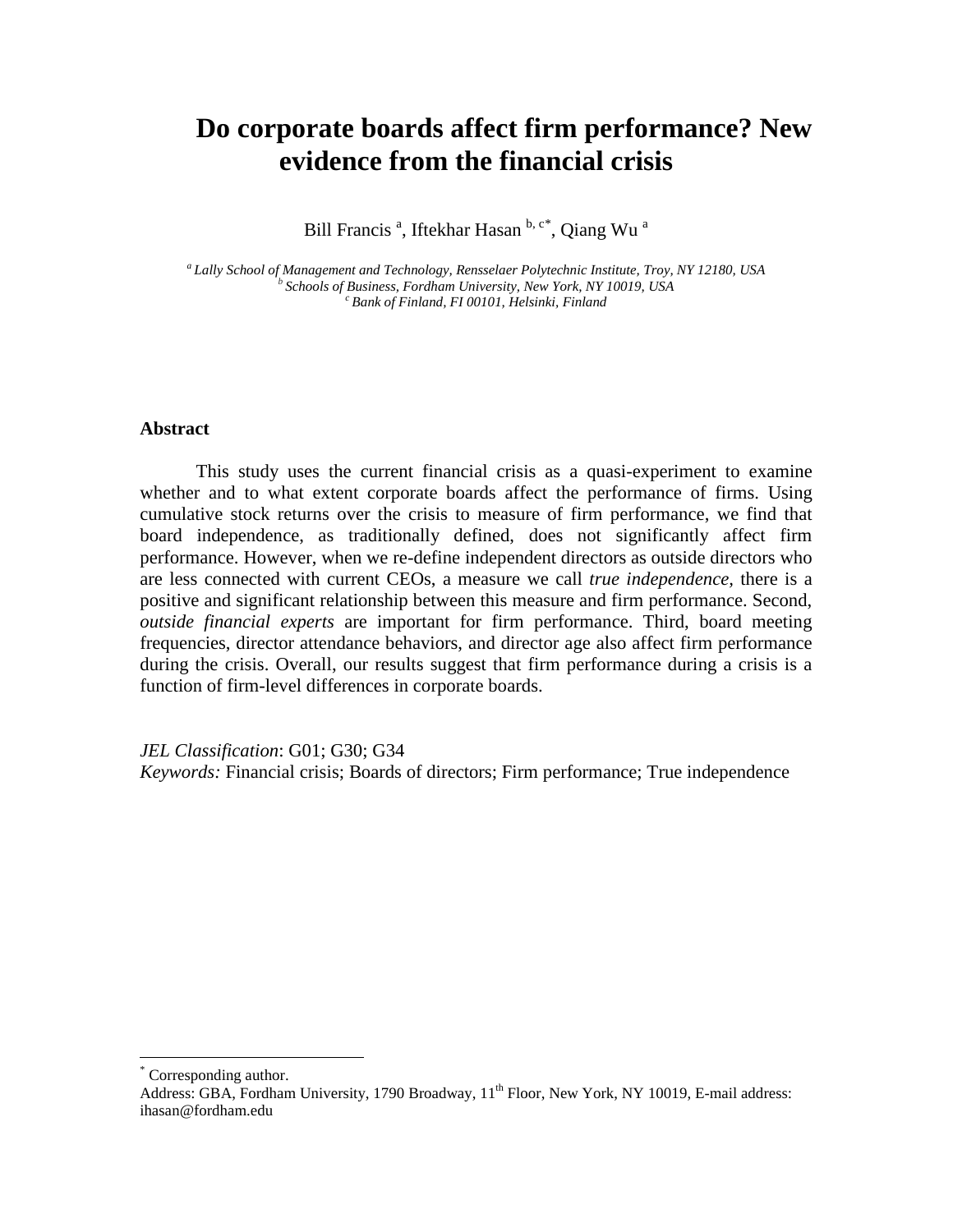# Do corporate boards affect firm performance? New evidence from the financial crisis

Bill Francis [a], Iftekhar Hasan [b, c*], Qiang Wu [a]

[a] *Lally School of Management and Technology, Rensselaer Polytechnic Institute, Troy, NY 12180, USA*
[b] *Schools of Business, Fordham University, New York, NY 10019, USA*
[c] *Bank of Finland, FI 00101, Helsinki, Finland*

## Abstract

This study uses the current financial crisis as a quasi-experiment to examine whether and to what extent corporate boards affect the performance of firms. Using cumulative stock returns over the crisis to measure of firm performance, we find that board independence, as traditionally defined, does not significantly affect firm performance. However, when we re-define independent directors as outside directors who are less connected with current CEOs, a measure we call *true independence*, there is a positive and significant relationship between this measure and firm performance. Second, *outside financial experts* are important for firm performance. Third, board meeting frequencies, director attendance behaviors, and director age also affect firm performance during the crisis. Overall, our results suggest that firm performance during a crisis is a function of firm-level differences in corporate boards.

*JEL Classification*: G01; G30; G34
*Keywords:* Financial crisis; Boards of directors; Firm performance; True independence

---

[*] Corresponding author.
Address: GBA, Fordham University, 1790 Broadway, 11th Floor, New York, NY 10019, E-mail address: ihasan@fordham.edu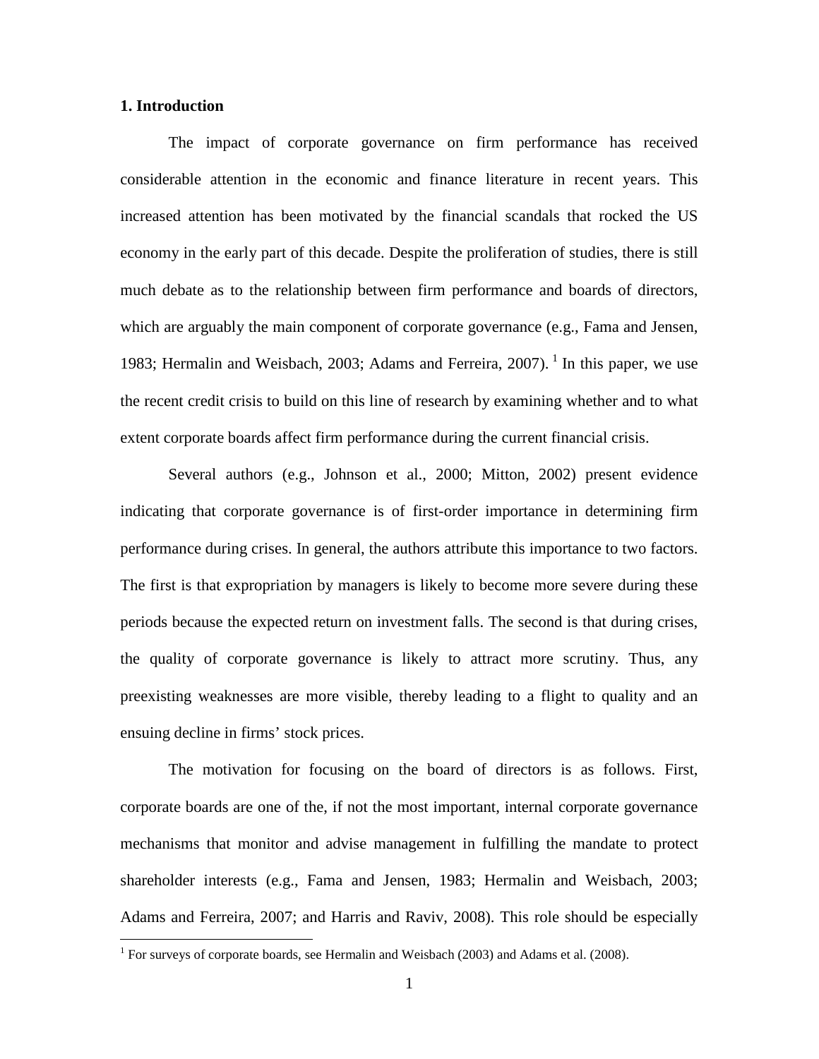## 1. Introduction

The impact of corporate governance on firm performance has received considerable attention in the economic and finance literature in recent years. This increased attention has been motivated by the financial scandals that rocked the US economy in the early part of this decade. Despite the proliferation of studies, there is still much debate as to the relationship between firm performance and boards of directors, which are arguably the main component of corporate governance (e.g., Fama and Jensen, 1983; Hermalin and Weisbach, 2003; Adams and Ferreira, 2007).[1] In this paper, we use the recent credit crisis to build on this line of research by examining whether and to what extent corporate boards affect firm performance during the current financial crisis.

Several authors (e.g., Johnson et al., 2000; Mitton, 2002) present evidence indicating that corporate governance is of first-order importance in determining firm performance during crises. In general, the authors attribute this importance to two factors. The first is that expropriation by managers is likely to become more severe during these periods because the expected return on investment falls. The second is that during crises, the quality of corporate governance is likely to attract more scrutiny. Thus, any preexisting weaknesses are more visible, thereby leading to a flight to quality and an ensuing decline in firms' stock prices.

The motivation for focusing on the board of directors is as follows. First, corporate boards are one of the, if not the most important, internal corporate governance mechanisms that monitor and advise management in fulfilling the mandate to protect shareholder interests (e.g., Fama and Jensen, 1983; Hermalin and Weisbach, 2003; Adams and Ferreira, 2007; and Harris and Raviv, 2008). This role should be especially

[1] For surveys of corporate boards, see Hermalin and Weisbach (2003) and Adams et al. (2008).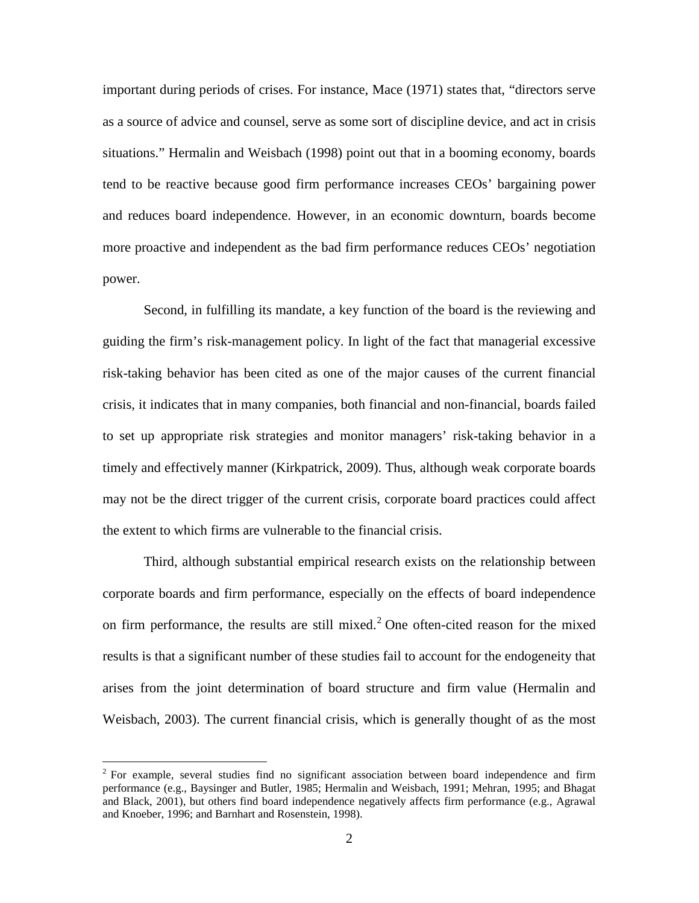important during periods of crises. For instance, Mace (1971) states that, "directors serve as a source of advice and counsel, serve as some sort of discipline device, and act in crisis situations." Hermalin and Weisbach (1998) point out that in a booming economy, boards tend to be reactive because good firm performance increases CEOs' bargaining power and reduces board independence. However, in an economic downturn, boards become more proactive and independent as the bad firm performance reduces CEOs' negotiation power.

Second, in fulfilling its mandate, a key function of the board is the reviewing and guiding the firm's risk-management policy. In light of the fact that managerial excessive risk-taking behavior has been cited as one of the major causes of the current financial crisis, it indicates that in many companies, both financial and non-financial, boards failed to set up appropriate risk strategies and monitor managers' risk-taking behavior in a timely and effectively manner (Kirkpatrick, 2009). Thus, although weak corporate boards may not be the direct trigger of the current crisis, corporate board practices could affect the extent to which firms are vulnerable to the financial crisis.

Third, although substantial empirical research exists on the relationship between corporate boards and firm performance, especially on the effects of board independence on firm performance, the results are still mixed.[2] One often-cited reason for the mixed results is that a significant number of these studies fail to account for the endogeneity that arises from the joint determination of board structure and firm value (Hermalin and Weisbach, 2003). The current financial crisis, which is generally thought of as the most

[2] For example, several studies find no significant association between board independence and firm performance (e.g., Baysinger and Butler, 1985; Hermalin and Weisbach, 1991; Mehran, 1995; and Bhagat and Black, 2001), but others find board independence negatively affects firm performance (e.g., Agrawal and Knoeber, 1996; and Barnhart and Rosenstein, 1998).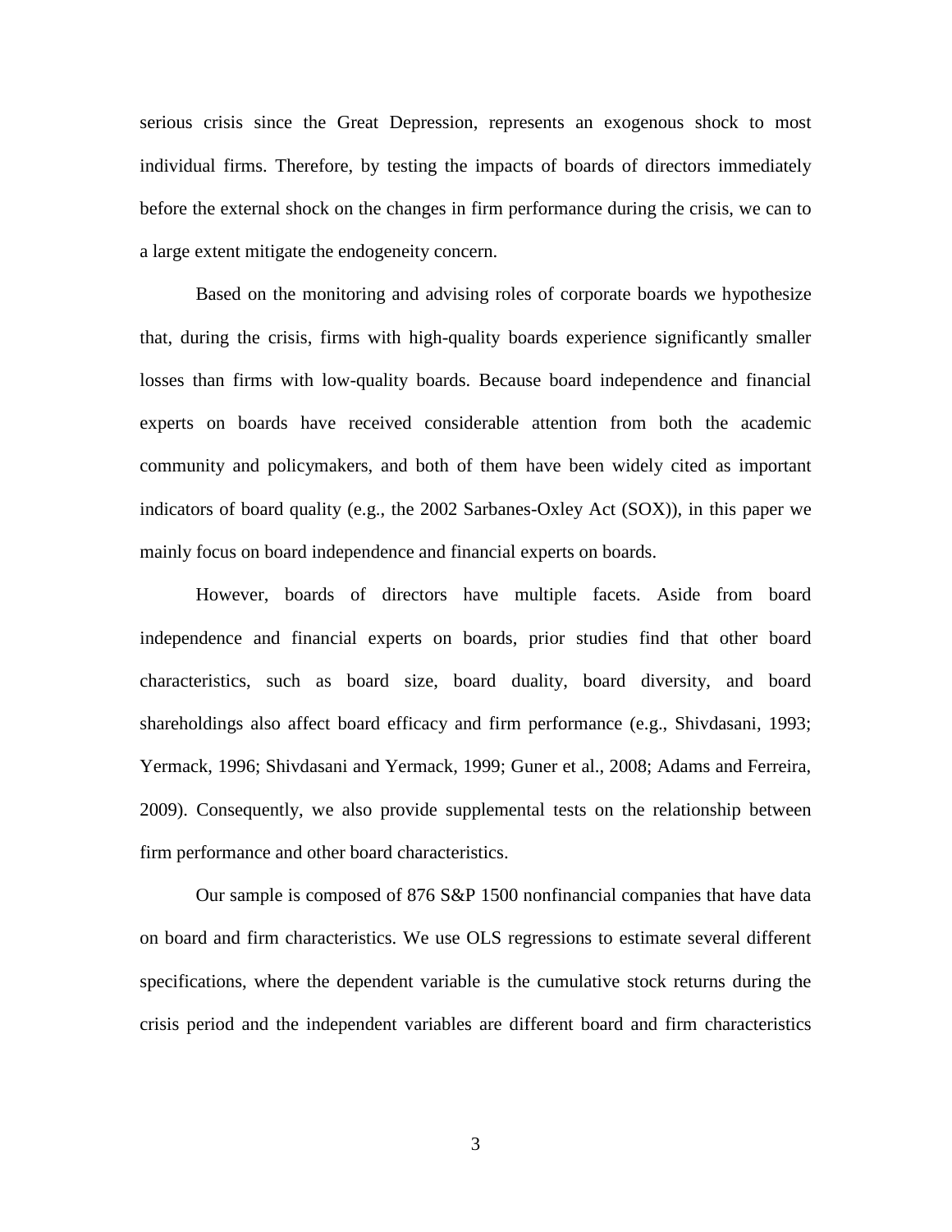serious crisis since the Great Depression, represents an exogenous shock to most individual firms. Therefore, by testing the impacts of boards of directors immediately before the external shock on the changes in firm performance during the crisis, we can to a large extent mitigate the endogeneity concern.

Based on the monitoring and advising roles of corporate boards we hypothesize that, during the crisis, firms with high-quality boards experience significantly smaller losses than firms with low-quality boards. Because board independence and financial experts on boards have received considerable attention from both the academic community and policymakers, and both of them have been widely cited as important indicators of board quality (e.g., the 2002 Sarbanes-Oxley Act (SOX)), in this paper we mainly focus on board independence and financial experts on boards.

However, boards of directors have multiple facets. Aside from board independence and financial experts on boards, prior studies find that other board characteristics, such as board size, board duality, board diversity, and board shareholdings also affect board efficacy and firm performance (e.g., Shivdasani, 1993; Yermack, 1996; Shivdasani and Yermack, 1999; Guner et al., 2008; Adams and Ferreira, 2009). Consequently, we also provide supplemental tests on the relationship between firm performance and other board characteristics.

Our sample is composed of 876 S&P 1500 nonfinancial companies that have data on board and firm characteristics. We use OLS regressions to estimate several different specifications, where the dependent variable is the cumulative stock returns during the crisis period and the independent variables are different board and firm characteristics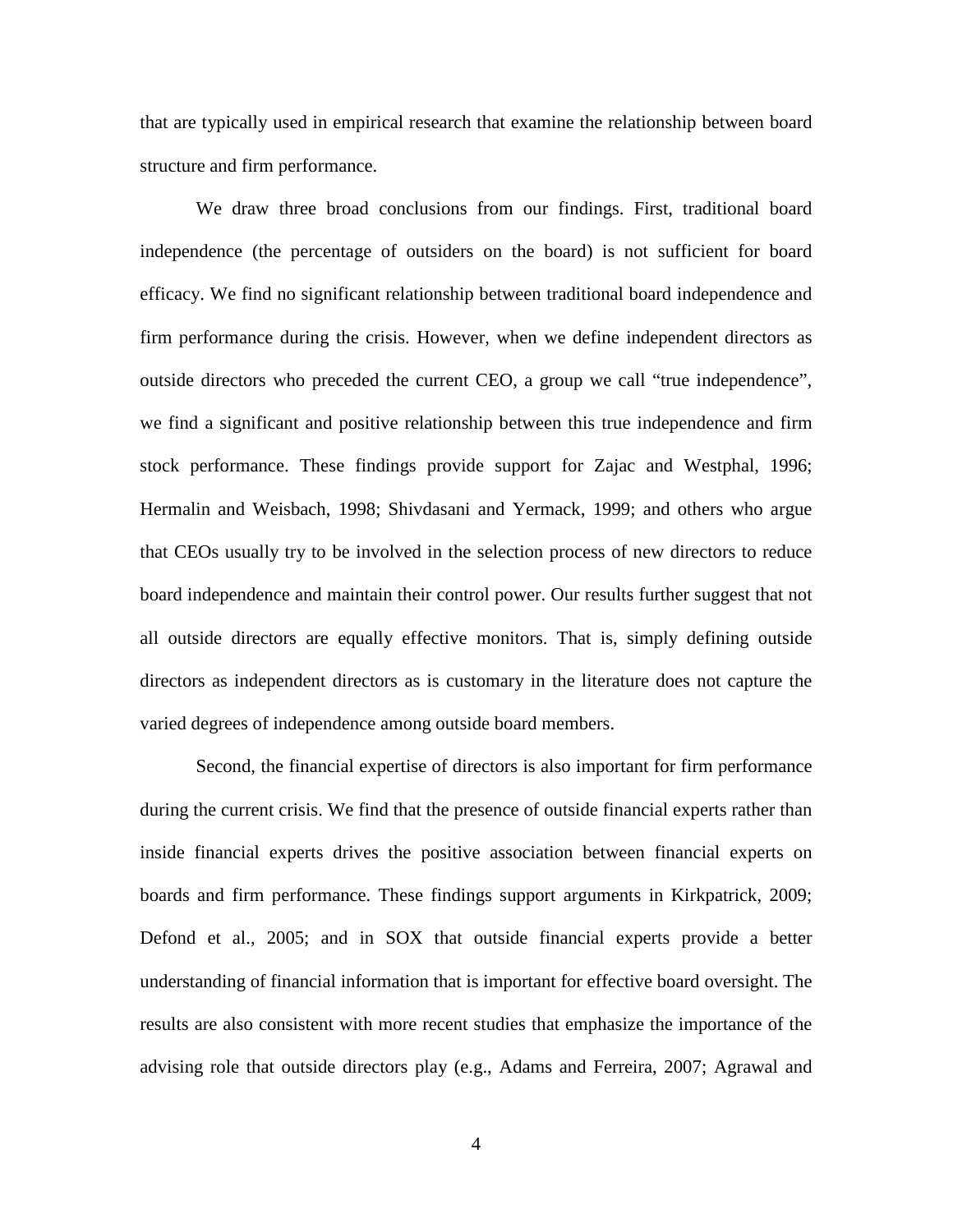that are typically used in empirical research that examine the relationship between board structure and firm performance.

We draw three broad conclusions from our findings. First, traditional board independence (the percentage of outsiders on the board) is not sufficient for board efficacy. We find no significant relationship between traditional board independence and firm performance during the crisis. However, when we define independent directors as outside directors who preceded the current CEO, a group we call "true independence", we find a significant and positive relationship between this true independence and firm stock performance. These findings provide support for Zajac and Westphal, 1996; Hermalin and Weisbach, 1998; Shivdasani and Yermack, 1999; and others who argue that CEOs usually try to be involved in the selection process of new directors to reduce board independence and maintain their control power. Our results further suggest that not all outside directors are equally effective monitors. That is, simply defining outside directors as independent directors as is customary in the literature does not capture the varied degrees of independence among outside board members.

Second, the financial expertise of directors is also important for firm performance during the current crisis. We find that the presence of outside financial experts rather than inside financial experts drives the positive association between financial experts on boards and firm performance. These findings support arguments in Kirkpatrick, 2009; Defond et al., 2005; and in SOX that outside financial experts provide a better understanding of financial information that is important for effective board oversight. The results are also consistent with more recent studies that emphasize the importance of the advising role that outside directors play (e.g., Adams and Ferreira, 2007; Agrawal and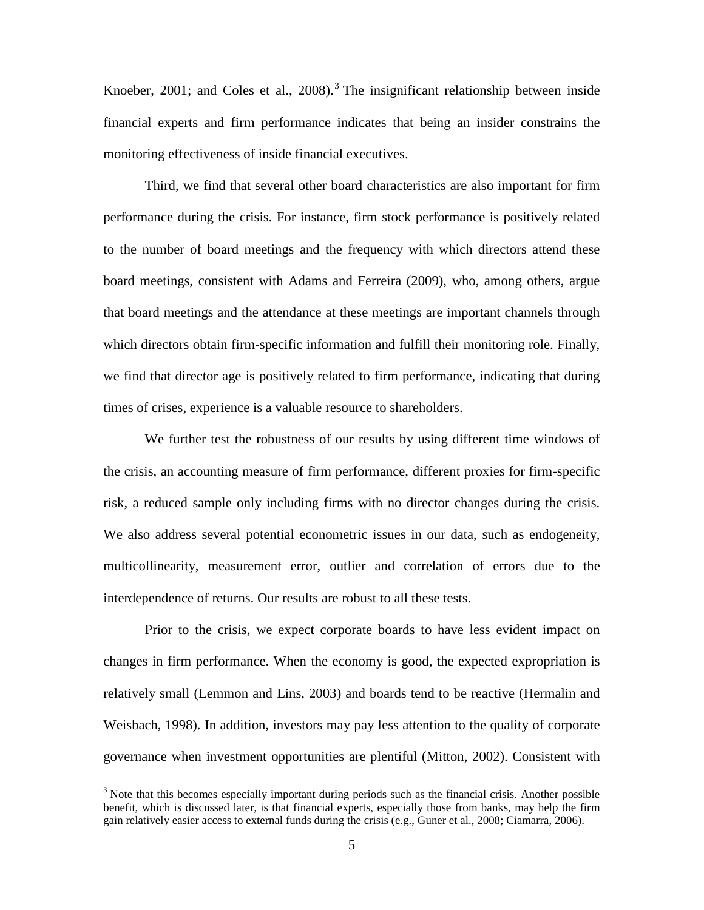Knoeber, 2001; and Coles et al., 2008).[3] The insignificant relationship between inside financial experts and firm performance indicates that being an insider constrains the monitoring effectiveness of inside financial executives.

Third, we find that several other board characteristics are also important for firm performance during the crisis. For instance, firm stock performance is positively related to the number of board meetings and the frequency with which directors attend these board meetings, consistent with Adams and Ferreira (2009), who, among others, argue that board meetings and the attendance at these meetings are important channels through which directors obtain firm-specific information and fulfill their monitoring role. Finally, we find that director age is positively related to firm performance, indicating that during times of crises, experience is a valuable resource to shareholders.

We further test the robustness of our results by using different time windows of the crisis, an accounting measure of firm performance, different proxies for firm-specific risk, a reduced sample only including firms with no director changes during the crisis. We also address several potential econometric issues in our data, such as endogeneity, multicollinearity, measurement error, outlier and correlation of errors due to the interdependence of returns. Our results are robust to all these tests.

Prior to the crisis, we expect corporate boards to have less evident impact on changes in firm performance. When the economy is good, the expected expropriation is relatively small (Lemmon and Lins, 2003) and boards tend to be reactive (Hermalin and Weisbach, 1998). In addition, investors may pay less attention to the quality of corporate governance when investment opportunities are plentiful (Mitton, 2002). Consistent with

[3] Note that this becomes especially important during periods such as the financial crisis. Another possible benefit, which is discussed later, is that financial experts, especially those from banks, may help the firm gain relatively easier access to external funds during the crisis (e.g., Guner et al., 2008; Ciamarra, 2006).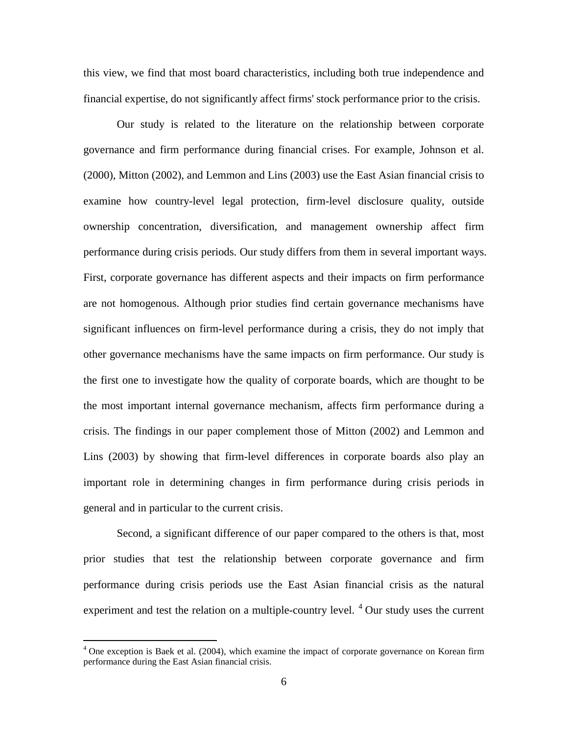this view, we find that most board characteristics, including both true independence and financial expertise, do not significantly affect firms' stock performance prior to the crisis.

Our study is related to the literature on the relationship between corporate governance and firm performance during financial crises. For example, Johnson et al. (2000), Mitton (2002), and Lemmon and Lins (2003) use the East Asian financial crisis to examine how country-level legal protection, firm-level disclosure quality, outside ownership concentration, diversification, and management ownership affect firm performance during crisis periods. Our study differs from them in several important ways. First, corporate governance has different aspects and their impacts on firm performance are not homogenous. Although prior studies find certain governance mechanisms have significant influences on firm-level performance during a crisis, they do not imply that other governance mechanisms have the same impacts on firm performance. Our study is the first one to investigate how the quality of corporate boards, which are thought to be the most important internal governance mechanism, affects firm performance during a crisis. The findings in our paper complement those of Mitton (2002) and Lemmon and Lins (2003) by showing that firm-level differences in corporate boards also play an important role in determining changes in firm performance during crisis periods in general and in particular to the current crisis.

Second, a significant difference of our paper compared to the others is that, most prior studies that test the relationship between corporate governance and firm performance during crisis periods use the East Asian financial crisis as the natural experiment and test the relation on a multiple-country level. [4] Our study uses the current

[4] One exception is Baek et al. (2004), which examine the impact of corporate governance on Korean firm performance during the East Asian financial crisis.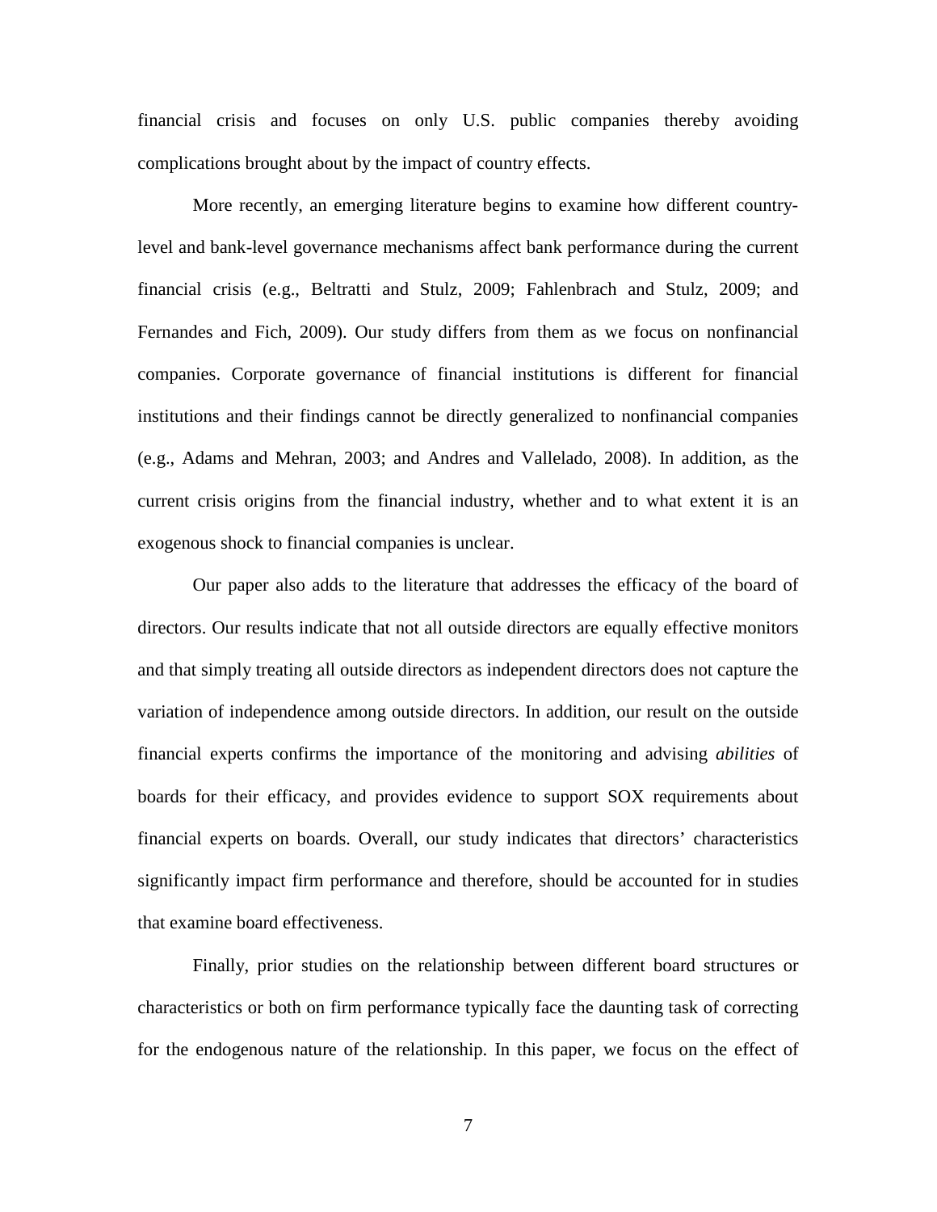financial crisis and focuses on only U.S. public companies thereby avoiding complications brought about by the impact of country effects.

More recently, an emerging literature begins to examine how different country-level and bank-level governance mechanisms affect bank performance during the current financial crisis (e.g., Beltratti and Stulz, 2009; Fahlenbrach and Stulz, 2009; and Fernandes and Fich, 2009). Our study differs from them as we focus on nonfinancial companies. Corporate governance of financial institutions is different for financial institutions and their findings cannot be directly generalized to nonfinancial companies (e.g., Adams and Mehran, 2003; and Andres and Vallelado, 2008). In addition, as the current crisis origins from the financial industry, whether and to what extent it is an exogenous shock to financial companies is unclear.

Our paper also adds to the literature that addresses the efficacy of the board of directors. Our results indicate that not all outside directors are equally effective monitors and that simply treating all outside directors as independent directors does not capture the variation of independence among outside directors. In addition, our result on the outside financial experts confirms the importance of the monitoring and advising *abilities* of boards for their efficacy, and provides evidence to support SOX requirements about financial experts on boards. Overall, our study indicates that directors' characteristics significantly impact firm performance and therefore, should be accounted for in studies that examine board effectiveness.

Finally, prior studies on the relationship between different board structures or characteristics or both on firm performance typically face the daunting task of correcting for the endogenous nature of the relationship. In this paper, we focus on the effect of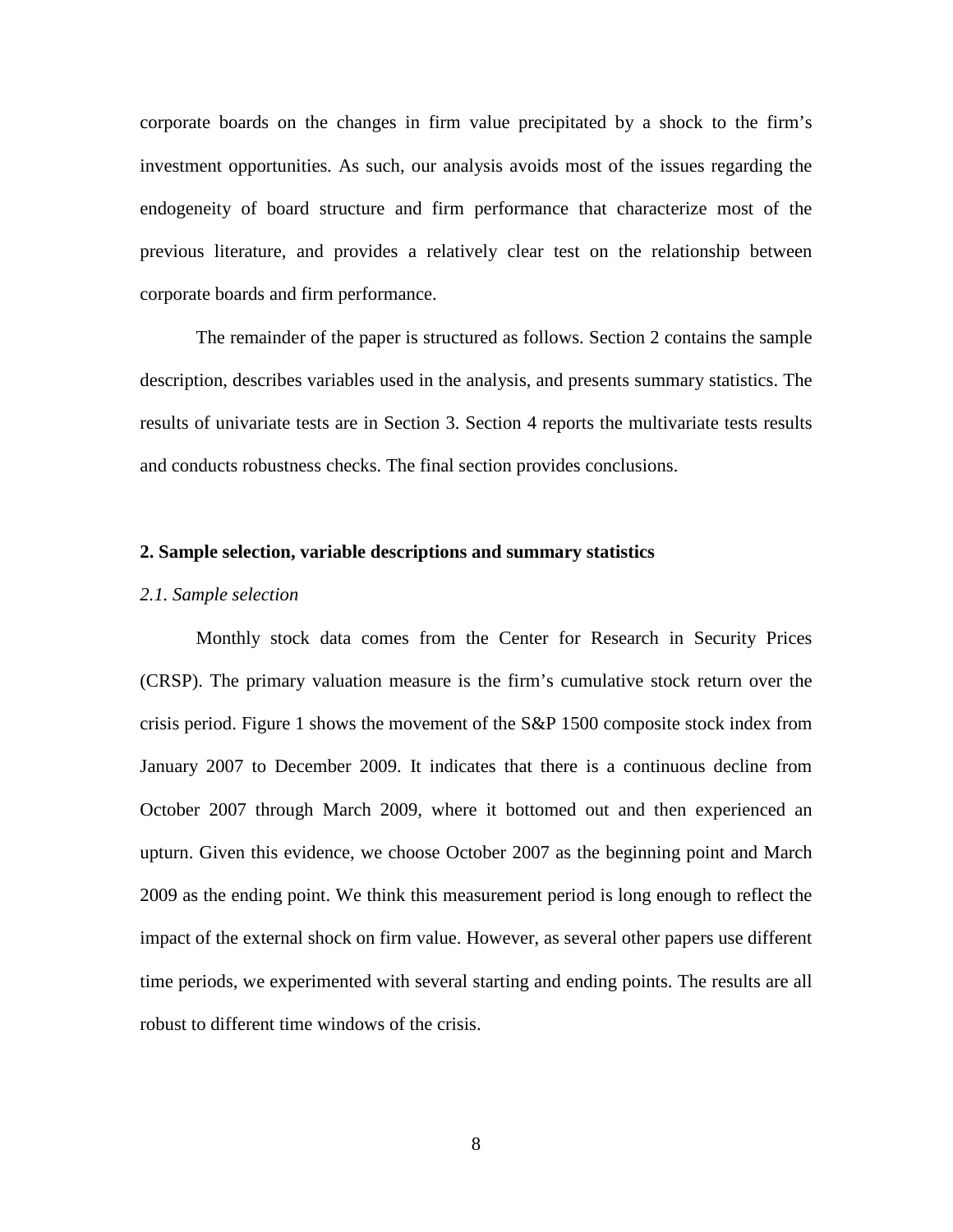corporate boards on the changes in firm value precipitated by a shock to the firm's investment opportunities. As such, our analysis avoids most of the issues regarding the endogeneity of board structure and firm performance that characterize most of the previous literature, and provides a relatively clear test on the relationship between corporate boards and firm performance.

The remainder of the paper is structured as follows. Section 2 contains the sample description, describes variables used in the analysis, and presents summary statistics. The results of univariate tests are in Section 3. Section 4 reports the multivariate tests results and conducts robustness checks. The final section provides conclusions.

## 2. Sample selection, variable descriptions and summary statistics

### *2.1. Sample selection*

Monthly stock data comes from the Center for Research in Security Prices (CRSP). The primary valuation measure is the firm's cumulative stock return over the crisis period. Figure 1 shows the movement of the S&P 1500 composite stock index from January 2007 to December 2009. It indicates that there is a continuous decline from October 2007 through March 2009, where it bottomed out and then experienced an upturn. Given this evidence, we choose October 2007 as the beginning point and March 2009 as the ending point. We think this measurement period is long enough to reflect the impact of the external shock on firm value. However, as several other papers use different time periods, we experimented with several starting and ending points. The results are all robust to different time windows of the crisis.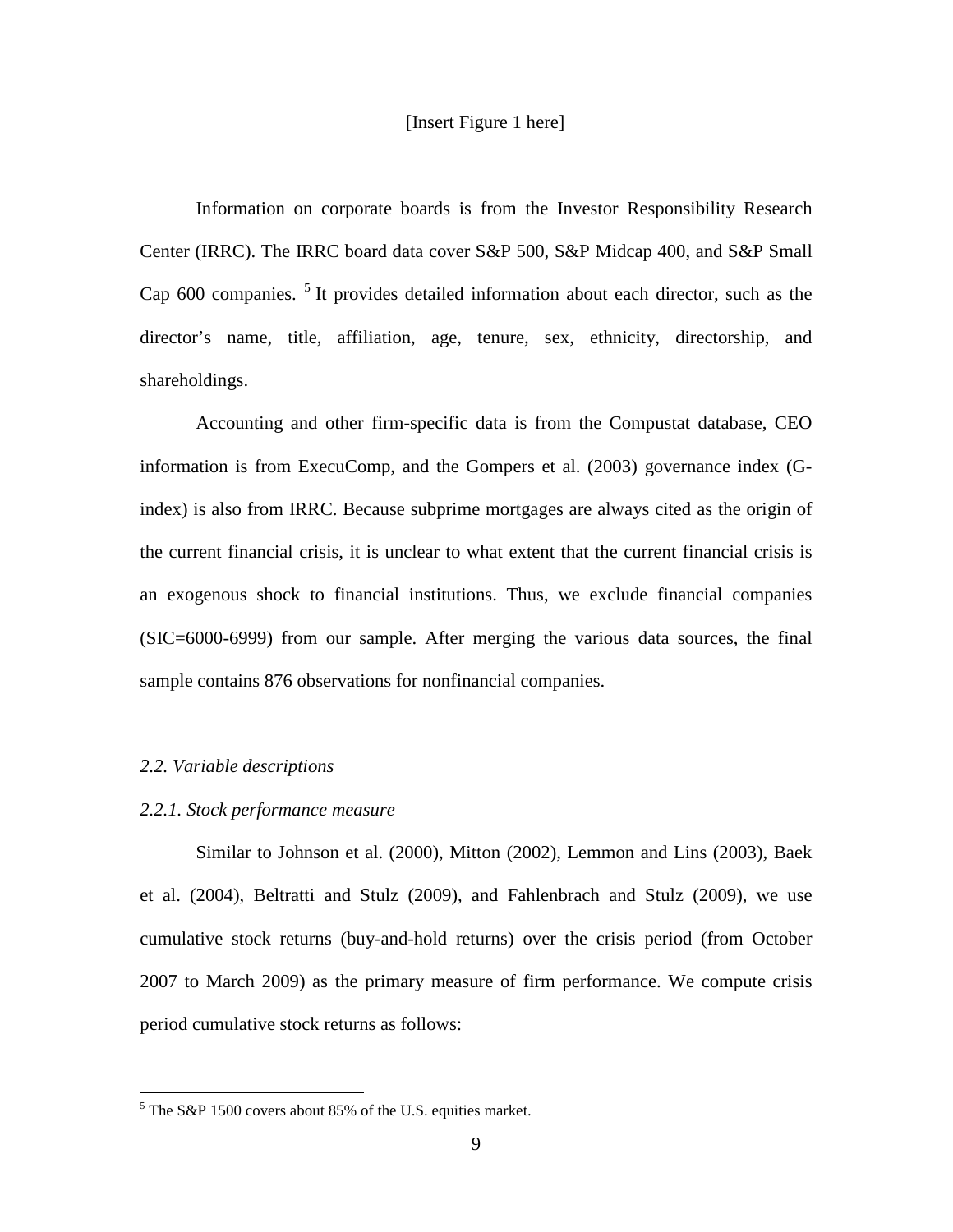[Insert Figure 1 here]

Information on corporate boards is from the Investor Responsibility Research Center (IRRC). The IRRC board data cover S&P 500, S&P Midcap 400, and S&P Small Cap 600 companies. [5] It provides detailed information about each director, such as the director's name, title, affiliation, age, tenure, sex, ethnicity, directorship, and shareholdings.

Accounting and other firm-specific data is from the Compustat database, CEO information is from ExecuComp, and the Gompers et al. (2003) governance index (G-index) is also from IRRC. Because subprime mortgages are always cited as the origin of the current financial crisis, it is unclear to what extent that the current financial crisis is an exogenous shock to financial institutions. Thus, we exclude financial companies (SIC=6000-6999) from our sample. After merging the various data sources, the final sample contains 876 observations for nonfinancial companies.

*2.2. Variable descriptions*

*2.2.1. Stock performance measure*

Similar to Johnson et al. (2000), Mitton (2002), Lemmon and Lins (2003), Baek et al. (2004), Beltratti and Stulz (2009), and Fahlenbrach and Stulz (2009), we use cumulative stock returns (buy-and-hold returns) over the crisis period (from October 2007 to March 2009) as the primary measure of firm performance. We compute crisis period cumulative stock returns as follows:

[5] The S&P 1500 covers about 85% of the U.S. equities market.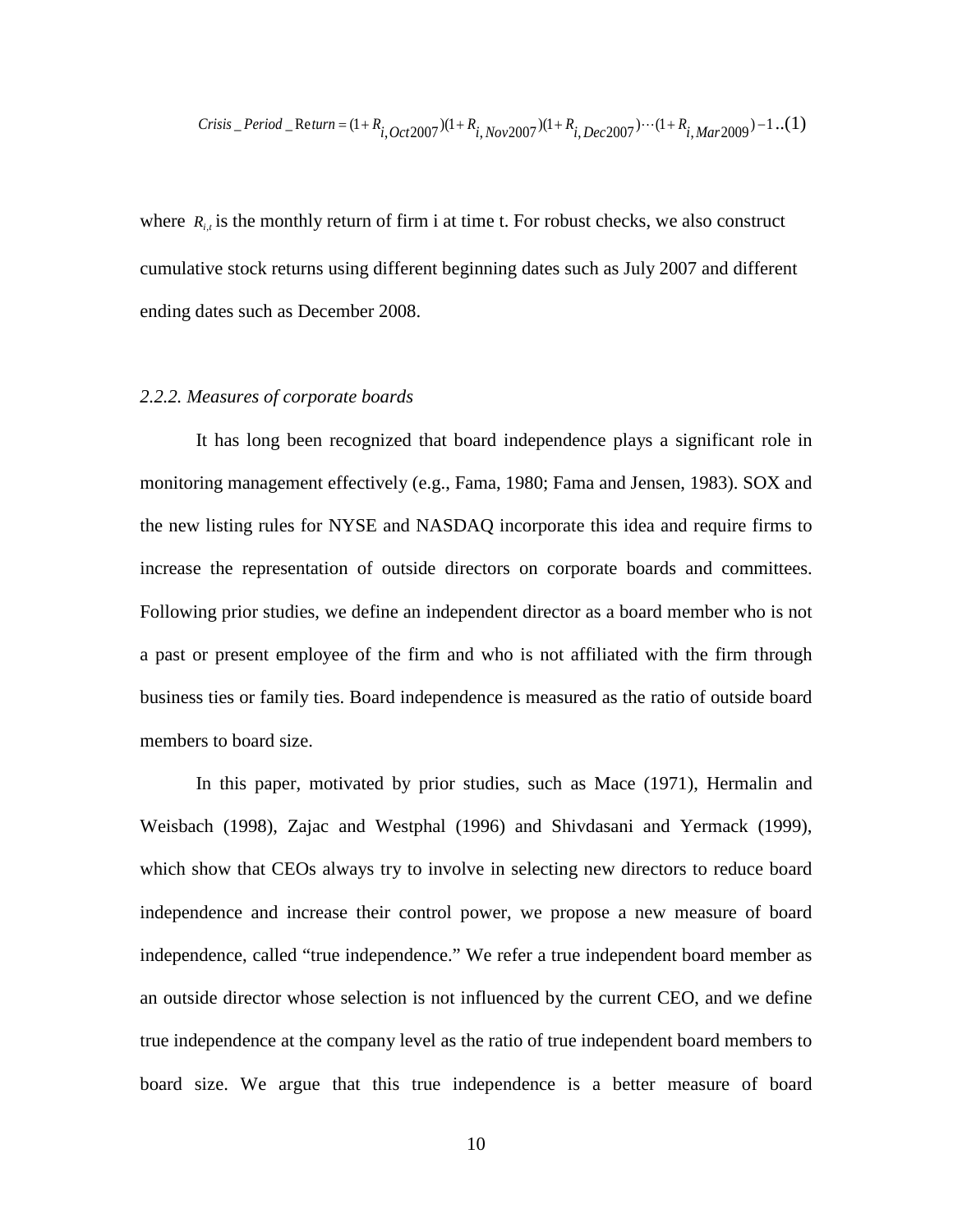$$Crisis\_Period\_Return = (1+R_{i,Oct2007})(1+R_{i,Nov2007})(1+R_{i,Dec2007})\cdots(1+R_{i,Mar2009})-1 \quad (1)$$

where $R_{i,t}$ is the monthly return of firm i at time t. For robust checks, we also construct cumulative stock returns using different beginning dates such as July 2007 and different ending dates such as December 2008.

### *2.2.2. Measures of corporate boards*

It has long been recognized that board independence plays a significant role in monitoring management effectively (e.g., Fama, 1980; Fama and Jensen, 1983). SOX and the new listing rules for NYSE and NASDAQ incorporate this idea and require firms to increase the representation of outside directors on corporate boards and committees. Following prior studies, we define an independent director as a board member who is not a past or present employee of the firm and who is not affiliated with the firm through business ties or family ties. Board independence is measured as the ratio of outside board members to board size.

In this paper, motivated by prior studies, such as Mace (1971), Hermalin and Weisbach (1998), Zajac and Westphal (1996) and Shivdasani and Yermack (1999), which show that CEOs always try to involve in selecting new directors to reduce board independence and increase their control power, we propose a new measure of board independence, called "true independence." We refer a true independent board member as an outside director whose selection is not influenced by the current CEO, and we define true independence at the company level as the ratio of true independent board members to board size. We argue that this true independence is a better measure of board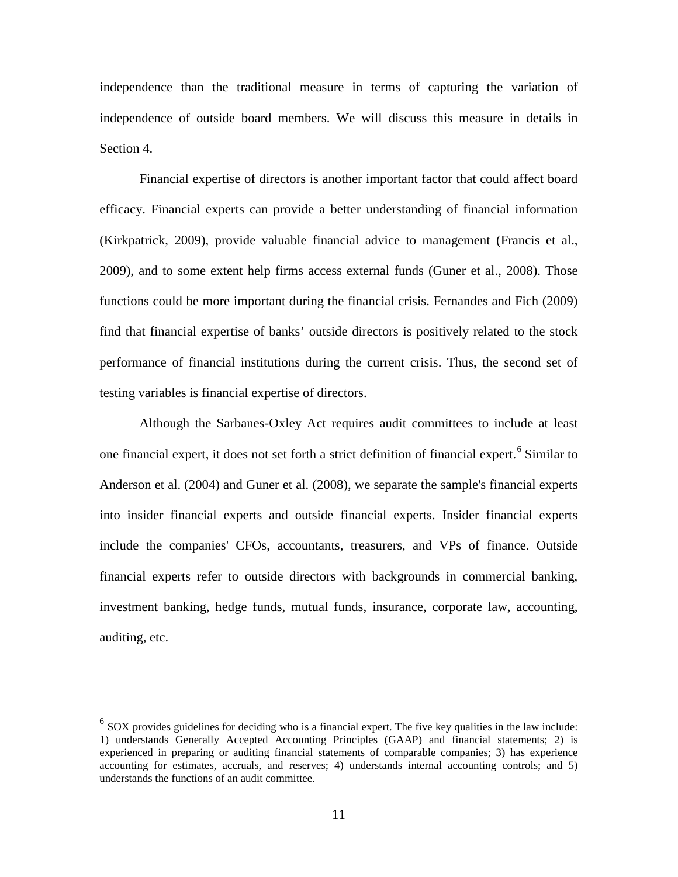independence than the traditional measure in terms of capturing the variation of independence of outside board members. We will discuss this measure in details in Section 4.

Financial expertise of directors is another important factor that could affect board efficacy. Financial experts can provide a better understanding of financial information (Kirkpatrick, 2009), provide valuable financial advice to management (Francis et al., 2009), and to some extent help firms access external funds (Guner et al., 2008). Those functions could be more important during the financial crisis. Fernandes and Fich (2009) find that financial expertise of banks' outside directors is positively related to the stock performance of financial institutions during the current crisis. Thus, the second set of testing variables is financial expertise of directors.

Although the Sarbanes-Oxley Act requires audit committees to include at least one financial expert, it does not set forth a strict definition of financial expert.[6] Similar to Anderson et al. (2004) and Guner et al. (2008), we separate the sample's financial experts into insider financial experts and outside financial experts. Insider financial experts include the companies' CFOs, accountants, treasurers, and VPs of finance. Outside financial experts refer to outside directors with backgrounds in commercial banking, investment banking, hedge funds, mutual funds, insurance, corporate law, accounting, auditing, etc.

---

[6] SOX provides guidelines for deciding who is a financial expert. The five key qualities in the law include: 1) understands Generally Accepted Accounting Principles (GAAP) and financial statements; 2) is experienced in preparing or auditing financial statements of comparable companies; 3) has experience accounting for estimates, accruals, and reserves; 4) understands internal accounting controls; and 5) understands the functions of an audit committee.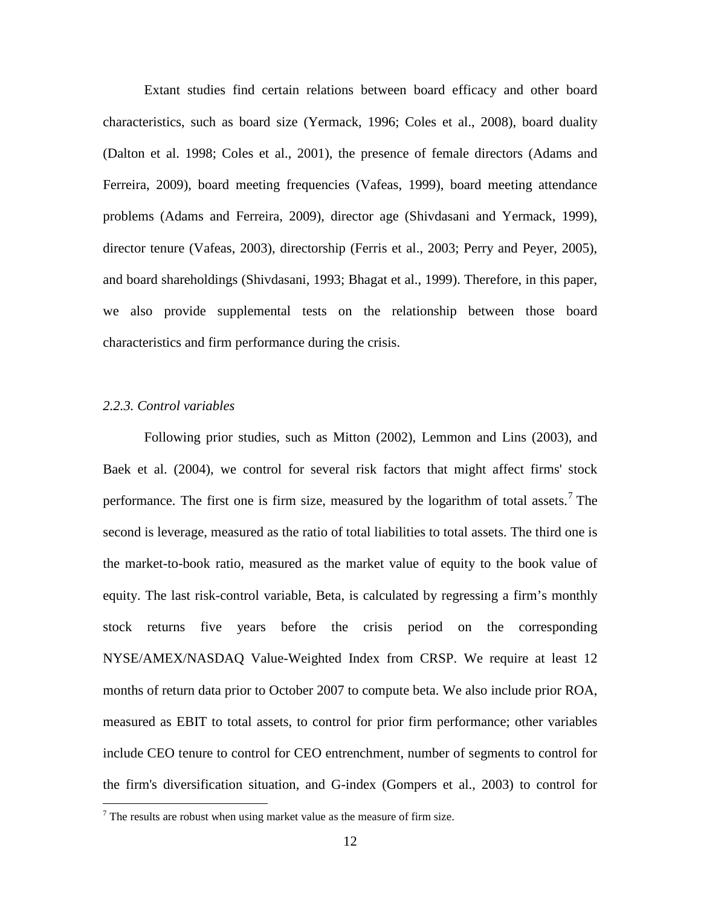Extant studies find certain relations between board efficacy and other board characteristics, such as board size (Yermack, 1996; Coles et al., 2008), board duality (Dalton et al. 1998; Coles et al., 2001), the presence of female directors (Adams and Ferreira, 2009), board meeting frequencies (Vafeas, 1999), board meeting attendance problems (Adams and Ferreira, 2009), director age (Shivdasani and Yermack, 1999), director tenure (Vafeas, 2003), directorship (Ferris et al., 2003; Perry and Peyer, 2005), and board shareholdings (Shivdasani, 1993; Bhagat et al., 1999). Therefore, in this paper, we also provide supplemental tests on the relationship between those board characteristics and firm performance during the crisis.

*2.2.3. Control variables*

Following prior studies, such as Mitton (2002), Lemmon and Lins (2003), and Baek et al. (2004), we control for several risk factors that might affect firms' stock performance. The first one is firm size, measured by the logarithm of total assets.[7] The second is leverage, measured as the ratio of total liabilities to total assets. The third one is the market-to-book ratio, measured as the market value of equity to the book value of equity. The last risk-control variable, Beta, is calculated by regressing a firm's monthly stock returns five years before the crisis period on the corresponding NYSE/AMEX/NASDAQ Value-Weighted Index from CRSP. We require at least 12 months of return data prior to October 2007 to compute beta. We also include prior ROA, measured as EBIT to total assets, to control for prior firm performance; other variables include CEO tenure to control for CEO entrenchment, number of segments to control for the firm's diversification situation, and G-index (Gompers et al., 2003) to control for

[7] The results are robust when using market value as the measure of firm size.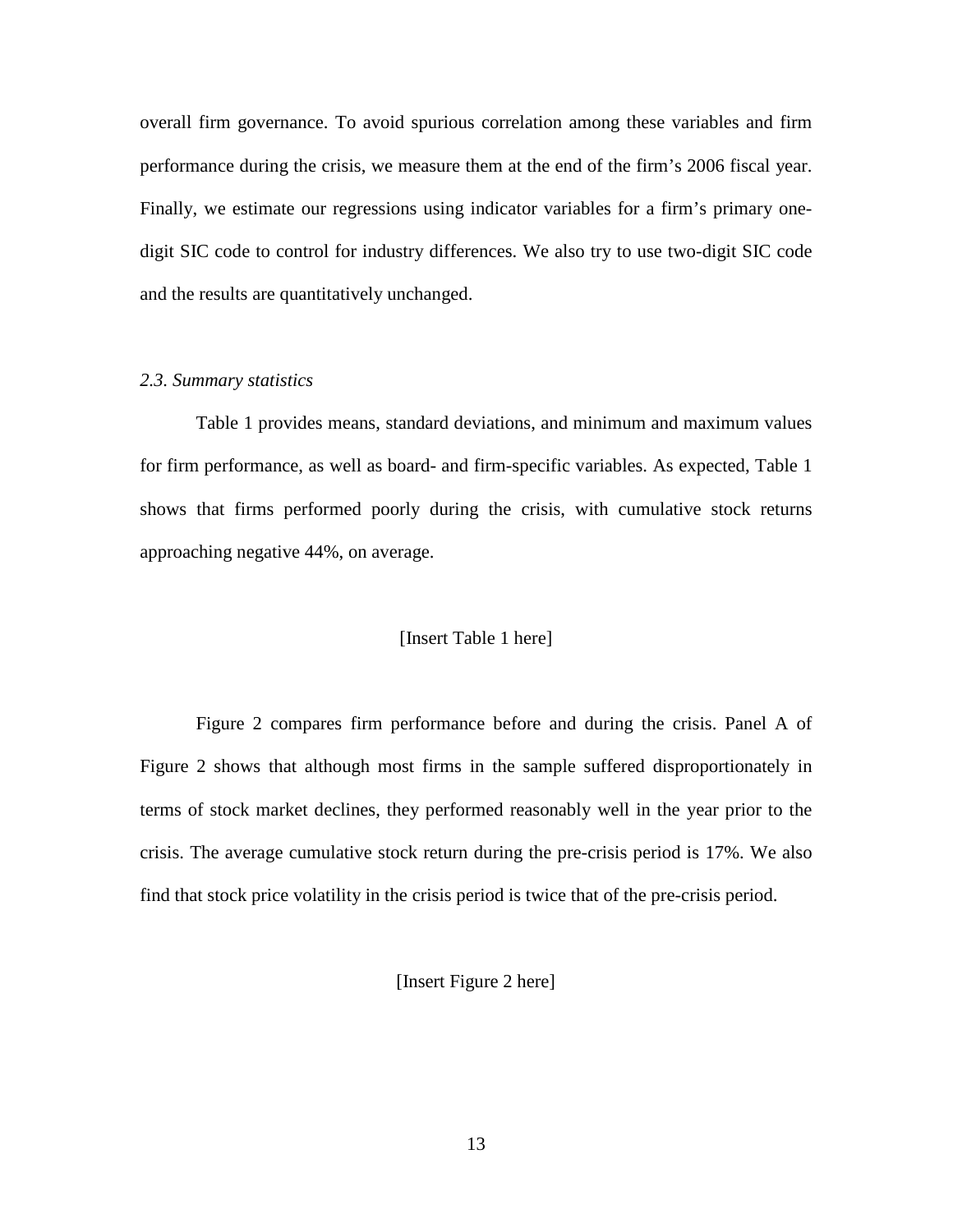overall firm governance. To avoid spurious correlation among these variables and firm performance during the crisis, we measure them at the end of the firm's 2006 fiscal year. Finally, we estimate our regressions using indicator variables for a firm's primary one-digit SIC code to control for industry differences. We also try to use two-digit SIC code and the results are quantitatively unchanged.

### *2.3. Summary statistics*

Table 1 provides means, standard deviations, and minimum and maximum values for firm performance, as well as board- and firm-specific variables. As expected, Table 1 shows that firms performed poorly during the crisis, with cumulative stock returns approaching negative 44%, on average.

[Insert Table 1 here]

Figure 2 compares firm performance before and during the crisis. Panel A of Figure 2 shows that although most firms in the sample suffered disproportionately in terms of stock market declines, they performed reasonably well in the year prior to the crisis. The average cumulative stock return during the pre-crisis period is 17%. We also find that stock price volatility in the crisis period is twice that of the pre-crisis period.

[Insert Figure 2 here]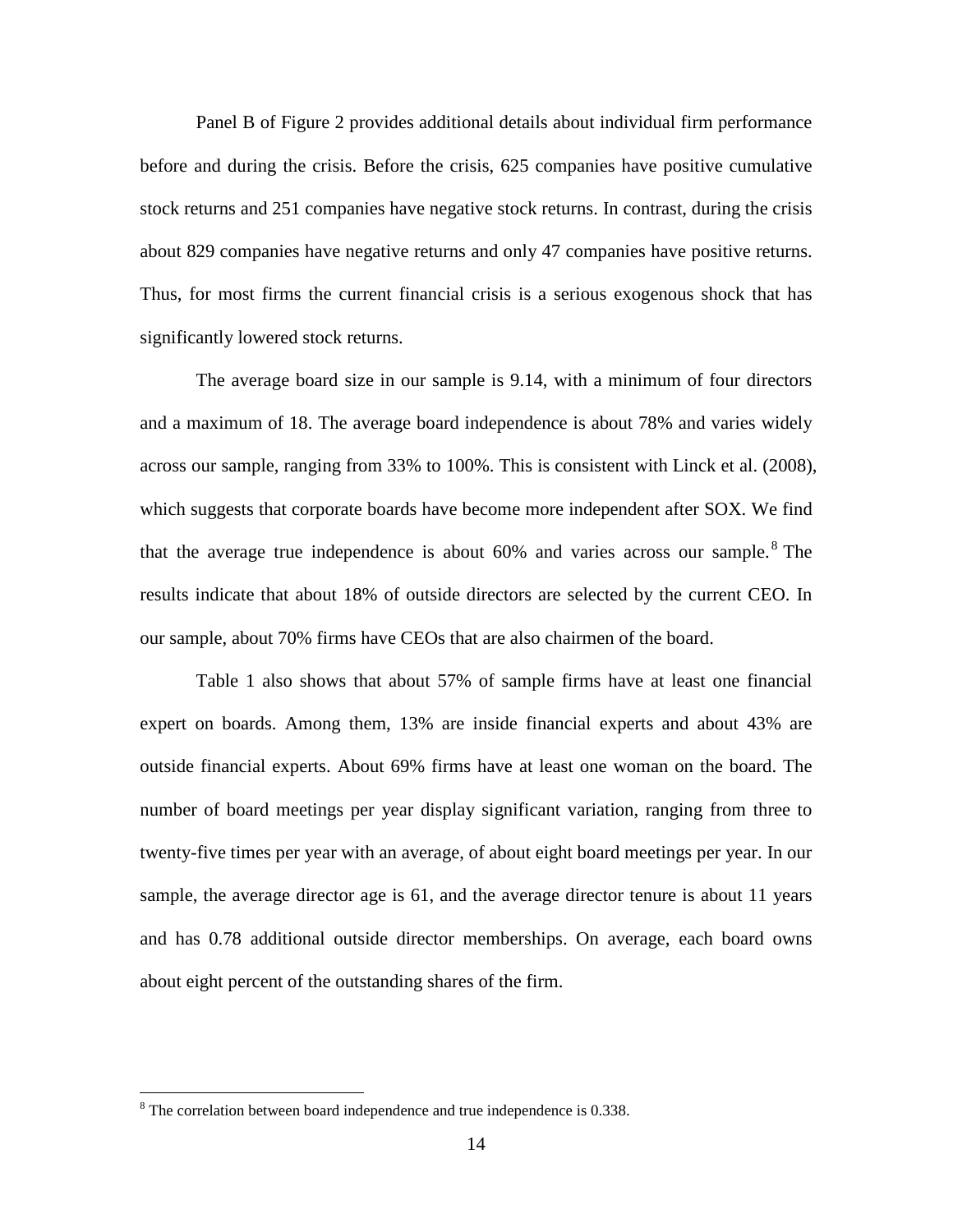Panel B of Figure 2 provides additional details about individual firm performance before and during the crisis. Before the crisis, 625 companies have positive cumulative stock returns and 251 companies have negative stock returns. In contrast, during the crisis about 829 companies have negative returns and only 47 companies have positive returns. Thus, for most firms the current financial crisis is a serious exogenous shock that has significantly lowered stock returns.

The average board size in our sample is 9.14, with a minimum of four directors and a maximum of 18. The average board independence is about 78% and varies widely across our sample, ranging from 33% to 100%. This is consistent with Linck et al. (2008), which suggests that corporate boards have become more independent after SOX. We find that the average true independence is about 60% and varies across our sample.[8] The results indicate that about 18% of outside directors are selected by the current CEO. In our sample, about 70% firms have CEOs that are also chairmen of the board.

Table 1 also shows that about 57% of sample firms have at least one financial expert on boards. Among them, 13% are inside financial experts and about 43% are outside financial experts. About 69% firms have at least one woman on the board. The number of board meetings per year display significant variation, ranging from three to twenty-five times per year with an average, of about eight board meetings per year. In our sample, the average director age is 61, and the average director tenure is about 11 years and has 0.78 additional outside director memberships. On average, each board owns about eight percent of the outstanding shares of the firm.

[8] The correlation between board independence and true independence is 0.338.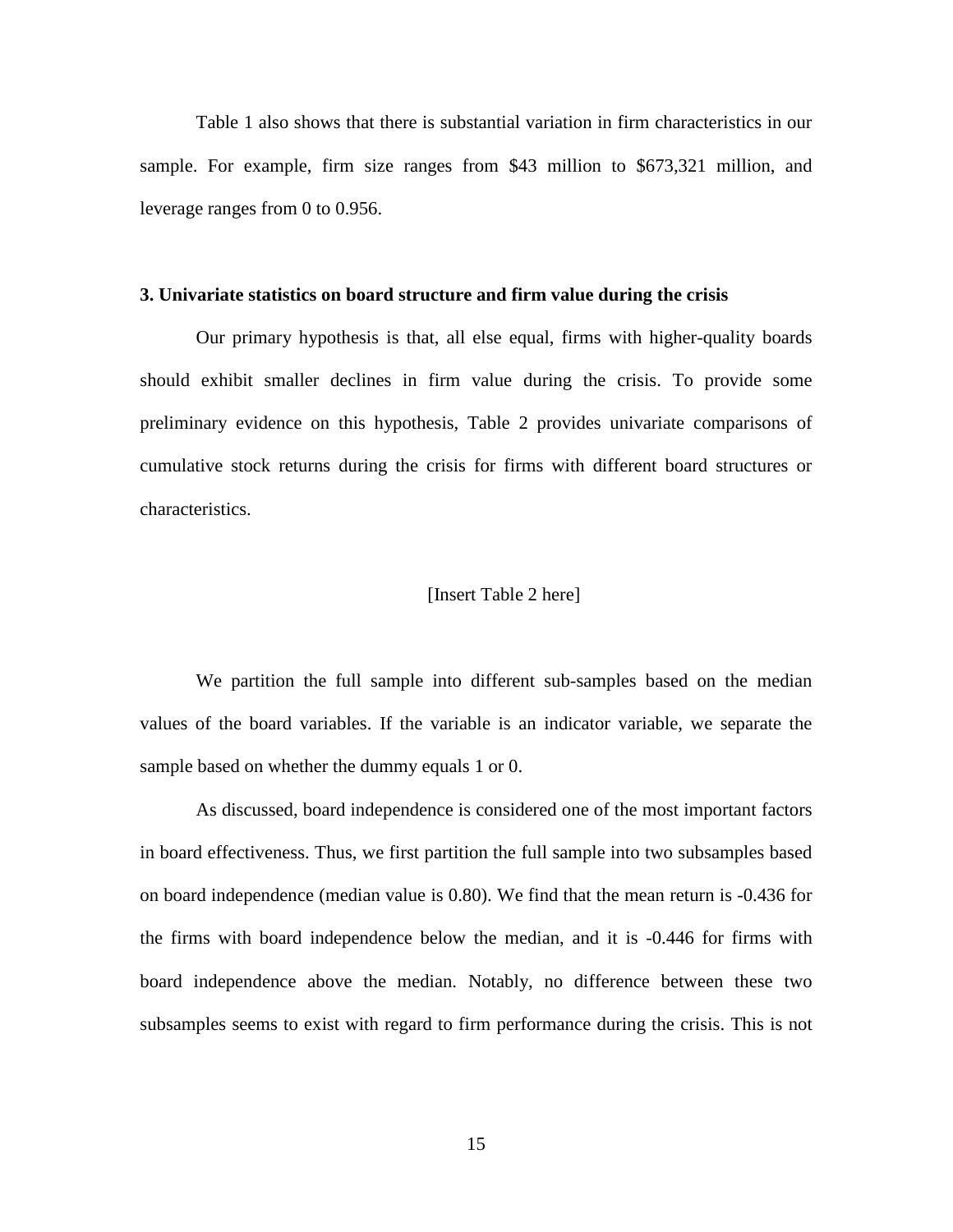Table 1 also shows that there is substantial variation in firm characteristics in our sample. For example, firm size ranges from $43 million to $673,321 million, and leverage ranges from 0 to 0.956.

### 3. Univariate statistics on board structure and firm value during the crisis

Our primary hypothesis is that, all else equal, firms with higher-quality boards should exhibit smaller declines in firm value during the crisis. To provide some preliminary evidence on this hypothesis, Table 2 provides univariate comparisons of cumulative stock returns during the crisis for firms with different board structures or characteristics.

[Insert Table 2 here]

We partition the full sample into different sub-samples based on the median values of the board variables. If the variable is an indicator variable, we separate the sample based on whether the dummy equals 1 or 0.

As discussed, board independence is considered one of the most important factors in board effectiveness. Thus, we first partition the full sample into two subsamples based on board independence (median value is 0.80). We find that the mean return is -0.436 for the firms with board independence below the median, and it is -0.446 for firms with board independence above the median. Notably, no difference between these two subsamples seems to exist with regard to firm performance during the crisis. This is not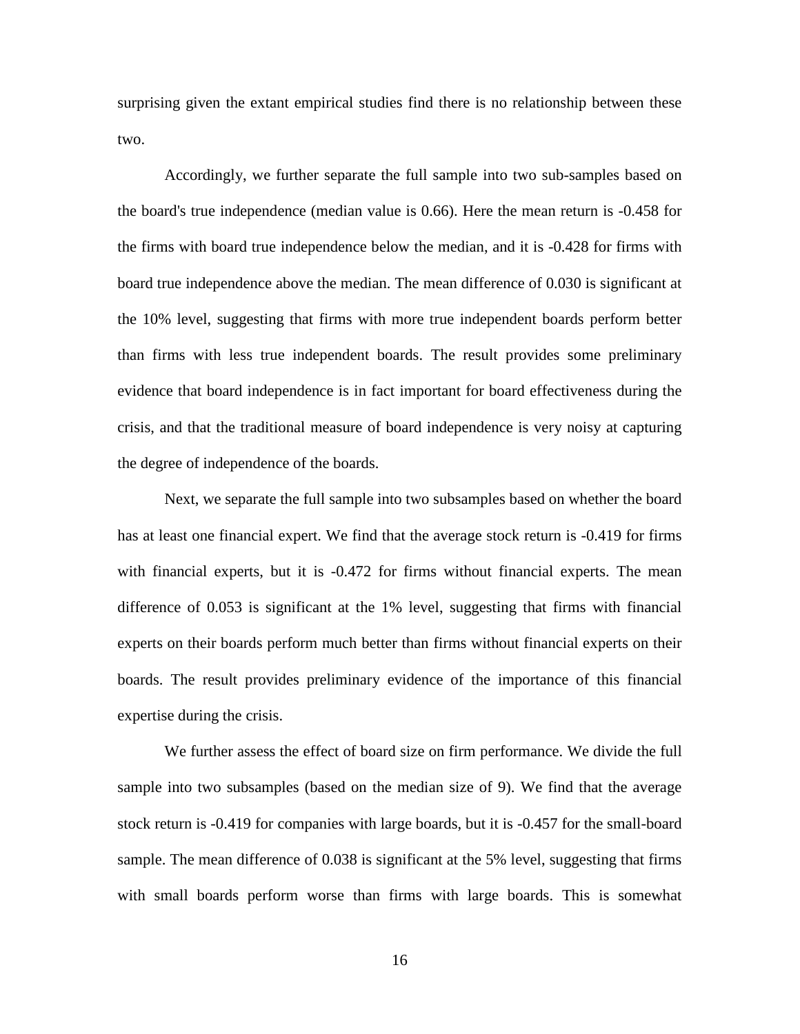surprising given the extant empirical studies find there is no relationship between these two.

Accordingly, we further separate the full sample into two sub-samples based on the board's true independence (median value is 0.66). Here the mean return is -0.458 for the firms with board true independence below the median, and it is -0.428 for firms with board true independence above the median. The mean difference of 0.030 is significant at the 10% level, suggesting that firms with more true independent boards perform better than firms with less true independent boards. The result provides some preliminary evidence that board independence is in fact important for board effectiveness during the crisis, and that the traditional measure of board independence is very noisy at capturing the degree of independence of the boards.

Next, we separate the full sample into two subsamples based on whether the board has at least one financial expert. We find that the average stock return is -0.419 for firms with financial experts, but it is -0.472 for firms without financial experts. The mean difference of 0.053 is significant at the 1% level, suggesting that firms with financial experts on their boards perform much better than firms without financial experts on their boards. The result provides preliminary evidence of the importance of this financial expertise during the crisis.

We further assess the effect of board size on firm performance. We divide the full sample into two subsamples (based on the median size of 9). We find that the average stock return is -0.419 for companies with large boards, but it is -0.457 for the small-board sample. The mean difference of 0.038 is significant at the 5% level, suggesting that firms with small boards perform worse than firms with large boards. This is somewhat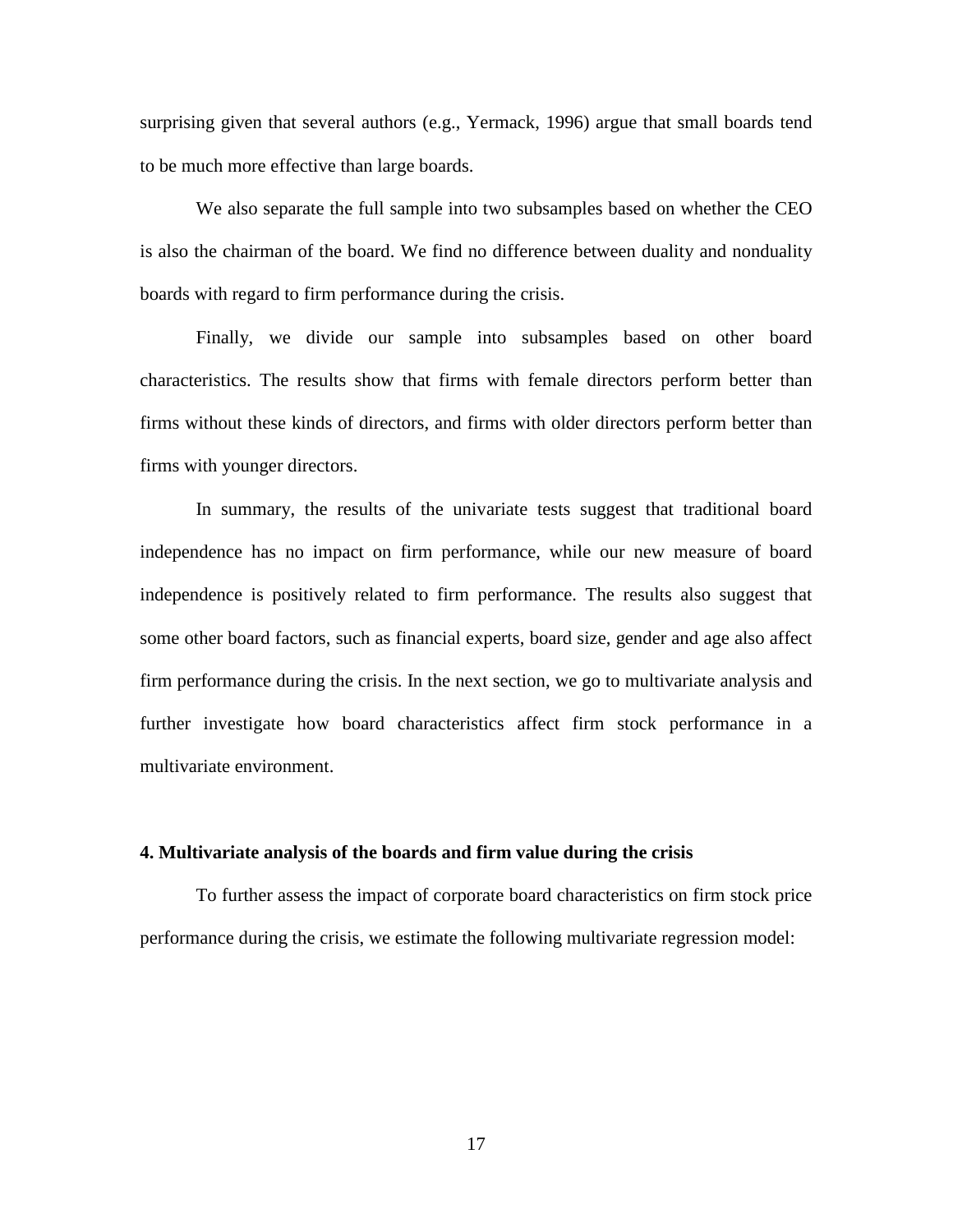surprising given that several authors (e.g., Yermack, 1996) argue that small boards tend to be much more effective than large boards.

We also separate the full sample into two subsamples based on whether the CEO is also the chairman of the board. We find no difference between duality and nonduality boards with regard to firm performance during the crisis.

Finally, we divide our sample into subsamples based on other board characteristics. The results show that firms with female directors perform better than firms without these kinds of directors, and firms with older directors perform better than firms with younger directors.

In summary, the results of the univariate tests suggest that traditional board independence has no impact on firm performance, while our new measure of board independence is positively related to firm performance. The results also suggest that some other board factors, such as financial experts, board size, gender and age also affect firm performance during the crisis. In the next section, we go to multivariate analysis and further investigate how board characteristics affect firm stock performance in a multivariate environment.

## 4. Multivariate analysis of the boards and firm value during the crisis

To further assess the impact of corporate board characteristics on firm stock price performance during the crisis, we estimate the following multivariate regression model: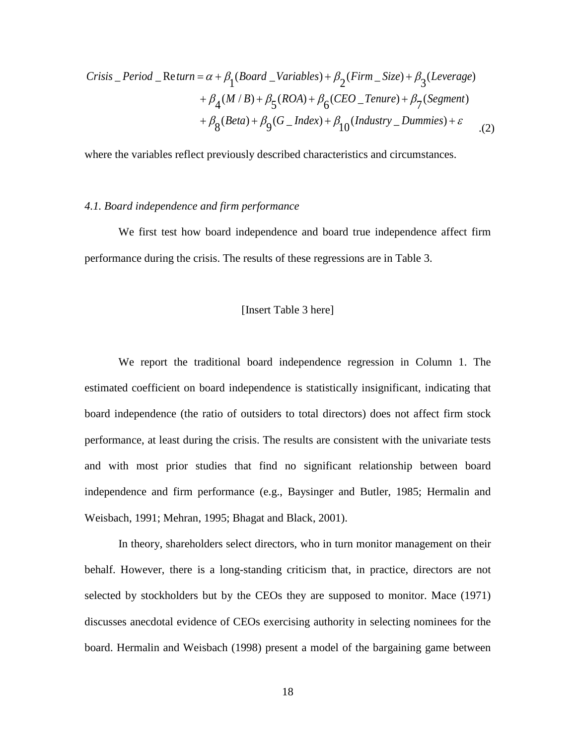$$
\begin{aligned}
Crisis\_Period\_Return = \alpha &+ \beta_1(Board\_Variables) + \beta_2(Firm\_Size) + \beta_3(Leverage) \\
&+ \beta_4(M/B) + \beta_5(ROA) + \beta_6(CEO\_Tenure) + \beta_7(Segment) \\
&+ \beta_8(Beta) + \beta_9(G\_Index) + \beta_{10}(Industry\_Dummies) + \varepsilon \qquad .(2)
\end{aligned}
$$

where the variables reflect previously described characteristics and circumstances.

*4.1. Board independence and firm performance*

We first test how board independence and board true independence affect firm performance during the crisis. The results of these regressions are in Table 3.

[Insert Table 3 here]

We report the traditional board independence regression in Column 1. The estimated coefficient on board independence is statistically insignificant, indicating that board independence (the ratio of outsiders to total directors) does not affect firm stock performance, at least during the crisis. The results are consistent with the univariate tests and with most prior studies that find no significant relationship between board independence and firm performance (e.g., Baysinger and Butler, 1985; Hermalin and Weisbach, 1991; Mehran, 1995; Bhagat and Black, 2001).

In theory, shareholders select directors, who in turn monitor management on their behalf. However, there is a long-standing criticism that, in practice, directors are not selected by stockholders but by the CEOs they are supposed to monitor. Mace (1971) discusses anecdotal evidence of CEOs exercising authority in selecting nominees for the board. Hermalin and Weisbach (1998) present a model of the bargaining game between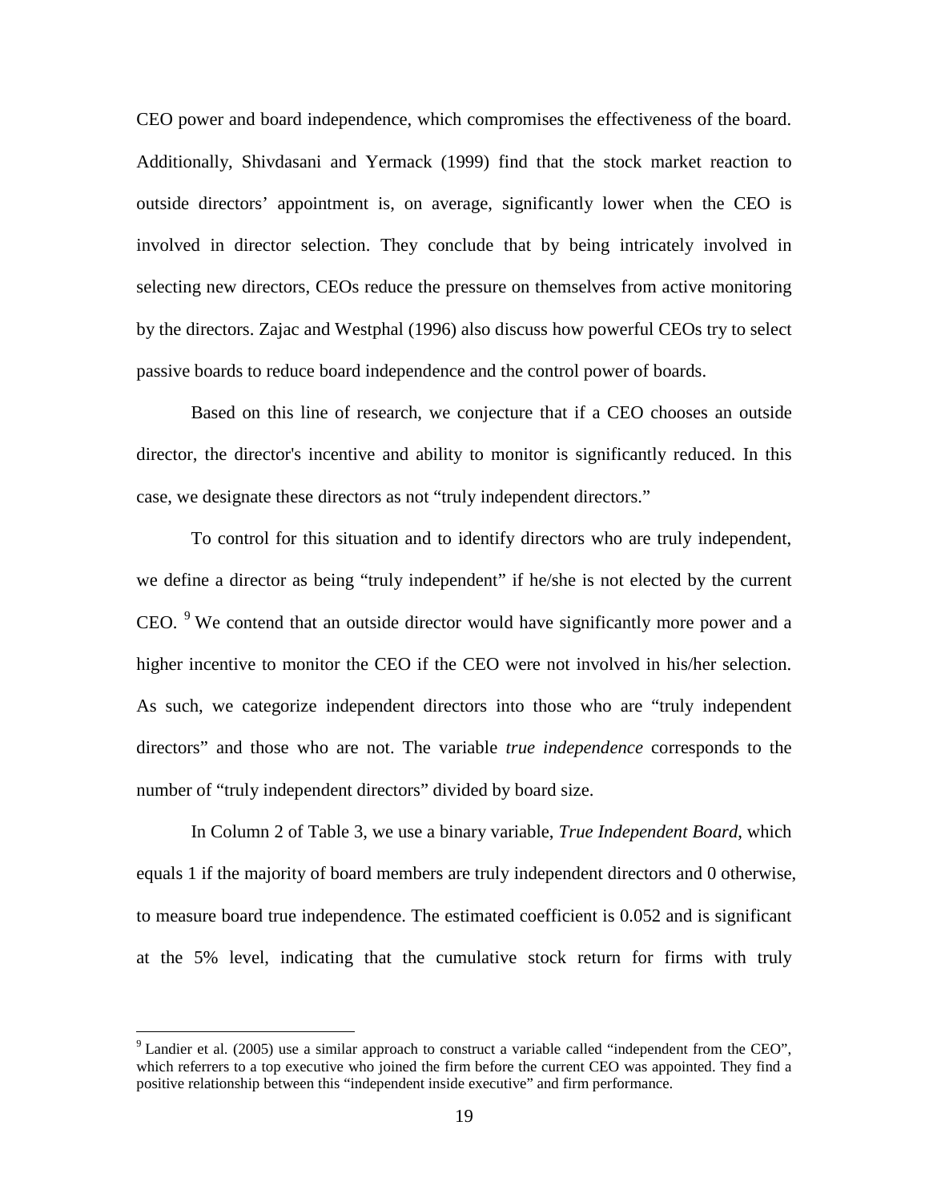CEO power and board independence, which compromises the effectiveness of the board. Additionally, Shivdasani and Yermack (1999) find that the stock market reaction to outside directors' appointment is, on average, significantly lower when the CEO is involved in director selection. They conclude that by being intricately involved in selecting new directors, CEOs reduce the pressure on themselves from active monitoring by the directors. Zajac and Westphal (1996) also discuss how powerful CEOs try to select passive boards to reduce board independence and the control power of boards.

Based on this line of research, we conjecture that if a CEO chooses an outside director, the director's incentive and ability to monitor is significantly reduced. In this case, we designate these directors as not "truly independent directors."

To control for this situation and to identify directors who are truly independent, we define a director as being "truly independent" if he/she is not elected by the current CEO. [9] We contend that an outside director would have significantly more power and a higher incentive to monitor the CEO if the CEO were not involved in his/her selection. As such, we categorize independent directors into those who are "truly independent directors" and those who are not. The variable *true independence* corresponds to the number of "truly independent directors" divided by board size.

In Column 2 of Table 3, we use a binary variable, *True Independent Board*, which equals 1 if the majority of board members are truly independent directors and 0 otherwise, to measure board true independence. The estimated coefficient is 0.052 and is significant at the 5% level, indicating that the cumulative stock return for firms with truly

---

[9] Landier et al. (2005) use a similar approach to construct a variable called "independent from the CEO", which referrers to a top executive who joined the firm before the current CEO was appointed. They find a positive relationship between this "independent inside executive" and firm performance.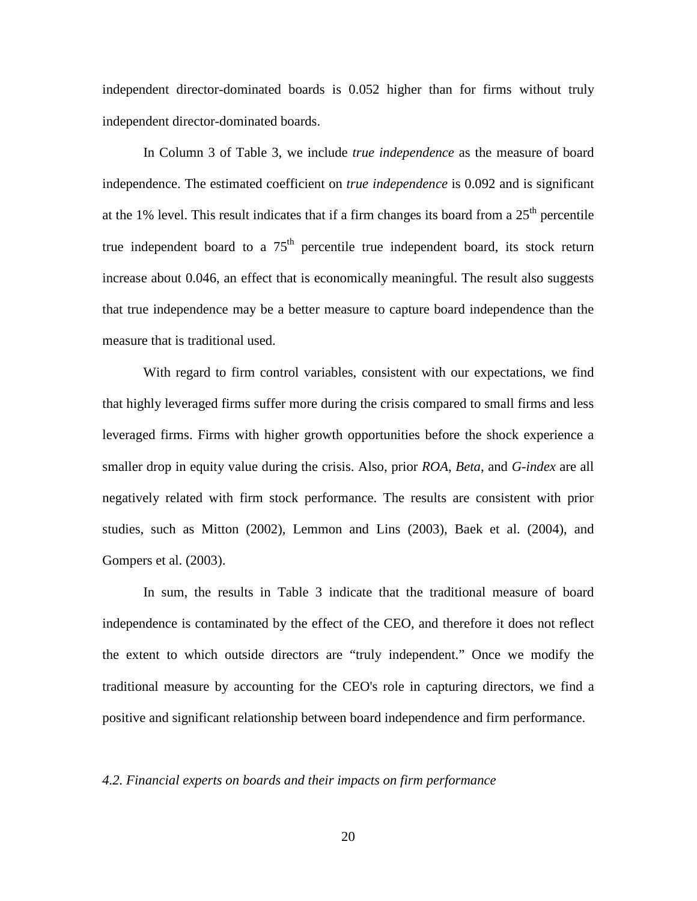independent director-dominated boards is 0.052 higher than for firms without truly independent director-dominated boards.

In Column 3 of Table 3, we include *true independence* as the measure of board independence. The estimated coefficient on *true independence* is 0.092 and is significant at the 1% level. This result indicates that if a firm changes its board from a 25th percentile true independent board to a 75th percentile true independent board, its stock return increase about 0.046, an effect that is economically meaningful. The result also suggests that true independence may be a better measure to capture board independence than the measure that is traditional used.

With regard to firm control variables, consistent with our expectations, we find that highly leveraged firms suffer more during the crisis compared to small firms and less leveraged firms. Firms with higher growth opportunities before the shock experience a smaller drop in equity value during the crisis. Also, prior *ROA*, *Beta*, and *G-index* are all negatively related with firm stock performance. The results are consistent with prior studies, such as Mitton (2002), Lemmon and Lins (2003), Baek et al. (2004), and Gompers et al. (2003).

In sum, the results in Table 3 indicate that the traditional measure of board independence is contaminated by the effect of the CEO, and therefore it does not reflect the extent to which outside directors are "truly independent." Once we modify the traditional measure by accounting for the CEO's role in capturing directors, we find a positive and significant relationship between board independence and firm performance.

### *4.2. Financial experts on boards and their impacts on firm performance*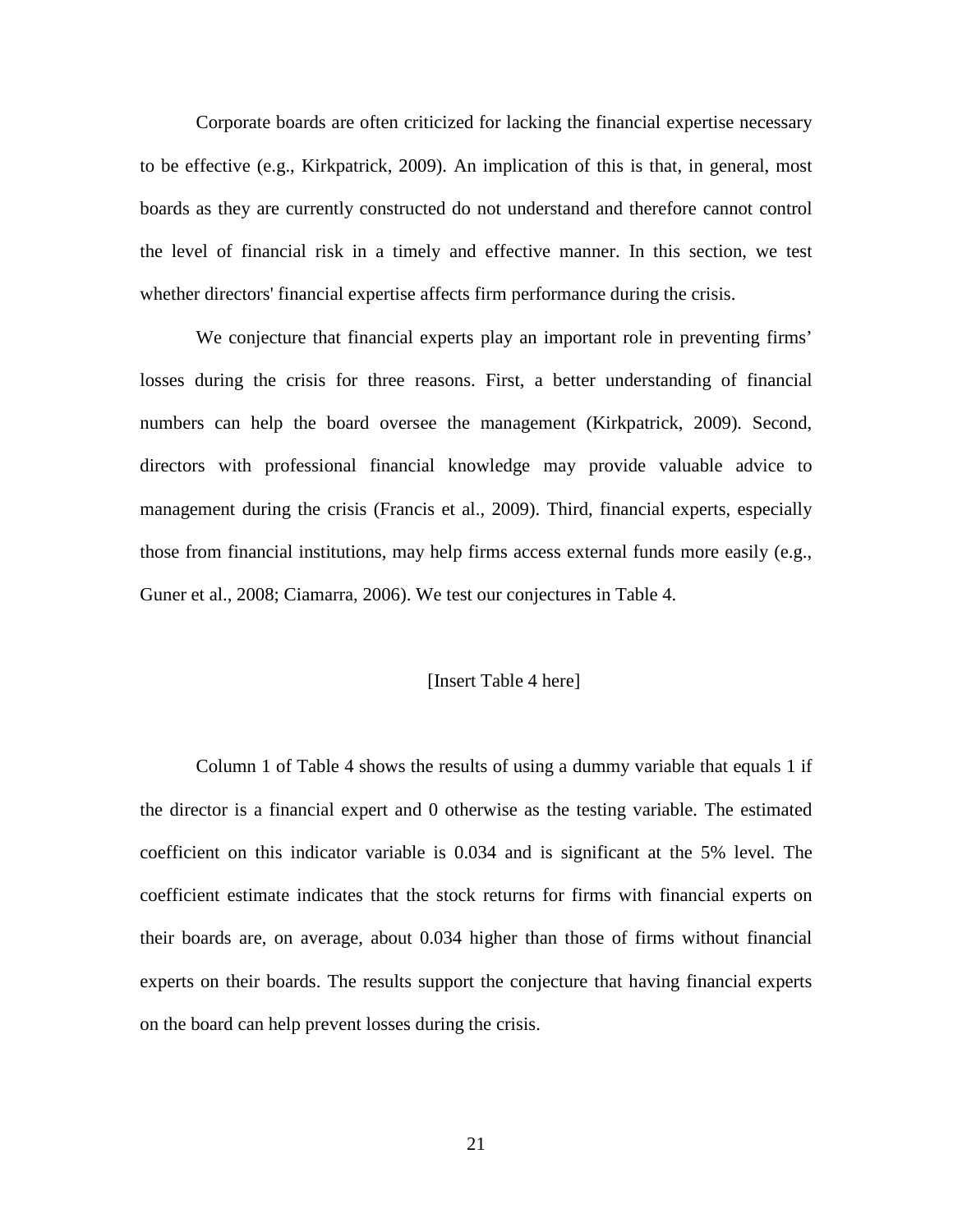Corporate boards are often criticized for lacking the financial expertise necessary to be effective (e.g., Kirkpatrick, 2009). An implication of this is that, in general, most boards as they are currently constructed do not understand and therefore cannot control the level of financial risk in a timely and effective manner. In this section, we test whether directors' financial expertise affects firm performance during the crisis.

We conjecture that financial experts play an important role in preventing firms' losses during the crisis for three reasons. First, a better understanding of financial numbers can help the board oversee the management (Kirkpatrick, 2009). Second, directors with professional financial knowledge may provide valuable advice to management during the crisis (Francis et al., 2009). Third, financial experts, especially those from financial institutions, may help firms access external funds more easily (e.g., Guner et al., 2008; Ciamarra, 2006). We test our conjectures in Table 4.

[Insert Table 4 here]

Column 1 of Table 4 shows the results of using a dummy variable that equals 1 if the director is a financial expert and 0 otherwise as the testing variable. The estimated coefficient on this indicator variable is 0.034 and is significant at the 5% level. The coefficient estimate indicates that the stock returns for firms with financial experts on their boards are, on average, about 0.034 higher than those of firms without financial experts on their boards. The results support the conjecture that having financial experts on the board can help prevent losses during the crisis.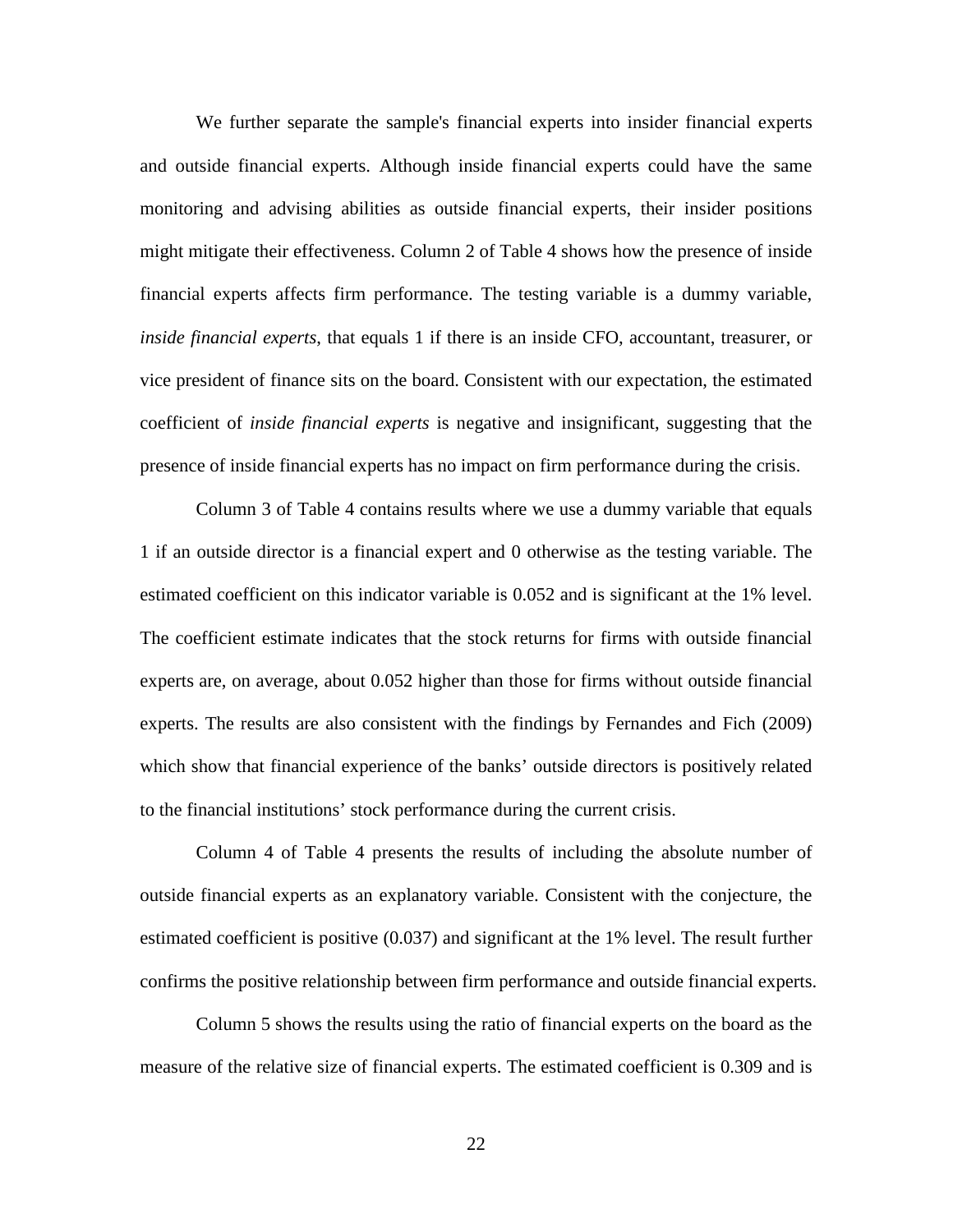We further separate the sample's financial experts into insider financial experts and outside financial experts. Although inside financial experts could have the same monitoring and advising abilities as outside financial experts, their insider positions might mitigate their effectiveness. Column 2 of Table 4 shows how the presence of inside financial experts affects firm performance. The testing variable is a dummy variable, *inside financial experts*, that equals 1 if there is an inside CFO, accountant, treasurer, or vice president of finance sits on the board. Consistent with our expectation, the estimated coefficient of *inside financial experts* is negative and insignificant, suggesting that the presence of inside financial experts has no impact on firm performance during the crisis.

Column 3 of Table 4 contains results where we use a dummy variable that equals 1 if an outside director is a financial expert and 0 otherwise as the testing variable. The estimated coefficient on this indicator variable is 0.052 and is significant at the 1% level. The coefficient estimate indicates that the stock returns for firms with outside financial experts are, on average, about 0.052 higher than those for firms without outside financial experts. The results are also consistent with the findings by Fernandes and Fich (2009) which show that financial experience of the banks' outside directors is positively related to the financial institutions' stock performance during the current crisis.

Column 4 of Table 4 presents the results of including the absolute number of outside financial experts as an explanatory variable. Consistent with the conjecture, the estimated coefficient is positive (0.037) and significant at the 1% level. The result further confirms the positive relationship between firm performance and outside financial experts.

Column 5 shows the results using the ratio of financial experts on the board as the measure of the relative size of financial experts. The estimated coefficient is 0.309 and is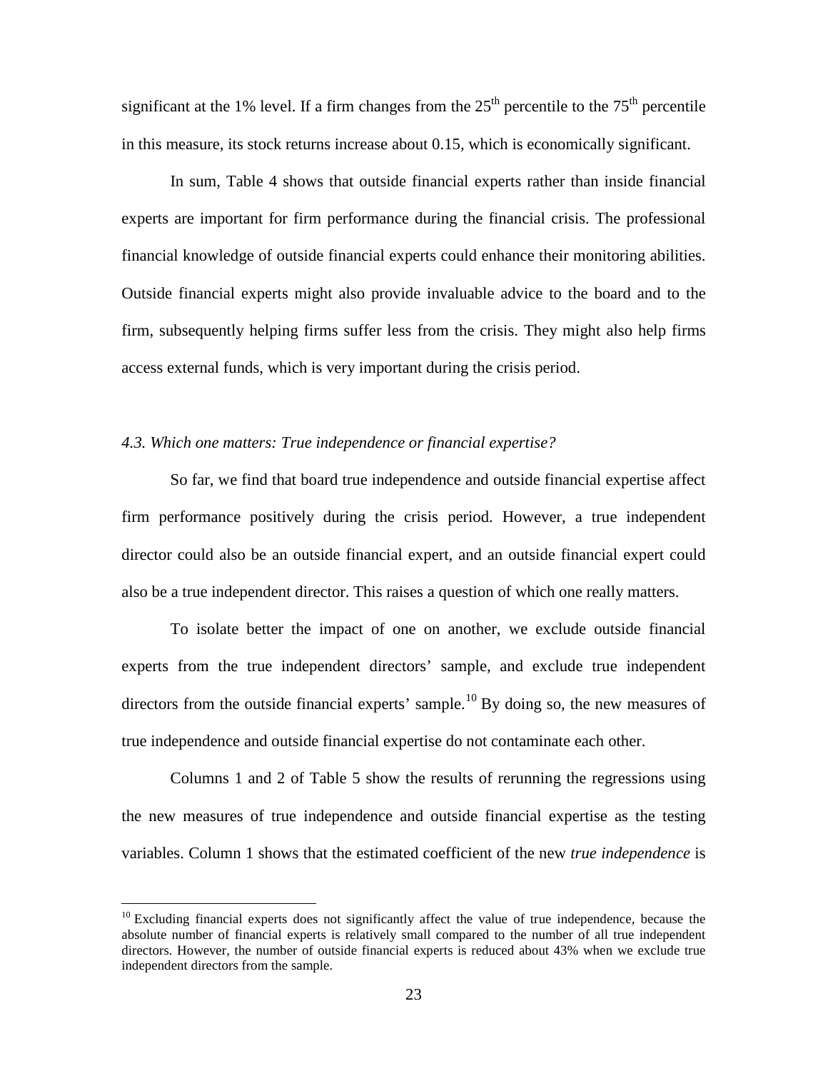significant at the 1% level. If a firm changes from the 25th percentile to the 75th percentile in this measure, its stock returns increase about 0.15, which is economically significant.

In sum, Table 4 shows that outside financial experts rather than inside financial experts are important for firm performance during the financial crisis. The professional financial knowledge of outside financial experts could enhance their monitoring abilities. Outside financial experts might also provide invaluable advice to the board and to the firm, subsequently helping firms suffer less from the crisis. They might also help firms access external funds, which is very important during the crisis period.

*4.3. Which one matters: True independence or financial expertise?*

So far, we find that board true independence and outside financial expertise affect firm performance positively during the crisis period. However, a true independent director could also be an outside financial expert, and an outside financial expert could also be a true independent director. This raises a question of which one really matters.

To isolate better the impact of one on another, we exclude outside financial experts from the true independent directors' sample, and exclude true independent directors from the outside financial experts' sample.[10] By doing so, the new measures of true independence and outside financial expertise do not contaminate each other.

Columns 1 and 2 of Table 5 show the results of rerunning the regressions using the new measures of true independence and outside financial expertise as the testing variables. Column 1 shows that the estimated coefficient of the new *true independence* is

[10] Excluding financial experts does not significantly affect the value of true independence, because the absolute number of financial experts is relatively small compared to the number of all true independent directors. However, the number of outside financial experts is reduced about 43% when we exclude true independent directors from the sample.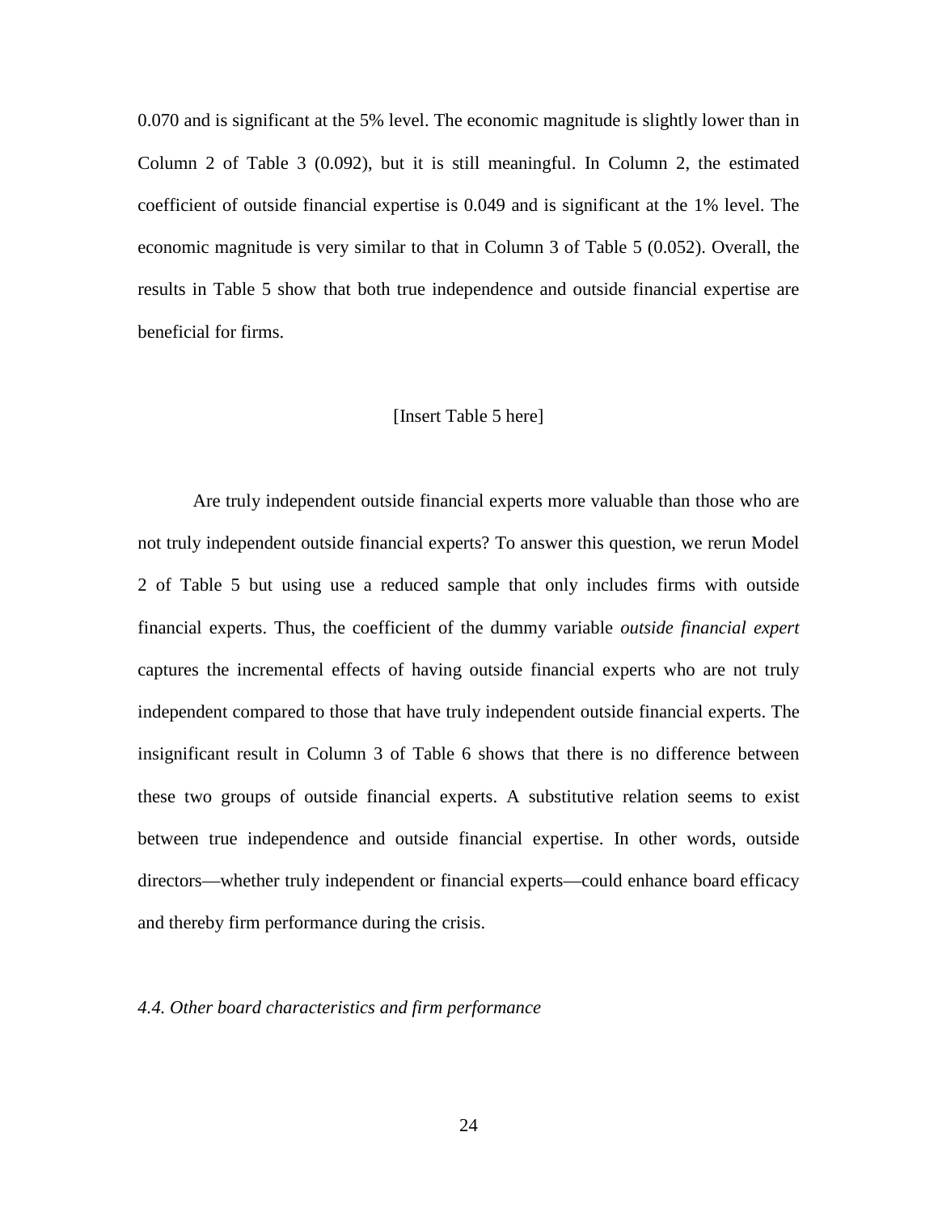0.070 and is significant at the 5% level. The economic magnitude is slightly lower than in Column 2 of Table 3 (0.092), but it is still meaningful. In Column 2, the estimated coefficient of outside financial expertise is 0.049 and is significant at the 1% level. The economic magnitude is very similar to that in Column 3 of Table 5 (0.052). Overall, the results in Table 5 show that both true independence and outside financial expertise are beneficial for firms.

[Insert Table 5 here]

Are truly independent outside financial experts more valuable than those who are not truly independent outside financial experts? To answer this question, we rerun Model 2 of Table 5 but using use a reduced sample that only includes firms with outside financial experts. Thus, the coefficient of the dummy variable *outside financial expert* captures the incremental effects of having outside financial experts who are not truly independent compared to those that have truly independent outside financial experts. The insignificant result in Column 3 of Table 6 shows that there is no difference between these two groups of outside financial experts. A substitutive relation seems to exist between true independence and outside financial expertise. In other words, outside directors—whether truly independent or financial experts—could enhance board efficacy and thereby firm performance during the crisis.

*4.4. Other board characteristics and firm performance*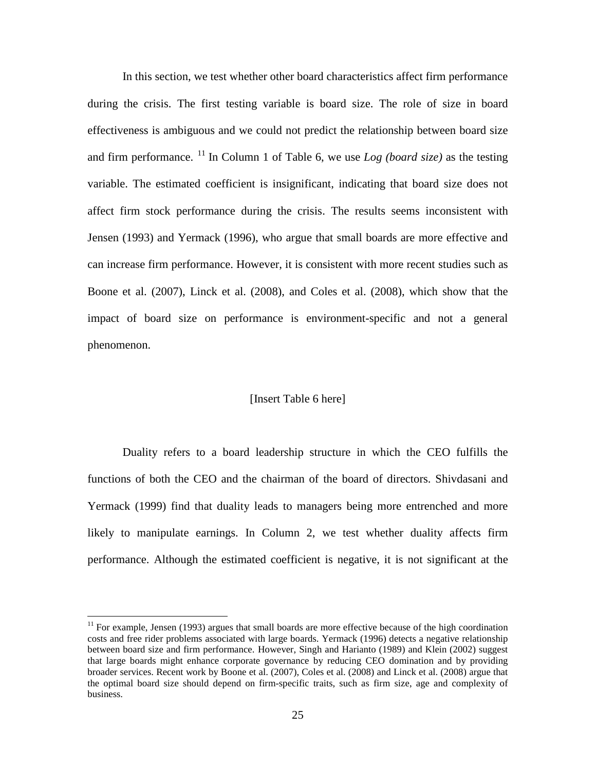In this section, we test whether other board characteristics affect firm performance during the crisis. The first testing variable is board size. The role of size in board effectiveness is ambiguous and we could not predict the relationship between board size and firm performance. [11] In Column 1 of Table 6, we use *Log (board size)* as the testing variable. The estimated coefficient is insignificant, indicating that board size does not affect firm stock performance during the crisis. The results seems inconsistent with Jensen (1993) and Yermack (1996), who argue that small boards are more effective and can increase firm performance. However, it is consistent with more recent studies such as Boone et al. (2007), Linck et al. (2008), and Coles et al. (2008), which show that the impact of board size on performance is environment-specific and not a general phenomenon.

[Insert Table 6 here]

Duality refers to a board leadership structure in which the CEO fulfills the functions of both the CEO and the chairman of the board of directors. Shivdasani and Yermack (1999) find that duality leads to managers being more entrenched and more likely to manipulate earnings. In Column 2, we test whether duality affects firm performance. Although the estimated coefficient is negative, it is not significant at the

---

[11] For example, Jensen (1993) argues that small boards are more effective because of the high coordination costs and free rider problems associated with large boards. Yermack (1996) detects a negative relationship between board size and firm performance. However, Singh and Harianto (1989) and Klein (2002) suggest that large boards might enhance corporate governance by reducing CEO domination and by providing broader services. Recent work by Boone et al. (2007), Coles et al. (2008) and Linck et al. (2008) argue that the optimal board size should depend on firm-specific traits, such as firm size, age and complexity of business.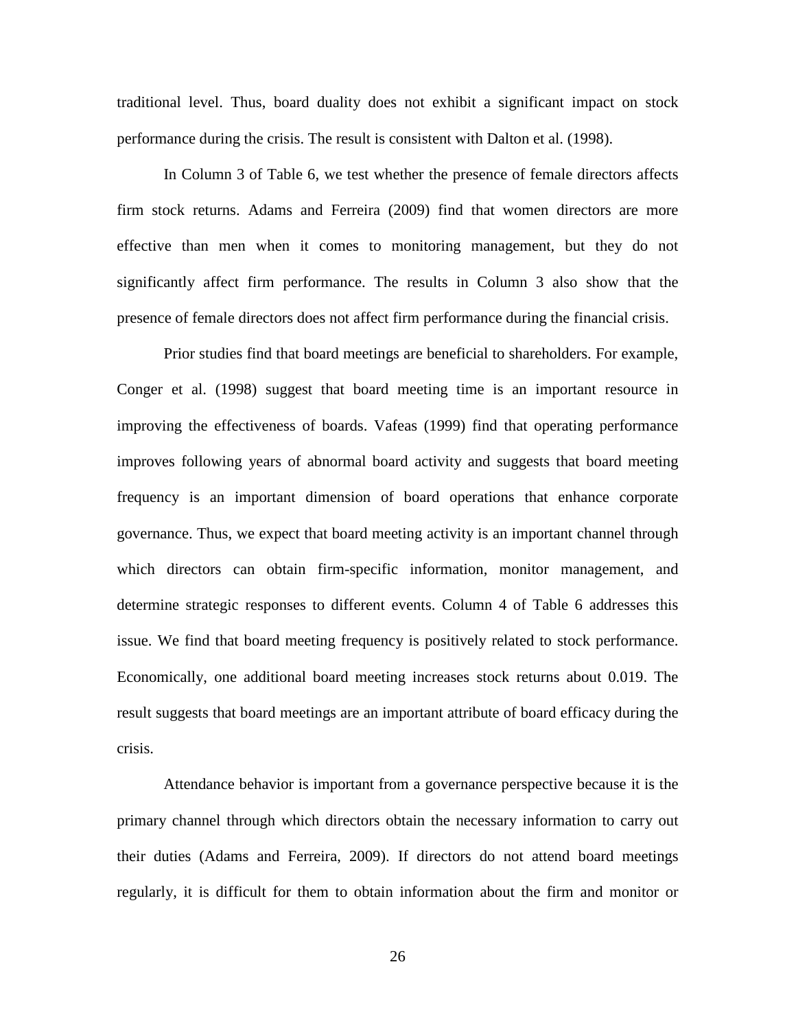traditional level. Thus, board duality does not exhibit a significant impact on stock performance during the crisis. The result is consistent with Dalton et al. (1998).

In Column 3 of Table 6, we test whether the presence of female directors affects firm stock returns. Adams and Ferreira (2009) find that women directors are more effective than men when it comes to monitoring management, but they do not significantly affect firm performance. The results in Column 3 also show that the presence of female directors does not affect firm performance during the financial crisis.

Prior studies find that board meetings are beneficial to shareholders. For example, Conger et al. (1998) suggest that board meeting time is an important resource in improving the effectiveness of boards. Vafeas (1999) find that operating performance improves following years of abnormal board activity and suggests that board meeting frequency is an important dimension of board operations that enhance corporate governance. Thus, we expect that board meeting activity is an important channel through which directors can obtain firm-specific information, monitor management, and determine strategic responses to different events. Column 4 of Table 6 addresses this issue. We find that board meeting frequency is positively related to stock performance. Economically, one additional board meeting increases stock returns about 0.019. The result suggests that board meetings are an important attribute of board efficacy during the crisis.

Attendance behavior is important from a governance perspective because it is the primary channel through which directors obtain the necessary information to carry out their duties (Adams and Ferreira, 2009). If directors do not attend board meetings regularly, it is difficult for them to obtain information about the firm and monitor or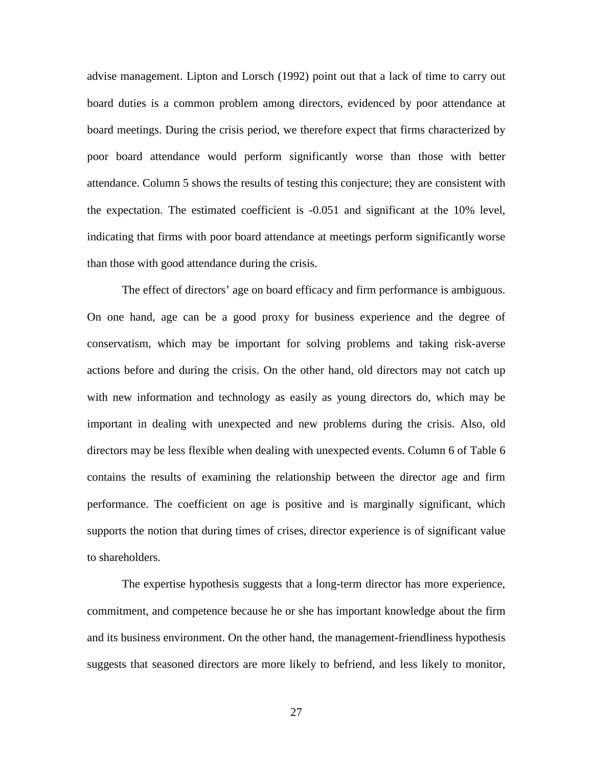advise management. Lipton and Lorsch (1992) point out that a lack of time to carry out board duties is a common problem among directors, evidenced by poor attendance at board meetings. During the crisis period, we therefore expect that firms characterized by poor board attendance would perform significantly worse than those with better attendance. Column 5 shows the results of testing this conjecture; they are consistent with the expectation. The estimated coefficient is -0.051 and significant at the 10% level, indicating that firms with poor board attendance at meetings perform significantly worse than those with good attendance during the crisis.

The effect of directors' age on board efficacy and firm performance is ambiguous. On one hand, age can be a good proxy for business experience and the degree of conservatism, which may be important for solving problems and taking risk-averse actions before and during the crisis. On the other hand, old directors may not catch up with new information and technology as easily as young directors do, which may be important in dealing with unexpected and new problems during the crisis. Also, old directors may be less flexible when dealing with unexpected events. Column 6 of Table 6 contains the results of examining the relationship between the director age and firm performance. The coefficient on age is positive and is marginally significant, which supports the notion that during times of crises, director experience is of significant value to shareholders.

The expertise hypothesis suggests that a long-term director has more experience, commitment, and competence because he or she has important knowledge about the firm and its business environment. On the other hand, the management-friendliness hypothesis suggests that seasoned directors are more likely to befriend, and less likely to monitor,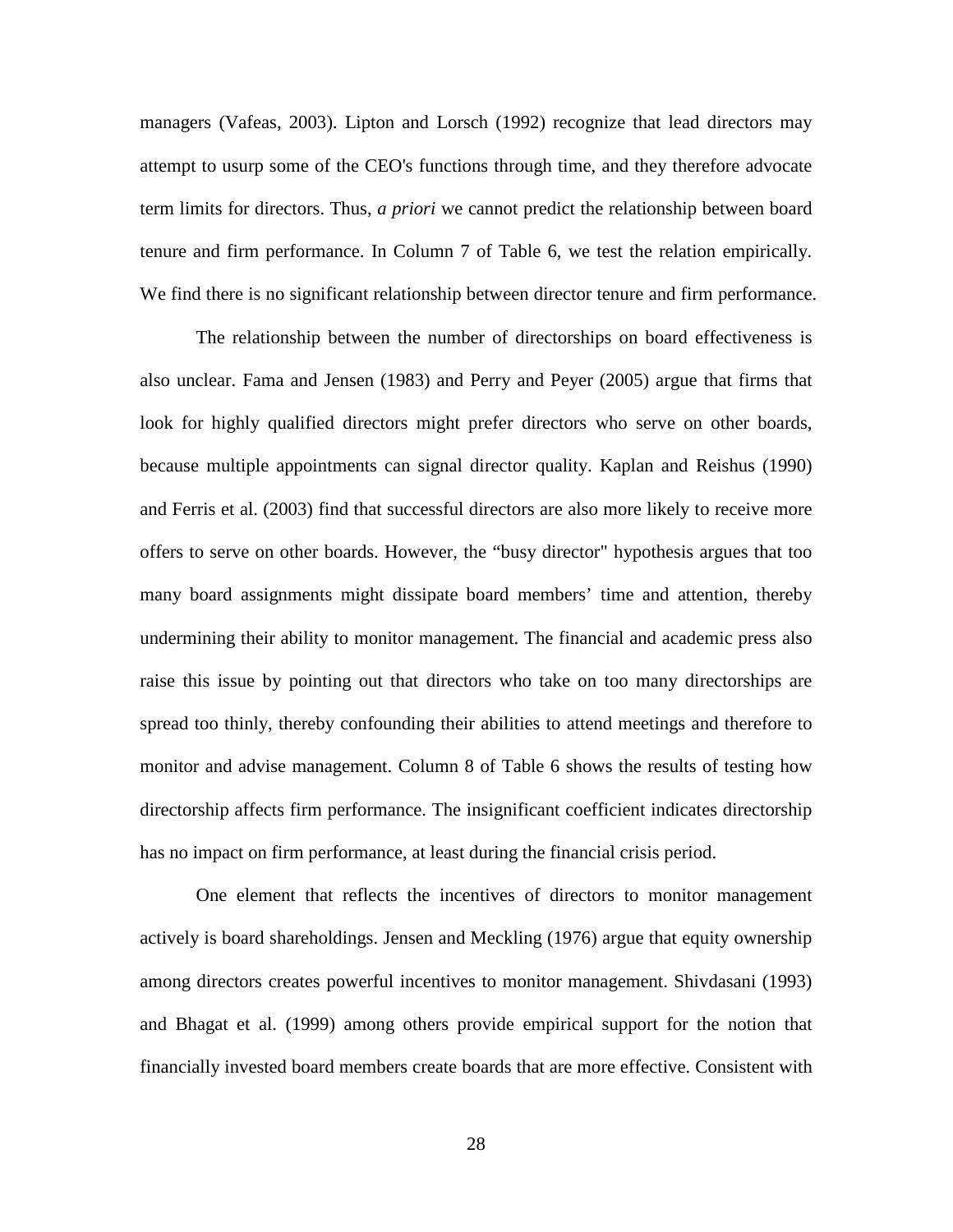managers (Vafeas, 2003). Lipton and Lorsch (1992) recognize that lead directors may attempt to usurp some of the CEO's functions through time, and they therefore advocate term limits for directors. Thus, *a priori* we cannot predict the relationship between board tenure and firm performance. In Column 7 of Table 6, we test the relation empirically. We find there is no significant relationship between director tenure and firm performance.

The relationship between the number of directorships on board effectiveness is also unclear. Fama and Jensen (1983) and Perry and Peyer (2005) argue that firms that look for highly qualified directors might prefer directors who serve on other boards, because multiple appointments can signal director quality. Kaplan and Reishus (1990) and Ferris et al. (2003) find that successful directors are also more likely to receive more offers to serve on other boards. However, the "busy director" hypothesis argues that too many board assignments might dissipate board members' time and attention, thereby undermining their ability to monitor management. The financial and academic press also raise this issue by pointing out that directors who take on too many directorships are spread too thinly, thereby confounding their abilities to attend meetings and therefore to monitor and advise management. Column 8 of Table 6 shows the results of testing how directorship affects firm performance. The insignificant coefficient indicates directorship has no impact on firm performance, at least during the financial crisis period.

One element that reflects the incentives of directors to monitor management actively is board shareholdings. Jensen and Meckling (1976) argue that equity ownership among directors creates powerful incentives to monitor management. Shivdasani (1993) and Bhagat et al. (1999) among others provide empirical support for the notion that financially invested board members create boards that are more effective. Consistent with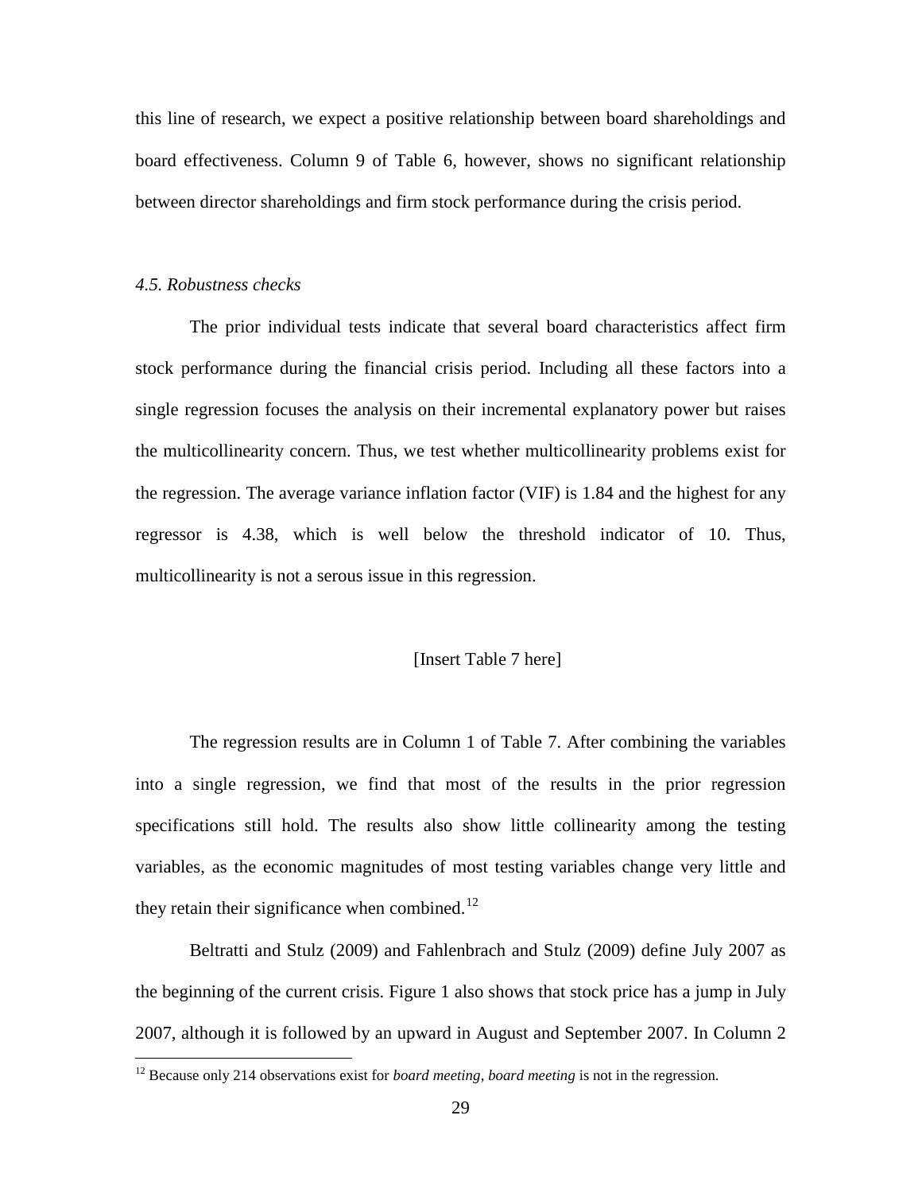this line of research, we expect a positive relationship between board shareholdings and board effectiveness. Column 9 of Table 6, however, shows no significant relationship between director shareholdings and firm stock performance during the crisis period.

*4.5. Robustness checks*

The prior individual tests indicate that several board characteristics affect firm stock performance during the financial crisis period. Including all these factors into a single regression focuses the analysis on their incremental explanatory power but raises the multicollinearity concern. Thus, we test whether multicollinearity problems exist for the regression. The average variance inflation factor (VIF) is 1.84 and the highest for any regressor is 4.38, which is well below the threshold indicator of 10. Thus, multicollinearity is not a serous issue in this regression.

[Insert Table 7 here]

The regression results are in Column 1 of Table 7. After combining the variables into a single regression, we find that most of the results in the prior regression specifications still hold. The results also show little collinearity among the testing variables, as the economic magnitudes of most testing variables change very little and they retain their significance when combined.[12]

Beltratti and Stulz (2009) and Fahlenbrach and Stulz (2009) define July 2007 as the beginning of the current crisis. Figure 1 also shows that stock price has a jump in July 2007, although it is followed by an upward in August and September 2007. In Column 2

[12] Because only 214 observations exist for *board meeting*, *board meeting* is not in the regression.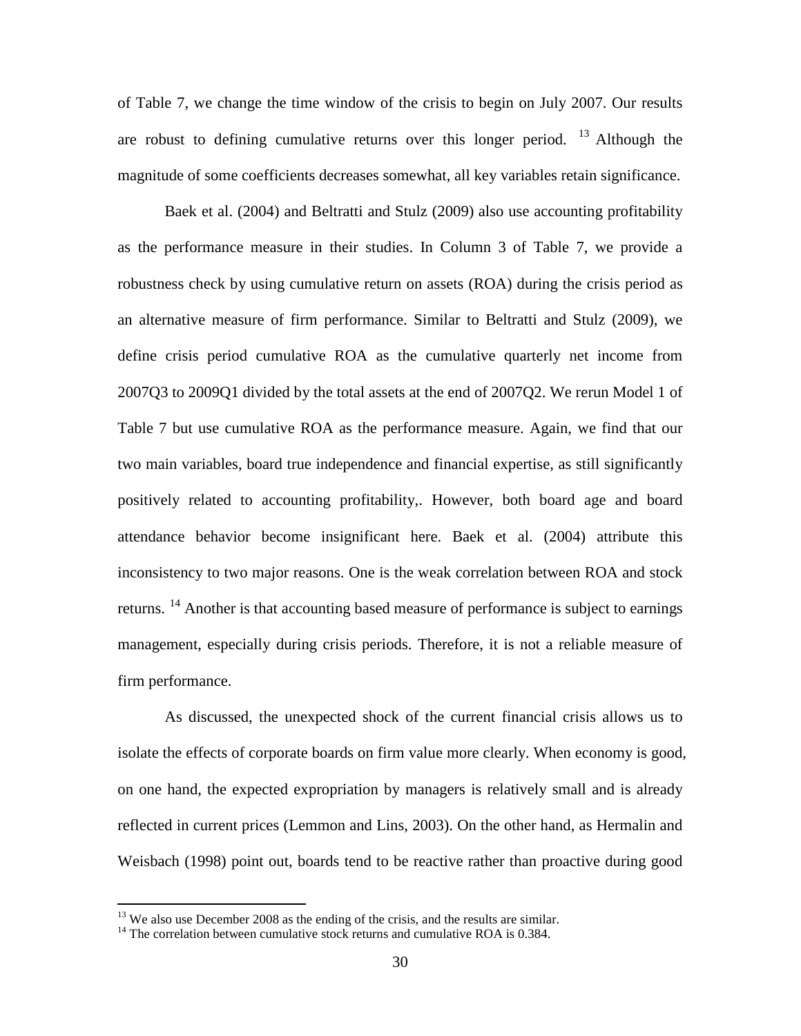of Table 7, we change the time window of the crisis to begin on July 2007. Our results are robust to defining cumulative returns over this longer period. [13] Although the magnitude of some coefficients decreases somewhat, all key variables retain significance.

Baek et al. (2004) and Beltratti and Stulz (2009) also use accounting profitability as the performance measure in their studies. In Column 3 of Table 7, we provide a robustness check by using cumulative return on assets (ROA) during the crisis period as an alternative measure of firm performance. Similar to Beltratti and Stulz (2009), we define crisis period cumulative ROA as the cumulative quarterly net income from 2007Q3 to 2009Q1 divided by the total assets at the end of 2007Q2. We rerun Model 1 of Table 7 but use cumulative ROA as the performance measure. Again, we find that our two main variables, board true independence and financial expertise, as still significantly positively related to accounting profitability,. However, both board age and board attendance behavior become insignificant here. Baek et al. (2004) attribute this inconsistency to two major reasons. One is the weak correlation between ROA and stock returns. [14] Another is that accounting based measure of performance is subject to earnings management, especially during crisis periods. Therefore, it is not a reliable measure of firm performance.

As discussed, the unexpected shock of the current financial crisis allows us to isolate the effects of corporate boards on firm value more clearly. When economy is good, on one hand, the expected expropriation by managers is relatively small and is already reflected in current prices (Lemmon and Lins, 2003). On the other hand, as Hermalin and Weisbach (1998) point out, boards tend to be reactive rather than proactive during good

[13] We also use December 2008 as the ending of the crisis, and the results are similar.

[14] The correlation between cumulative stock returns and cumulative ROA is 0.384.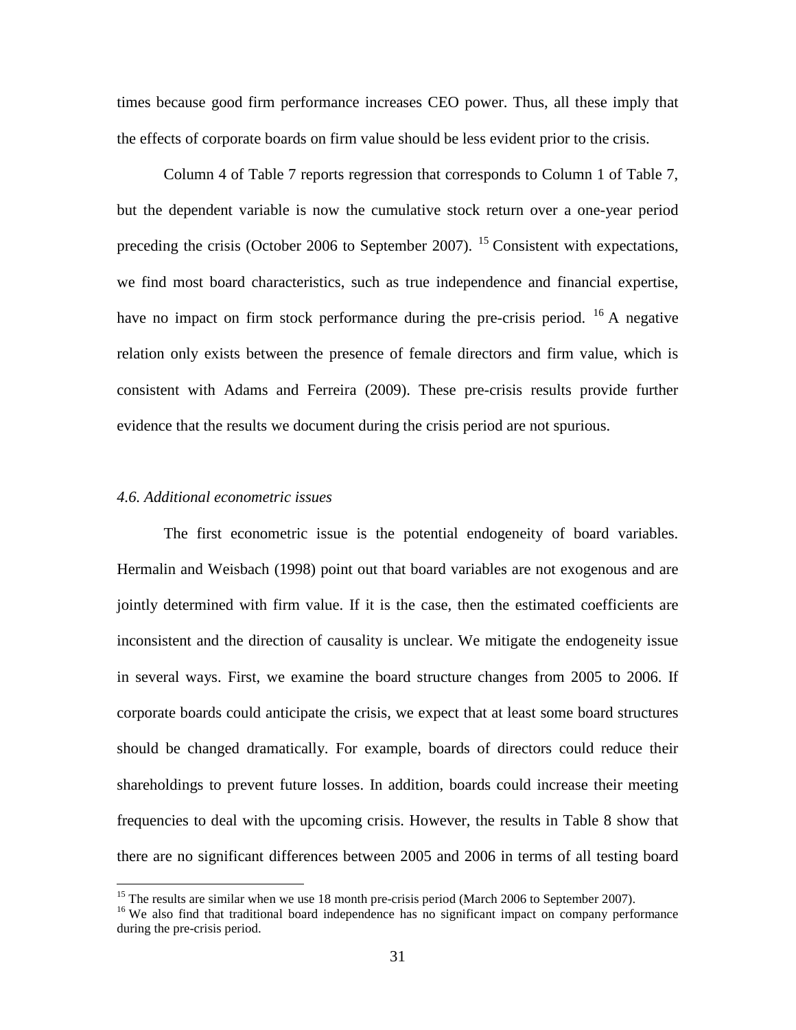times because good firm performance increases CEO power. Thus, all these imply that the effects of corporate boards on firm value should be less evident prior to the crisis.

Column 4 of Table 7 reports regression that corresponds to Column 1 of Table 7, but the dependent variable is now the cumulative stock return over a one-year period preceding the crisis (October 2006 to September 2007). [15] Consistent with expectations, we find most board characteristics, such as true independence and financial expertise, have no impact on firm stock performance during the pre-crisis period. [16] A negative relation only exists between the presence of female directors and firm value, which is consistent with Adams and Ferreira (2009). These pre-crisis results provide further evidence that the results we document during the crisis period are not spurious.

*4.6. Additional econometric issues*

The first econometric issue is the potential endogeneity of board variables. Hermalin and Weisbach (1998) point out that board variables are not exogenous and are jointly determined with firm value. If it is the case, then the estimated coefficients are inconsistent and the direction of causality is unclear. We mitigate the endogeneity issue in several ways. First, we examine the board structure changes from 2005 to 2006. If corporate boards could anticipate the crisis, we expect that at least some board structures should be changed dramatically. For example, boards of directors could reduce their shareholdings to prevent future losses. In addition, boards could increase their meeting frequencies to deal with the upcoming crisis. However, the results in Table 8 show that there are no significant differences between 2005 and 2006 in terms of all testing board

---

[15] The results are similar when we use 18 month pre-crisis period (March 2006 to September 2007).

[16] We also find that traditional board independence has no significant impact on company performance during the pre-crisis period.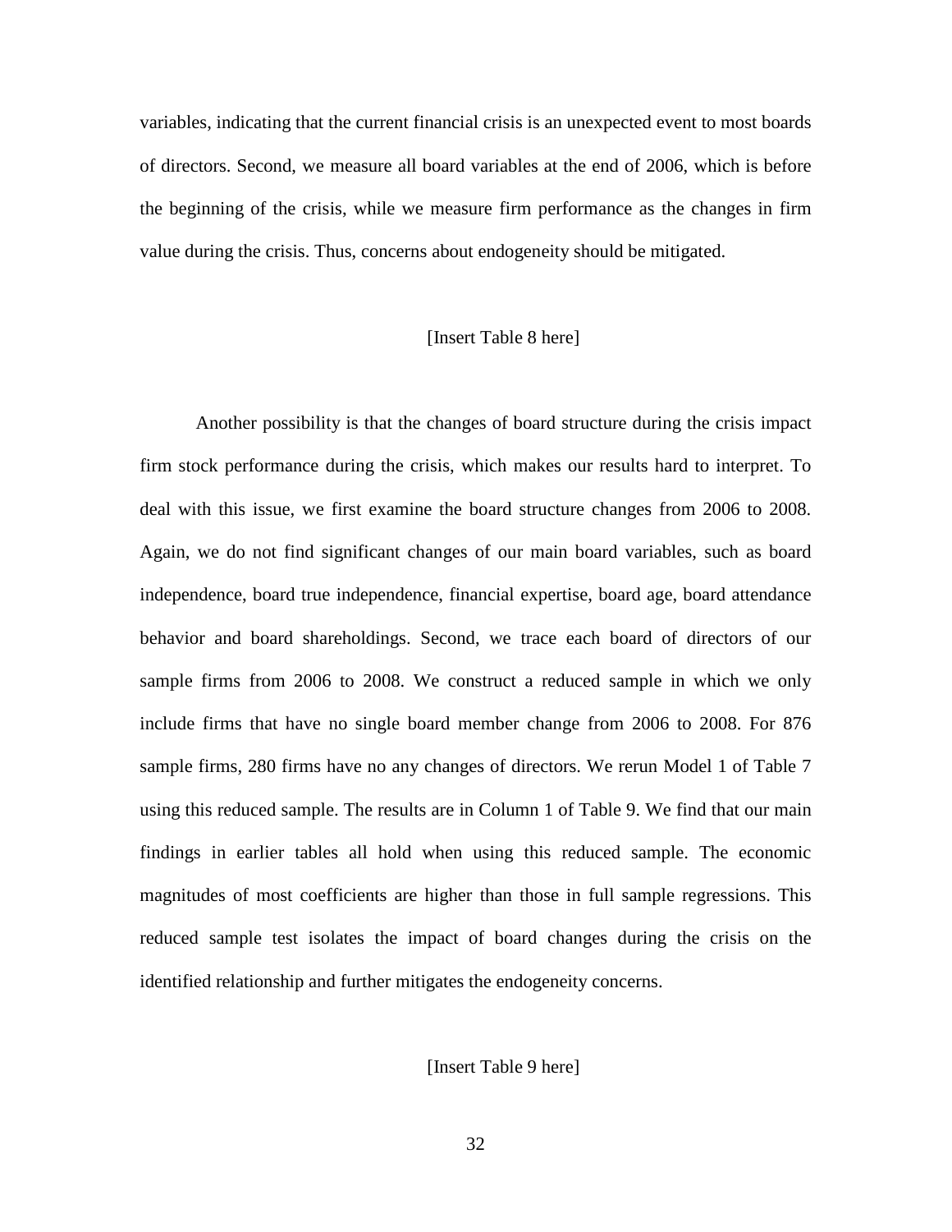variables, indicating that the current financial crisis is an unexpected event to most boards of directors. Second, we measure all board variables at the end of 2006, which is before the beginning of the crisis, while we measure firm performance as the changes in firm value during the crisis. Thus, concerns about endogeneity should be mitigated.

[Insert Table 8 here]

Another possibility is that the changes of board structure during the crisis impact firm stock performance during the crisis, which makes our results hard to interpret. To deal with this issue, we first examine the board structure changes from 2006 to 2008. Again, we do not find significant changes of our main board variables, such as board independence, board true independence, financial expertise, board age, board attendance behavior and board shareholdings. Second, we trace each board of directors of our sample firms from 2006 to 2008. We construct a reduced sample in which we only include firms that have no single board member change from 2006 to 2008. For 876 sample firms, 280 firms have no any changes of directors. We rerun Model 1 of Table 7 using this reduced sample. The results are in Column 1 of Table 9. We find that our main findings in earlier tables all hold when using this reduced sample. The economic magnitudes of most coefficients are higher than those in full sample regressions. This reduced sample test isolates the impact of board changes during the crisis on the identified relationship and further mitigates the endogeneity concerns.

[Insert Table 9 here]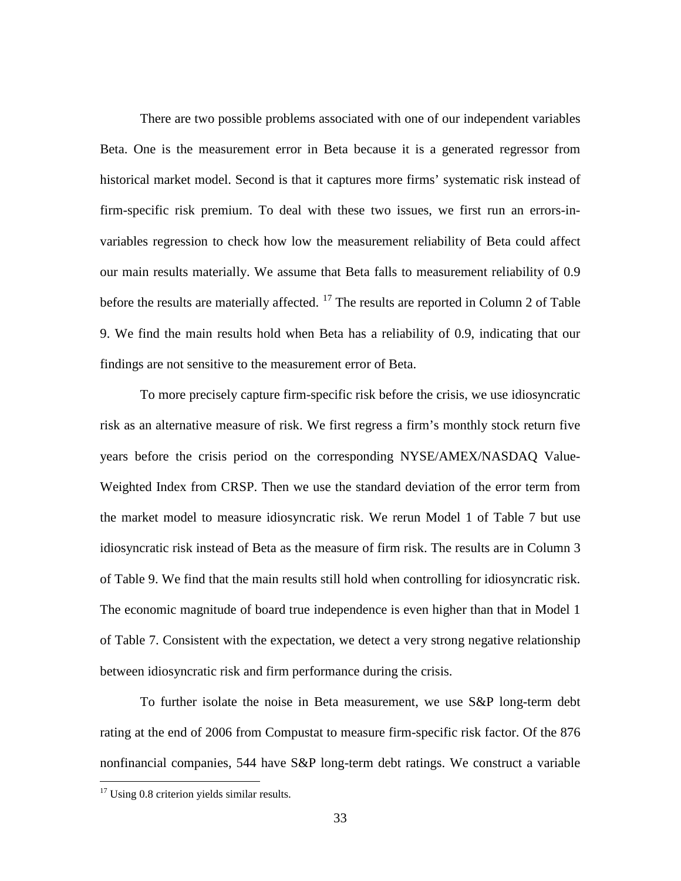There are two possible problems associated with one of our independent variables Beta. One is the measurement error in Beta because it is a generated regressor from historical market model. Second is that it captures more firms' systematic risk instead of firm-specific risk premium. To deal with these two issues, we first run an errors-in-variables regression to check how low the measurement reliability of Beta could affect our main results materially. We assume that Beta falls to measurement reliability of 0.9 before the results are materially affected. [17] The results are reported in Column 2 of Table 9. We find the main results hold when Beta has a reliability of 0.9, indicating that our findings are not sensitive to the measurement error of Beta.

To more precisely capture firm-specific risk before the crisis, we use idiosyncratic risk as an alternative measure of risk. We first regress a firm's monthly stock return five years before the crisis period on the corresponding NYSE/AMEX/NASDAQ Value-Weighted Index from CRSP. Then we use the standard deviation of the error term from the market model to measure idiosyncratic risk. We rerun Model 1 of Table 7 but use idiosyncratic risk instead of Beta as the measure of firm risk. The results are in Column 3 of Table 9. We find that the main results still hold when controlling for idiosyncratic risk. The economic magnitude of board true independence is even higher than that in Model 1 of Table 7. Consistent with the expectation, we detect a very strong negative relationship between idiosyncratic risk and firm performance during the crisis.

To further isolate the noise in Beta measurement, we use S&P long-term debt rating at the end of 2006 from Compustat to measure firm-specific risk factor. Of the 876 nonfinancial companies, 544 have S&P long-term debt ratings. We construct a variable

[17] Using 0.8 criterion yields similar results.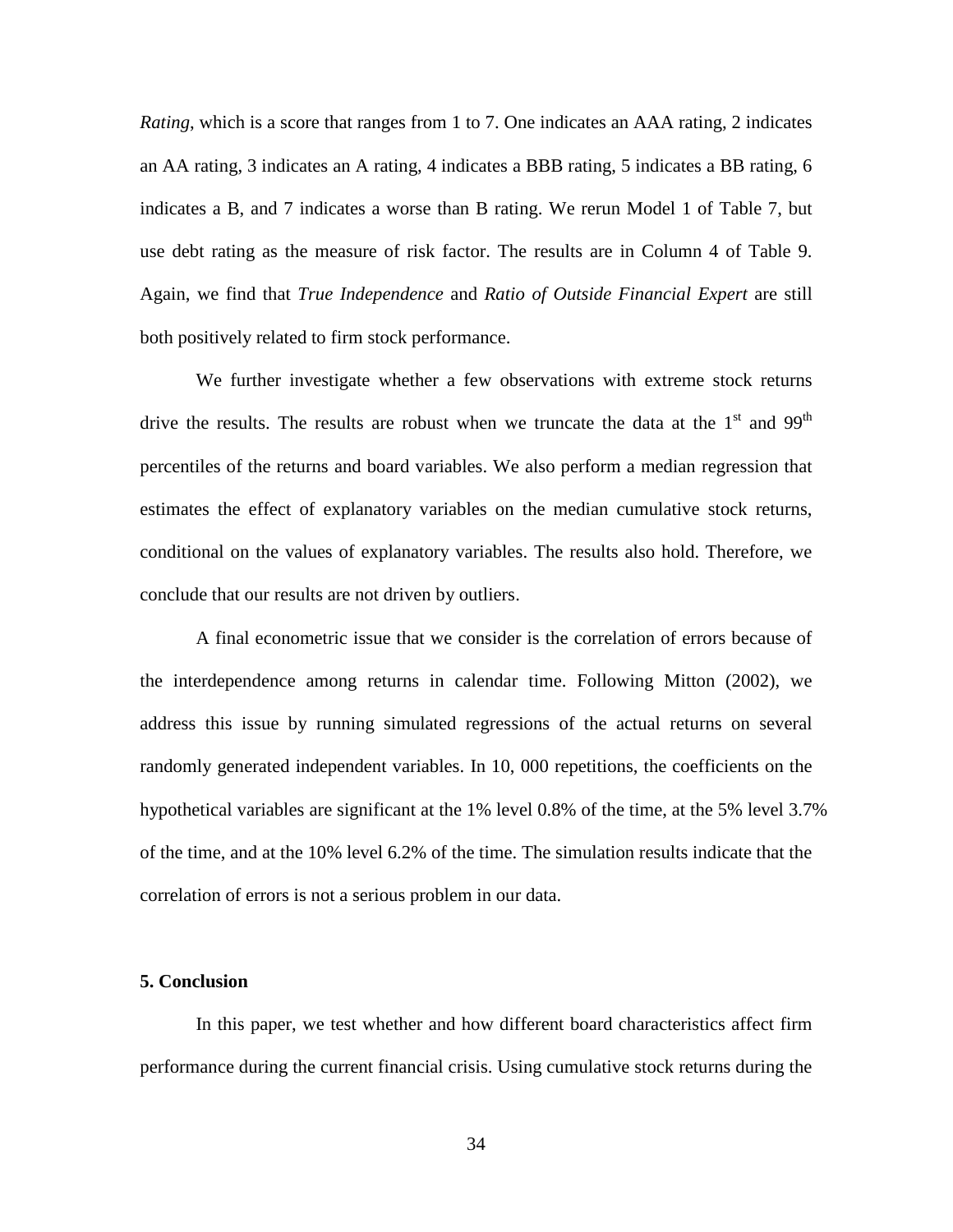*Rating*, which is a score that ranges from 1 to 7. One indicates an AAA rating, 2 indicates an AA rating, 3 indicates an A rating, 4 indicates a BBB rating, 5 indicates a BB rating, 6 indicates a B, and 7 indicates a worse than B rating. We rerun Model 1 of Table 7, but use debt rating as the measure of risk factor. The results are in Column 4 of Table 9. Again, we find that *True Independence* and *Ratio of Outside Financial Expert* are still both positively related to firm stock performance.

We further investigate whether a few observations with extreme stock returns drive the results. The results are robust when we truncate the data at the 1st and 99th percentiles of the returns and board variables. We also perform a median regression that estimates the effect of explanatory variables on the median cumulative stock returns, conditional on the values of explanatory variables. The results also hold. Therefore, we conclude that our results are not driven by outliers.

A final econometric issue that we consider is the correlation of errors because of the interdependence among returns in calendar time. Following Mitton (2002), we address this issue by running simulated regressions of the actual returns on several randomly generated independent variables. In 10, 000 repetitions, the coefficients on the hypothetical variables are significant at the 1% level 0.8% of the time, at the 5% level 3.7% of the time, and at the 10% level 6.2% of the time. The simulation results indicate that the correlation of errors is not a serious problem in our data.

## 5. Conclusion

In this paper, we test whether and how different board characteristics affect firm performance during the current financial crisis. Using cumulative stock returns during the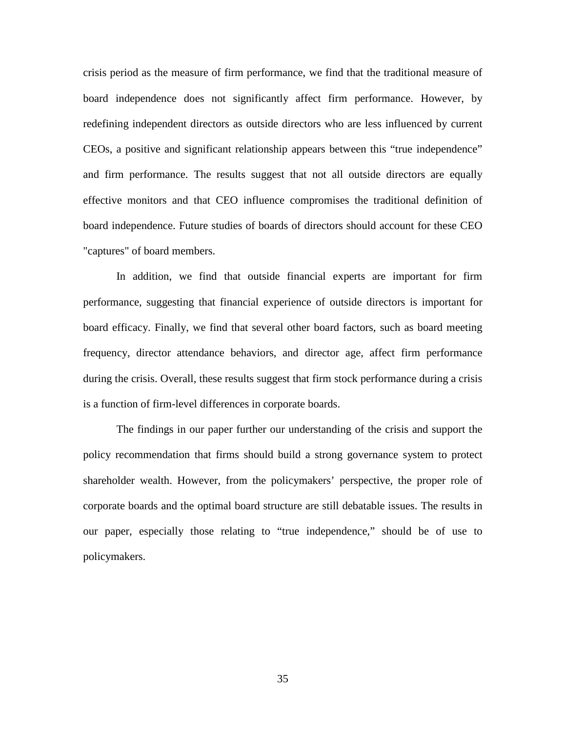crisis period as the measure of firm performance, we find that the traditional measure of board independence does not significantly affect firm performance. However, by redefining independent directors as outside directors who are less influenced by current CEOs, a positive and significant relationship appears between this "true independence" and firm performance. The results suggest that not all outside directors are equally effective monitors and that CEO influence compromises the traditional definition of board independence. Future studies of boards of directors should account for these CEO "captures" of board members.

In addition, we find that outside financial experts are important for firm performance, suggesting that financial experience of outside directors is important for board efficacy. Finally, we find that several other board factors, such as board meeting frequency, director attendance behaviors, and director age, affect firm performance during the crisis. Overall, these results suggest that firm stock performance during a crisis is a function of firm-level differences in corporate boards.

The findings in our paper further our understanding of the crisis and support the policy recommendation that firms should build a strong governance system to protect shareholder wealth. However, from the policymakers' perspective, the proper role of corporate boards and the optimal board structure are still debatable issues. The results in our paper, especially those relating to "true independence," should be of use to policymakers.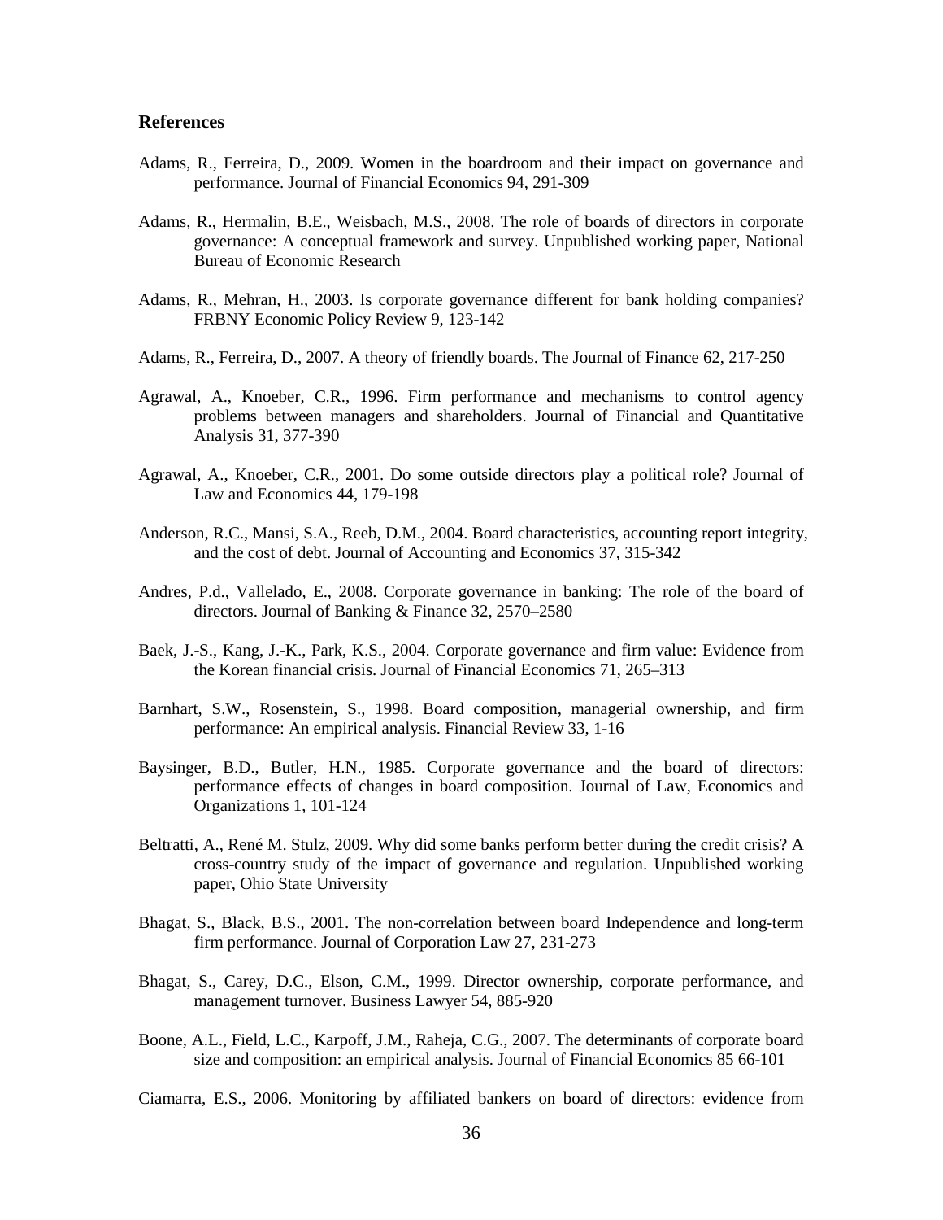## References

Adams, R., Ferreira, D., 2009. Women in the boardroom and their impact on governance and performance. Journal of Financial Economics 94, 291-309

Adams, R., Hermalin, B.E., Weisbach, M.S., 2008. The role of boards of directors in corporate governance: A conceptual framework and survey. Unpublished working paper, National Bureau of Economic Research

Adams, R., Mehran, H., 2003. Is corporate governance different for bank holding companies? FRBNY Economic Policy Review 9, 123-142

Adams, R., Ferreira, D., 2007. A theory of friendly boards. The Journal of Finance 62, 217-250

Agrawal, A., Knoeber, C.R., 1996. Firm performance and mechanisms to control agency problems between managers and shareholders. Journal of Financial and Quantitative Analysis 31, 377-390

Agrawal, A., Knoeber, C.R., 2001. Do some outside directors play a political role? Journal of Law and Economics 44, 179-198

Anderson, R.C., Mansi, S.A., Reeb, D.M., 2004. Board characteristics, accounting report integrity, and the cost of debt. Journal of Accounting and Economics 37, 315-342

Andres, P.d., Vallelado, E., 2008. Corporate governance in banking: The role of the board of directors. Journal of Banking & Finance 32, 2570–2580

Baek, J.-S., Kang, J.-K., Park, K.S., 2004. Corporate governance and firm value: Evidence from the Korean financial crisis. Journal of Financial Economics 71, 265–313

Barnhart, S.W., Rosenstein, S., 1998. Board composition, managerial ownership, and firm performance: An empirical analysis. Financial Review 33, 1-16

Baysinger, B.D., Butler, H.N., 1985. Corporate governance and the board of directors: performance effects of changes in board composition. Journal of Law, Economics and Organizations 1, 101-124

Beltratti, A., René M. Stulz, 2009. Why did some banks perform better during the credit crisis? A cross-country study of the impact of governance and regulation. Unpublished working paper, Ohio State University

Bhagat, S., Black, B.S., 2001. The non-correlation between board Independence and long-term firm performance. Journal of Corporation Law 27, 231-273

Bhagat, S., Carey, D.C., Elson, C.M., 1999. Director ownership, corporate performance, and management turnover. Business Lawyer 54, 885-920

Boone, A.L., Field, L.C., Karpoff, J.M., Raheja, C.G., 2007. The determinants of corporate board size and composition: an empirical analysis. Journal of Financial Economics 85 66-101

Ciamarra, E.S., 2006. Monitoring by affiliated bankers on board of directors: evidence from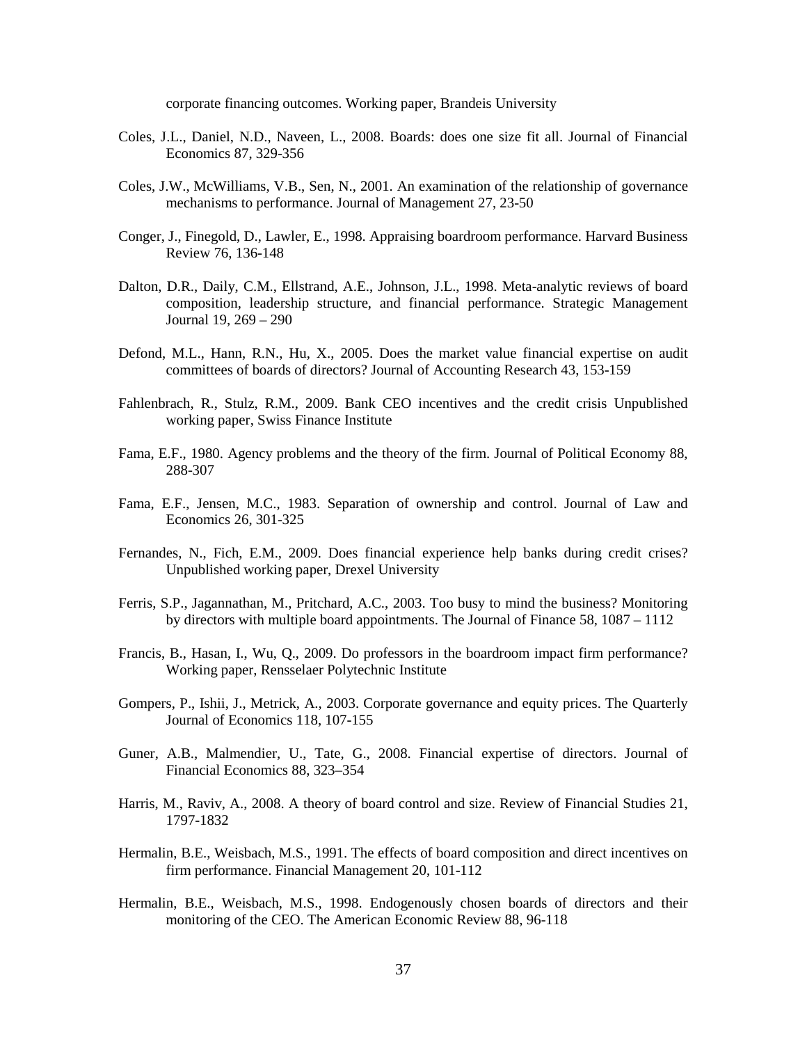corporate financing outcomes. Working paper, Brandeis University

Coles, J.L., Daniel, N.D., Naveen, L., 2008. Boards: does one size fit all. Journal of Financial Economics 87, 329-356

Coles, J.W., McWilliams, V.B., Sen, N., 2001. An examination of the relationship of governance mechanisms to performance. Journal of Management 27, 23-50

Conger, J., Finegold, D., Lawler, E., 1998. Appraising boardroom performance. Harvard Business Review 76, 136-148

Dalton, D.R., Daily, C.M., Ellstrand, A.E., Johnson, J.L., 1998. Meta-analytic reviews of board composition, leadership structure, and financial performance. Strategic Management Journal 19, 269 – 290

Defond, M.L., Hann, R.N., Hu, X., 2005. Does the market value financial expertise on audit committees of boards of directors? Journal of Accounting Research 43, 153-159

Fahlenbrach, R., Stulz, R.M., 2009. Bank CEO incentives and the credit crisis Unpublished working paper, Swiss Finance Institute

Fama, E.F., 1980. Agency problems and the theory of the firm. Journal of Political Economy 88, 288-307

Fama, E.F., Jensen, M.C., 1983. Separation of ownership and control. Journal of Law and Economics 26, 301-325

Fernandes, N., Fich, E.M., 2009. Does financial experience help banks during credit crises? Unpublished working paper, Drexel University

Ferris, S.P., Jagannathan, M., Pritchard, A.C., 2003. Too busy to mind the business? Monitoring by directors with multiple board appointments. The Journal of Finance 58, 1087 – 1112

Francis, B., Hasan, I., Wu, Q., 2009. Do professors in the boardroom impact firm performance? Working paper, Rensselaer Polytechnic Institute

Gompers, P., Ishii, J., Metrick, A., 2003. Corporate governance and equity prices. The Quarterly Journal of Economics 118, 107-155

Guner, A.B., Malmendier, U., Tate, G., 2008. Financial expertise of directors. Journal of Financial Economics 88, 323–354

Harris, M., Raviv, A., 2008. A theory of board control and size. Review of Financial Studies 21, 1797-1832

Hermalin, B.E., Weisbach, M.S., 1991. The effects of board composition and direct incentives on firm performance. Financial Management 20, 101-112

Hermalin, B.E., Weisbach, M.S., 1998. Endogenously chosen boards of directors and their monitoring of the CEO. The American Economic Review 88, 96-118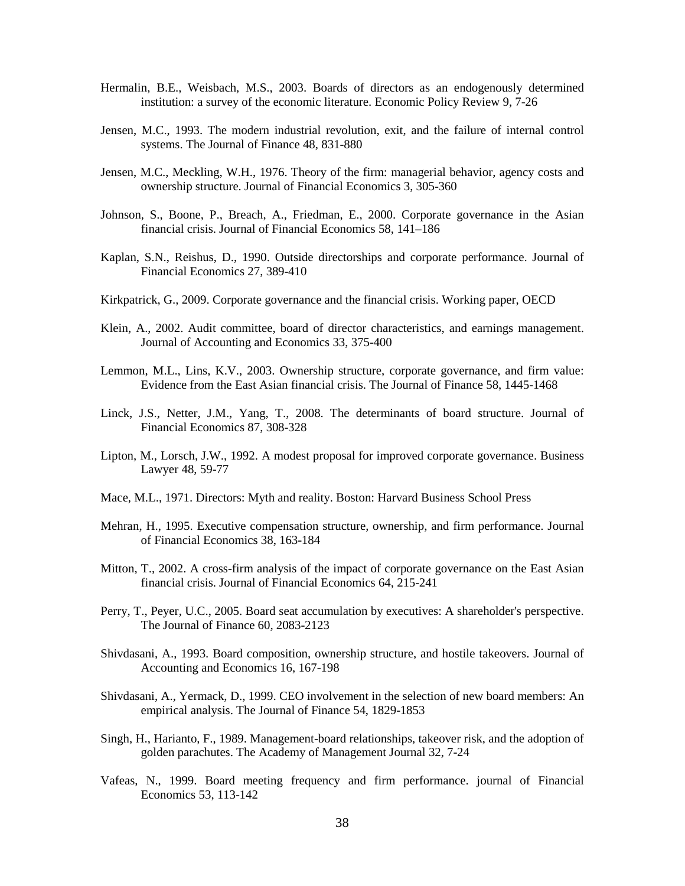Hermalin, B.E., Weisbach, M.S., 2003. Boards of directors as an endogenously determined institution: a survey of the economic literature. Economic Policy Review 9, 7-26

Jensen, M.C., 1993. The modern industrial revolution, exit, and the failure of internal control systems. The Journal of Finance 48, 831-880

Jensen, M.C., Meckling, W.H., 1976. Theory of the firm: managerial behavior, agency costs and ownership structure. Journal of Financial Economics 3, 305-360

Johnson, S., Boone, P., Breach, A., Friedman, E., 2000. Corporate governance in the Asian financial crisis. Journal of Financial Economics 58, 141–186

Kaplan, S.N., Reishus, D., 1990. Outside directorships and corporate performance. Journal of Financial Economics 27, 389-410

Kirkpatrick, G., 2009. Corporate governance and the financial crisis. Working paper, OECD

Klein, A., 2002. Audit committee, board of director characteristics, and earnings management. Journal of Accounting and Economics 33, 375-400

Lemmon, M.L., Lins, K.V., 2003. Ownership structure, corporate governance, and firm value: Evidence from the East Asian financial crisis. The Journal of Finance 58, 1445-1468

Linck, J.S., Netter, J.M., Yang, T., 2008. The determinants of board structure. Journal of Financial Economics 87, 308-328

Lipton, M., Lorsch, J.W., 1992. A modest proposal for improved corporate governance. Business Lawyer 48, 59-77

Mace, M.L., 1971. Directors: Myth and reality. Boston: Harvard Business School Press

Mehran, H., 1995. Executive compensation structure, ownership, and firm performance. Journal of Financial Economics 38, 163-184

Mitton, T., 2002. A cross-firm analysis of the impact of corporate governance on the East Asian financial crisis. Journal of Financial Economics 64, 215-241

Perry, T., Peyer, U.C., 2005. Board seat accumulation by executives: A shareholder's perspective. The Journal of Finance 60, 2083-2123

Shivdasani, A., 1993. Board composition, ownership structure, and hostile takeovers. Journal of Accounting and Economics 16, 167-198

Shivdasani, A., Yermack, D., 1999. CEO involvement in the selection of new board members: An empirical analysis. The Journal of Finance 54, 1829-1853

Singh, H., Harianto, F., 1989. Management-board relationships, takeover risk, and the adoption of golden parachutes. The Academy of Management Journal 32, 7-24

Vafeas, N., 1999. Board meeting frequency and firm performance. journal of Financial Economics 53, 113-142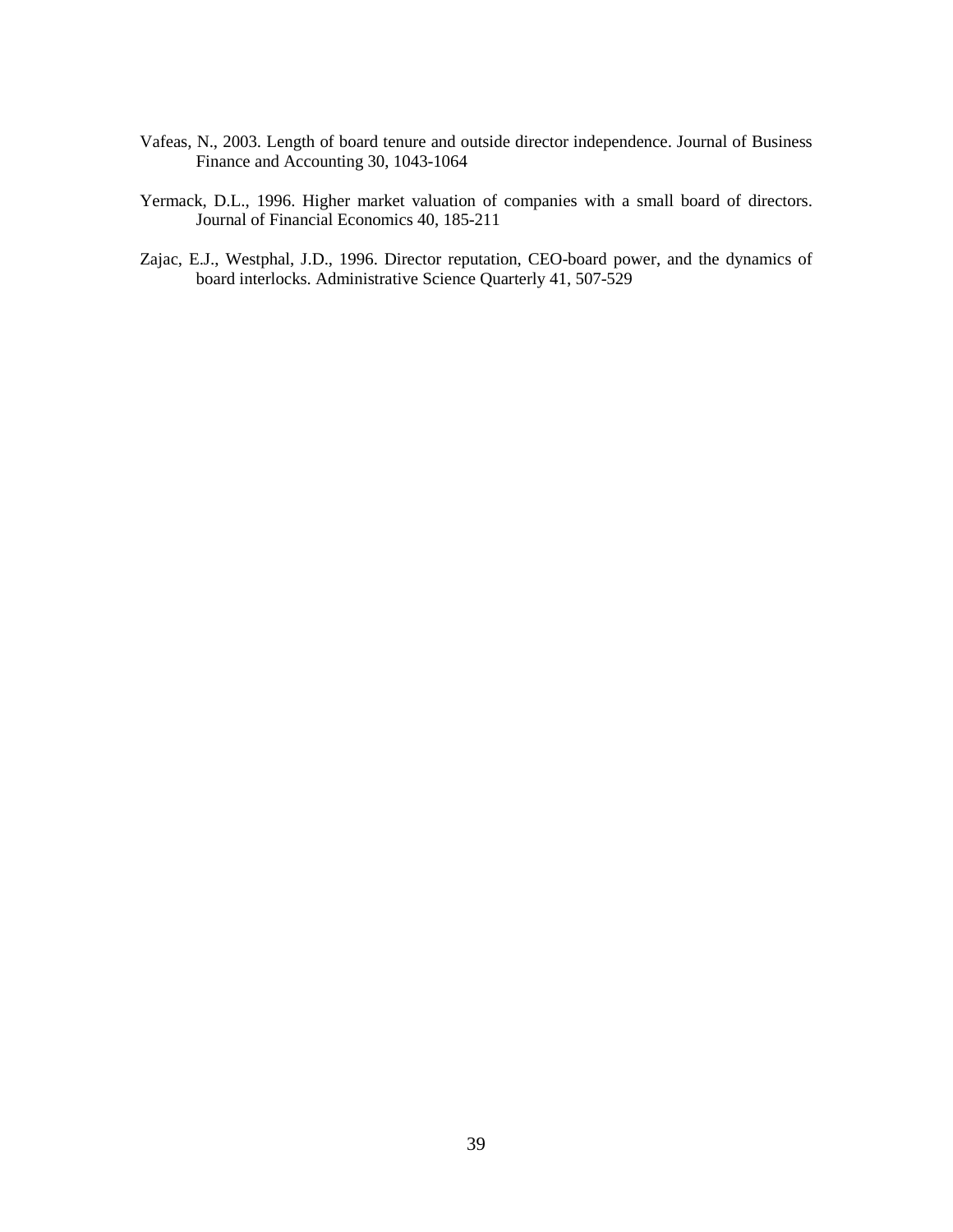Vafeas, N., 2003. Length of board tenure and outside director independence. Journal of Business Finance and Accounting 30, 1043-1064

Yermack, D.L., 1996. Higher market valuation of companies with a small board of directors. Journal of Financial Economics 40, 185-211

Zajac, E.J., Westphal, J.D., 1996. Director reputation, CEO-board power, and the dynamics of board interlocks. Administrative Science Quarterly 41, 507-529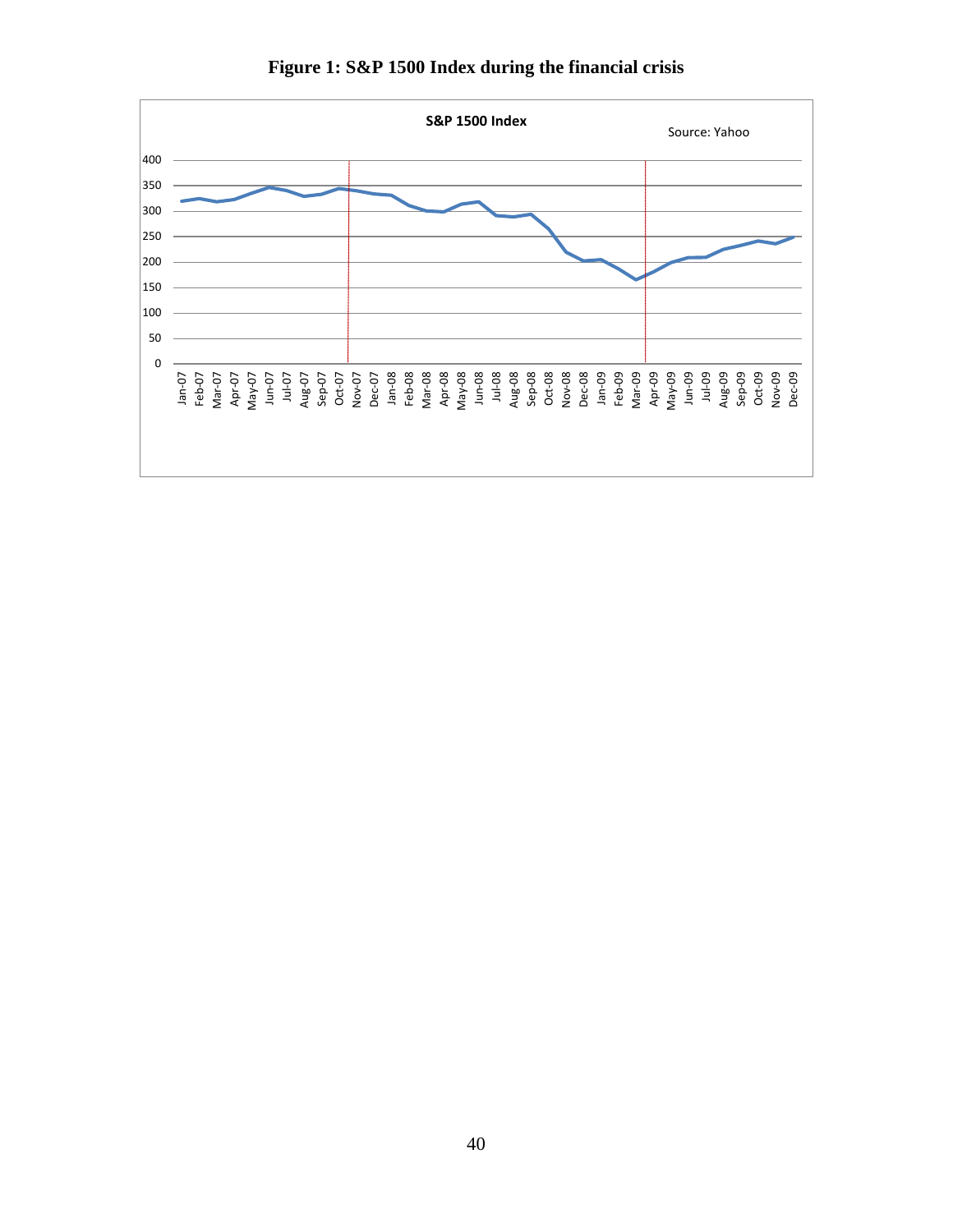**Figure 1: S&P 1500 Index during the financial crisis**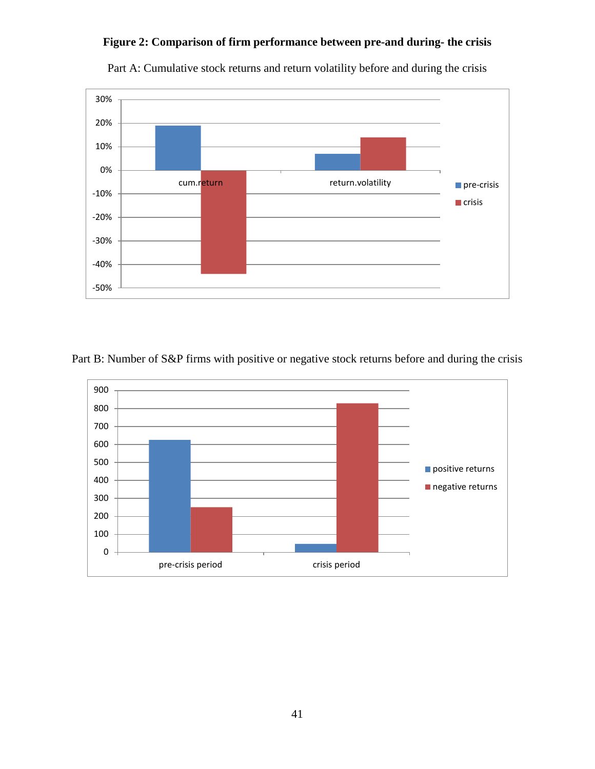**Figure 2: Comparison of firm performance between pre-and during- the crisis**

Part A: Cumulative stock returns and return volatility before and during the crisis

Part B: Number of S&P firms with positive or negative stock returns before and during the crisis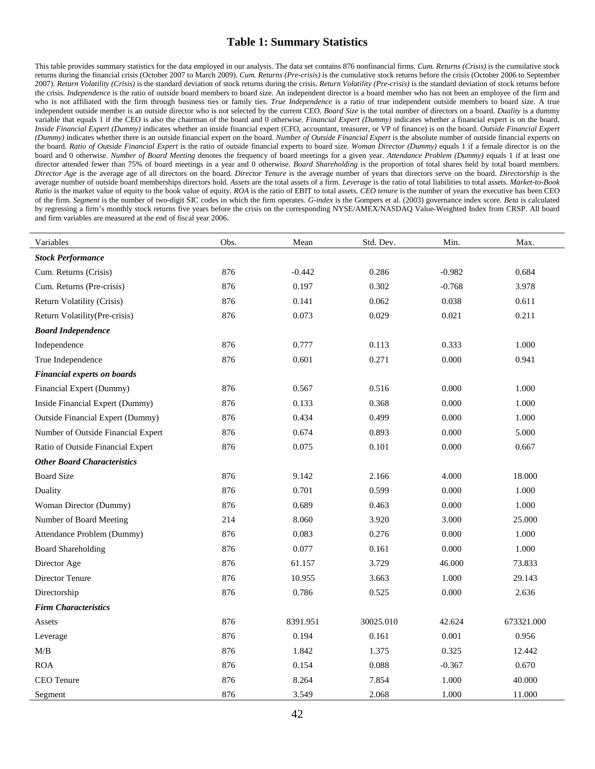# Table 1: Summary Statistics

This table provides summary statistics for the data employed in our analysis. The data set contains 876 nonfinancial firms. *Cum. Returns (Crisis)* is the cumulative stock returns during the financial crisis (October 2007 to March 2009). *Cum. Returns (Pre-crisis)* is the cumulative stock returns before the crisis (October 2006 to September 2007). *Return Volatility (Crisis)* is the standard deviation of stock returns during the crisis. *Return Volatility (Pre-crisis)* is the standard deviation of stock returns before the crisis. *Independence* is the ratio of outside board members to board size. An independent director is a board member who has not been an employee of the firm and who is not affiliated with the firm through business ties or family ties. *True Independence* is a ratio of true independent outside members to board size. A true independent outside member is an outside director who is not selected by the current CEO. *Board Size* is the total number of directors on a board. *Duality* is a dummy variable that equals 1 if the CEO is also the chairman of the board and 0 otherwise. *Financial Expert (Dummy)* indicates whether a financial expert is on the board. *Inside Financial Expert (Dummy)* indicates whether an inside financial expert (CFO, accountant, treasurer, or VP of finance) is on the board. *Outside Financial Expert (Dummy)* indicates whether there is an outside financial expert on the board. *Number of Outside Financial Expert* is the absolute number of outside financial experts on the board. *Ratio of Outside Financial Expert* is the ratio of outside financial experts to board size. *Woman Director (Dummy)* equals 1 if a female director is on the board and 0 otherwise. *Number of Board Meeting* denotes the frequency of board meetings for a given year. *Attendance Problem (Dummy)* equals 1 if at least one director attended fewer than 75% of board meetings in a year and 0 otherwise. *Board Shareholding* is the proportion of total shares held by total board members. *Director Age* is the average age of all directors on the board. *Director Tenure* is the average number of years that directors serve on the board. *Directorship* is the average number of outside board memberships directors hold. *Assets* are the total assets of a firm. *Leverage* is the ratio of total liabilities to total assets. *Market-to-Book Ratio* is the market value of equity to the book value of equity. *ROA* is the ratio of EBIT to total assets. *CEO tenure* is the number of years the executive has been CEO of the firm. *Segment* is the number of two-digit SIC codes in which the firm operates. *G-index* is the Gompers et al. (2003) governance index score. *Beta* is calculated by regressing a firm's monthly stock returns five years before the crisis on the corresponding NYSE/AMEX/NASDAQ Value-Weighted Index from CRSP. All board and firm variables are measured at the end of fiscal year 2006.

| Variables | Obs. | Mean | Std. Dev. | Min. | Max. |
|---|---|---|---|---|---|
| ***Stock Performance*** | | | | | |
| Cum. Returns (Crisis) | 876 | -0.442 | 0.286 | -0.982 | 0.684 |
| Cum. Returns (Pre-crisis) | 876 | 0.197 | 0.302 | -0.768 | 3.978 |
| Return Volatility (Crisis) | 876 | 0.141 | 0.062 | 0.038 | 0.611 |
| Return Volatility(Pre-crisis) | 876 | 0.073 | 0.029 | 0.021 | 0.211 |
| ***Board Independence*** | | | | | |
| Independence | 876 | 0.777 | 0.113 | 0.333 | 1.000 |
| True Independence | 876 | 0.601 | 0.271 | 0.000 | 0.941 |
| ***Financial experts on boards*** | | | | | |
| Financial Expert (Dummy) | 876 | 0.567 | 0.516 | 0.000 | 1.000 |
| Inside Financial Expert (Dummy) | 876 | 0.133 | 0.368 | 0.000 | 1.000 |
| Outside Financial Expert (Dummy) | 876 | 0.434 | 0.499 | 0.000 | 1.000 |
| Number of Outside Financial Expert | 876 | 0.674 | 0.893 | 0.000 | 5.000 |
| Ratio of Outside Financial Expert | 876 | 0.075 | 0.101 | 0.000 | 0.667 |
| ***Other Board Characteristics*** | | | | | |
| Board Size | 876 | 9.142 | 2.166 | 4.000 | 18.000 |
| Duality | 876 | 0.701 | 0.599 | 0.000 | 1.000 |
| Woman Director (Dummy) | 876 | 0.689 | 0.463 | 0.000 | 1.000 |
| Number of Board Meeting | 214 | 8.060 | 3.920 | 3.000 | 25.000 |
| Attendance Problem (Dummy) | 876 | 0.083 | 0.276 | 0.000 | 1.000 |
| Board Shareholding | 876 | 0.077 | 0.161 | 0.000 | 1.000 |
| Director Age | 876 | 61.157 | 3.729 | 46.000 | 73.833 |
| Director Tenure | 876 | 10.955 | 3.663 | 1.000 | 29.143 |
| Directorship | 876 | 0.786 | 0.525 | 0.000 | 2.636 |
| ***Firm Characteristics*** | | | | | |
| Assets | 876 | 8391.951 | 30025.010 | 42.624 | 673321.000 |
| Leverage | 876 | 0.194 | 0.161 | 0.001 | 0.956 |
| M/B | 876 | 1.842 | 1.375 | 0.325 | 12.442 |
| ROA | 876 | 0.154 | 0.088 | -0.367 | 0.670 |
| CEO Tenure | 876 | 8.264 | 7.854 | 1.000 | 40.000 |
| Segment | 876 | 3.549 | 2.068 | 1.000 | 11.000 |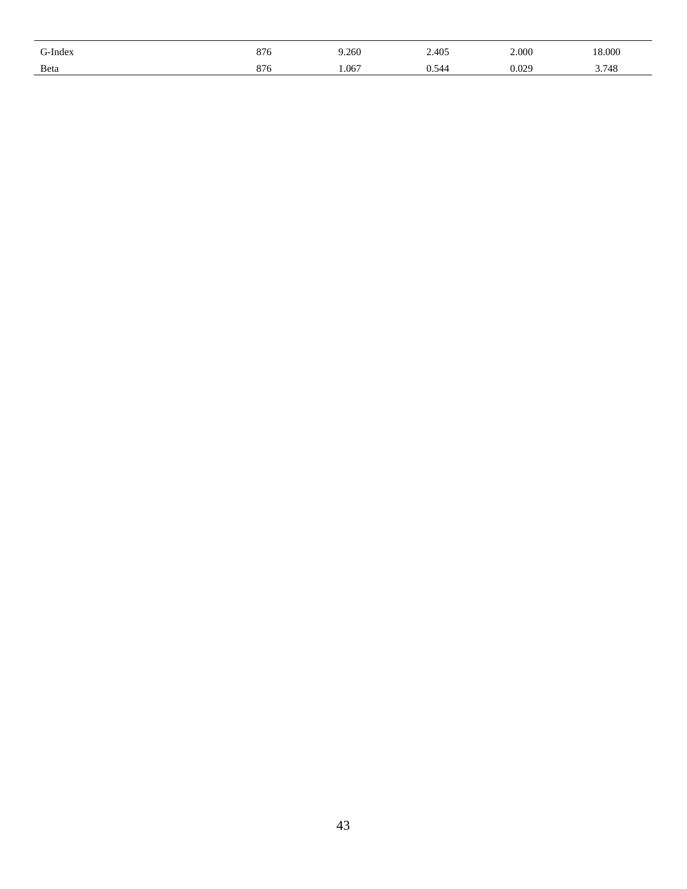| | | | | | |
|---|---|---|---|---|---|
| G-Index | 876 | 9.260 | 2.405 | 2.000 | 18.000 |
| Beta | 876 | 1.067 | 0.544 | 0.029 | 3.748 |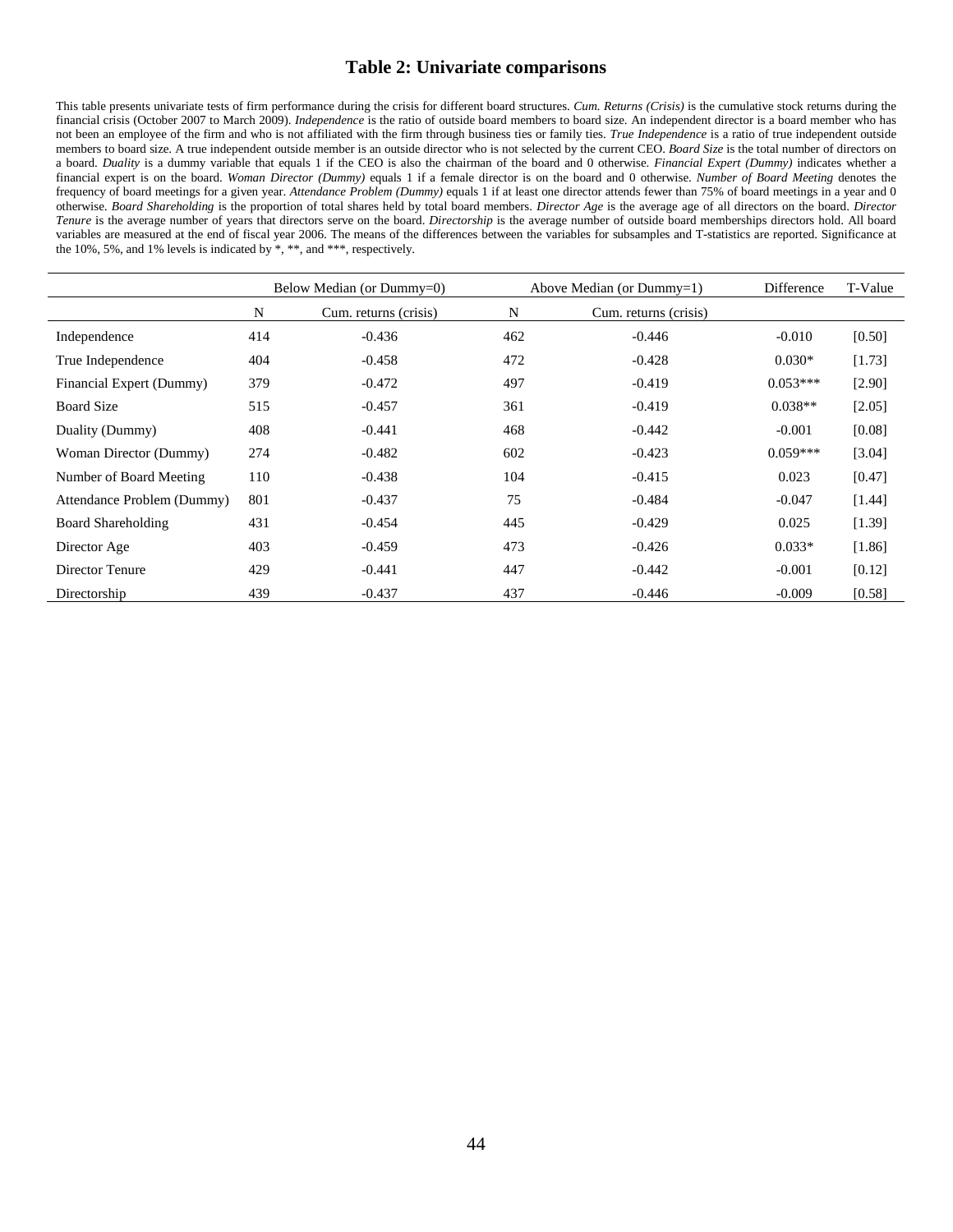# Table 2: Univariate comparisons

This table presents univariate tests of firm performance during the crisis for different board structures. *Cum. Returns (Crisis)* is the cumulative stock returns during the financial crisis (October 2007 to March 2009). *Independence* is the ratio of outside board members to board size. An independent director is a board member who has not been an employee of the firm and who is not affiliated with the firm through business ties or family ties. *True Independence* is a ratio of true independent outside members to board size. A true independent outside member is an outside director who is not selected by the current CEO. *Board Size* is the total number of directors on a board. *Duality* is a dummy variable that equals 1 if the CEO is also the chairman of the board and 0 otherwise. *Financial Expert (Dummy)* indicates whether a financial expert is on the board. *Woman Director (Dummy)* equals 1 if a female director is on the board and 0 otherwise. *Number of Board Meeting* denotes the frequency of board meetings for a given year. *Attendance Problem (Dummy)* equals 1 if at least one director attends fewer than 75% of board meetings in a year and 0 otherwise. *Board Shareholding* is the proportion of total shares held by total board members. *Director Age* is the average age of all directors on the board. *Director Tenure* is the average number of years that directors serve on the board. *Directorship* is the average number of outside board memberships directors hold. All board variables are measured at the end of fiscal year 2006. The means of the differences between the variables for subsamples and T-statistics are reported. Significance at the 10%, 5%, and 1% levels is indicated by *, **, and ***, respectively.

| | Below Median (or Dummy=0) | | Above Median (or Dummy=1) | | Difference | T-Value |
|---|---|---|---|---|---|---|
| | N | Cum. returns (crisis) | N | Cum. returns (crisis) | | |
| Independence | 414 | -0.436 | 462 | -0.446 | -0.010 | [0.50] |
| True Independence | 404 | -0.458 | 472 | -0.428 | 0.030* | [1.73] |
| Financial Expert (Dummy) | 379 | -0.472 | 497 | -0.419 | 0.053*** | [2.90] |
| Board Size | 515 | -0.457 | 361 | -0.419 | 0.038** | [2.05] |
| Duality (Dummy) | 408 | -0.441 | 468 | -0.442 | -0.001 | [0.08] |
| Woman Director (Dummy) | 274 | -0.482 | 602 | -0.423 | 0.059*** | [3.04] |
| Number of Board Meeting | 110 | -0.438 | 104 | -0.415 | 0.023 | [0.47] |
| Attendance Problem (Dummy) | 801 | -0.437 | 75 | -0.484 | -0.047 | [1.44] |
| Board Shareholding | 431 | -0.454 | 445 | -0.429 | 0.025 | [1.39] |
| Director Age | 403 | -0.459 | 473 | -0.426 | 0.033* | [1.86] |
| Director Tenure | 429 | -0.441 | 447 | -0.442 | -0.001 | [0.12] |
| Directorship | 439 | -0.437 | 437 | -0.446 | -0.009 | [0.58] |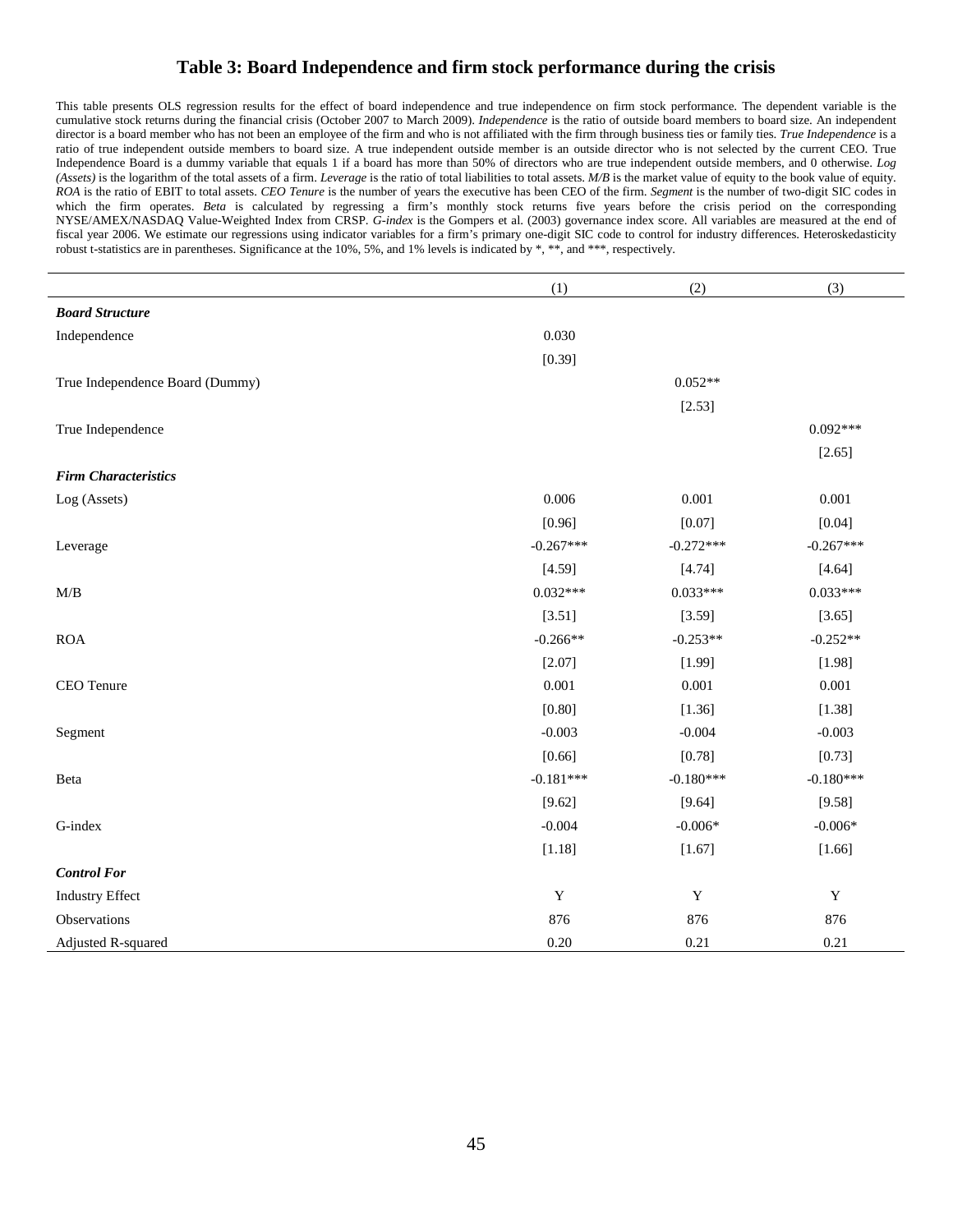## Table 3: Board Independence and firm stock performance during the crisis

This table presents OLS regression results for the effect of board independence and true independence on firm stock performance. The dependent variable is the cumulative stock returns during the financial crisis (October 2007 to March 2009). *Independence* is the ratio of outside board members to board size. An independent director is a board member who has not been an employee of the firm and who is not affiliated with the firm through business ties or family ties. *True Independence* is a ratio of true independent outside members to board size. A true independent outside member is an outside director who is not selected by the current CEO. True Independence Board is a dummy variable that equals 1 if a board has more than 50% of directors who are true independent outside members, and 0 otherwise. *Log (Assets)* is the logarithm of the total assets of a firm. *Leverage* is the ratio of total liabilities to total assets. *M/B* is the market value of equity to the book value of equity. *ROA* is the ratio of EBIT to total assets. *CEO Tenure* is the number of years the executive has been CEO of the firm. *Segment* is the number of two-digit SIC codes in which the firm operates. *Beta* is calculated by regressing a firm's monthly stock returns five years before the crisis period on the corresponding NYSE/AMEX/NASDAQ Value-Weighted Index from CRSP. *G-index* is the Gompers et al. (2003) governance index score. All variables are measured at the end of fiscal year 2006. We estimate our regressions using indicator variables for a firm's primary one-digit SIC code to control for industry differences. Heteroskedasticity robust t-statistics are in parentheses. Significance at the 10%, 5%, and 1% levels is indicated by *, **, and ***, respectively.

| | (1) | (2) | (3) |
|---|---|---|---|
| ***Board Structure*** | | | |
| Independence | 0.030 | | |
| | [0.39] | | |
| True Independence Board (Dummy) | | 0.052** | |
| | | [2.53] | |
| True Independence | | | 0.092*** |
| | | | [2.65] |
| ***Firm Characteristics*** | | | |
| Log (Assets) | 0.006 | 0.001 | 0.001 |
| | [0.96] | [0.07] | [0.04] |
| Leverage | -0.267*** | -0.272*** | -0.267*** |
| | [4.59] | [4.74] | [4.64] |
| M/B | 0.032*** | 0.033*** | 0.033*** |
| | [3.51] | [3.59] | [3.65] |
| ROA | -0.266** | -0.253** | -0.252** |
| | [2.07] | [1.99] | [1.98] |
| CEO Tenure | 0.001 | 0.001 | 0.001 |
| | [0.80] | [1.36] | [1.38] |
| Segment | -0.003 | -0.004 | -0.003 |
| | [0.66] | [0.78] | [0.73] |
| Beta | -0.181*** | -0.180*** | -0.180*** |
| | [9.62] | [9.64] | [9.58] |
| G-index | -0.004 | -0.006* | -0.006* |
| | [1.18] | [1.67] | [1.66] |
| ***Control For*** | | | |
| Industry Effect | Y | Y | Y |
| Observations | 876 | 876 | 876 |
| Adjusted R-squared | 0.20 | 0.21 | 0.21 |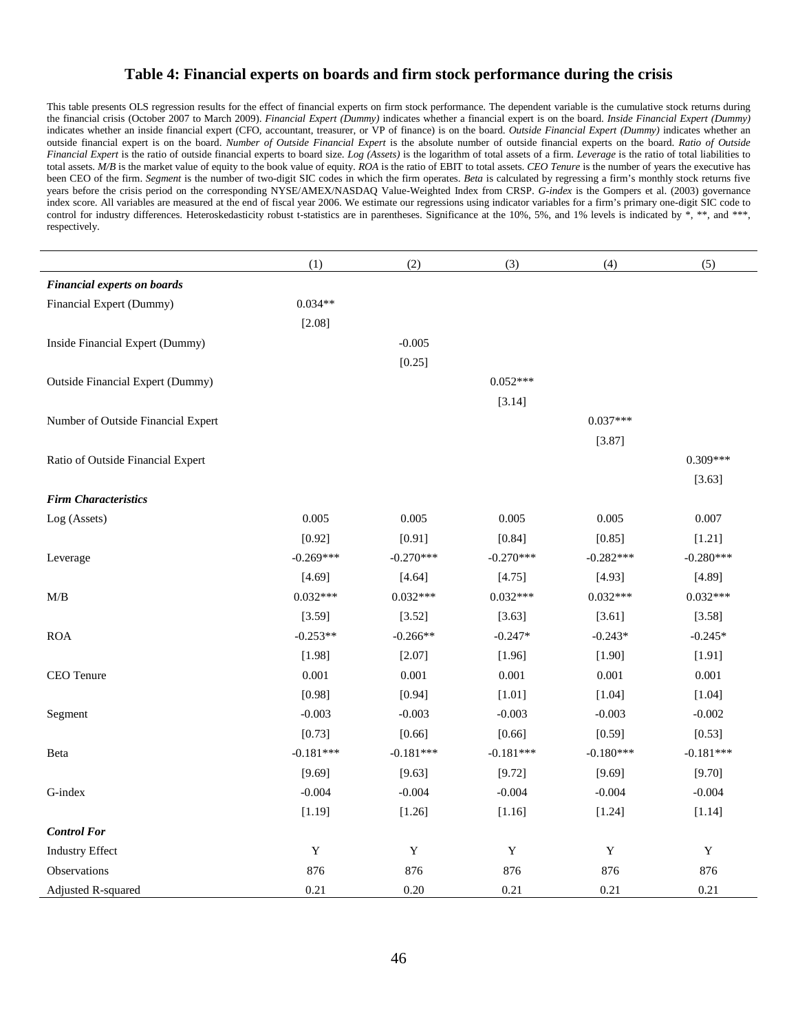## Table 4: Financial experts on boards and firm stock performance during the crisis

This table presents OLS regression results for the effect of financial experts on firm stock performance. The dependent variable is the cumulative stock returns during the financial crisis (October 2007 to March 2009). *Financial Expert (Dummy)* indicates whether a financial expert is on the board. *Inside Financial Expert (Dummy)* indicates whether an inside financial expert (CFO, accountant, treasurer, or VP of finance) is on the board. *Outside Financial Expert (Dummy)* indicates whether an outside financial expert is on the board. *Number of Outside Financial Expert* is the absolute number of outside financial experts on the board. *Ratio of Outside Financial Expert* is the ratio of outside financial experts to board size. *Log (Assets)* is the logarithm of total assets of a firm. *Leverage* is the ratio of total liabilities to total assets. *M/B* is the market value of equity to the book value of equity. *ROA* is the ratio of EBIT to total assets. *CEO Tenure* is the number of years the executive has been CEO of the firm. *Segment* is the number of two-digit SIC codes in which the firm operates. *Beta* is calculated by regressing a firm's monthly stock returns five years before the crisis period on the corresponding NYSE/AMEX/NASDAQ Value-Weighted Index from CRSP. *G-index* is the Gompers et al. (2003) governance index score. All variables are measured at the end of fiscal year 2006. We estimate our regressions using indicator variables for a firm's primary one-digit SIC code to control for industry differences. Heteroskedasticity robust t-statistics are in parentheses. Significance at the 10%, 5%, and 1% levels is indicated by *, **, and ***, respectively.

| | (1) | (2) | (3) | (4) | (5) |
|---|---|---|---|---|---|
| ***Financial experts on boards*** | | | | | |
| Financial Expert (Dummy) | 0.034** | | | | |
| | [2.08] | | | | |
| Inside Financial Expert (Dummy) | | -0.005 | | | |
| | | [0.25] | | | |
| Outside Financial Expert (Dummy) | | | 0.052*** | | |
| | | | [3.14] | | |
| Number of Outside Financial Expert | | | | 0.037*** | |
| | | | | [3.87] | |
| Ratio of Outside Financial Expert | | | | | 0.309*** |
| | | | | | [3.63] |
| ***Firm Characteristics*** | | | | | |
| Log (Assets) | 0.005 | 0.005 | 0.005 | 0.005 | 0.007 |
| | [0.92] | [0.91] | [0.84] | [0.85] | [1.21] |
| Leverage | -0.269*** | -0.270*** | -0.270*** | -0.282*** | -0.280*** |
| | [4.69] | [4.64] | [4.75] | [4.93] | [4.89] |
| M/B | 0.032*** | 0.032*** | 0.032*** | 0.032*** | 0.032*** |
| | [3.59] | [3.52] | [3.63] | [3.61] | [3.58] |
| ROA | -0.253** | -0.266** | -0.247* | -0.243* | -0.245* |
| | [1.98] | [2.07] | [1.96] | [1.90] | [1.91] |
| CEO Tenure | 0.001 | 0.001 | 0.001 | 0.001 | 0.001 |
| | [0.98] | [0.94] | [1.01] | [1.04] | [1.04] |
| Segment | -0.003 | -0.003 | -0.003 | -0.003 | -0.002 |
| | [0.73] | [0.66] | [0.66] | [0.59] | [0.53] |
| Beta | -0.181*** | -0.181*** | -0.181*** | -0.180*** | -0.181*** |
| | [9.69] | [9.63] | [9.72] | [9.69] | [9.70] |
| G-index | -0.004 | -0.004 | -0.004 | -0.004 | -0.004 |
| | [1.19] | [1.26] | [1.16] | [1.24] | [1.14] |
| ***Control For*** | | | | | |
| Industry Effect | Y | Y | Y | Y | Y |
| Observations | 876 | 876 | 876 | 876 | 876 |
| Adjusted R-squared | 0.21 | 0.20 | 0.21 | 0.21 | 0.21 |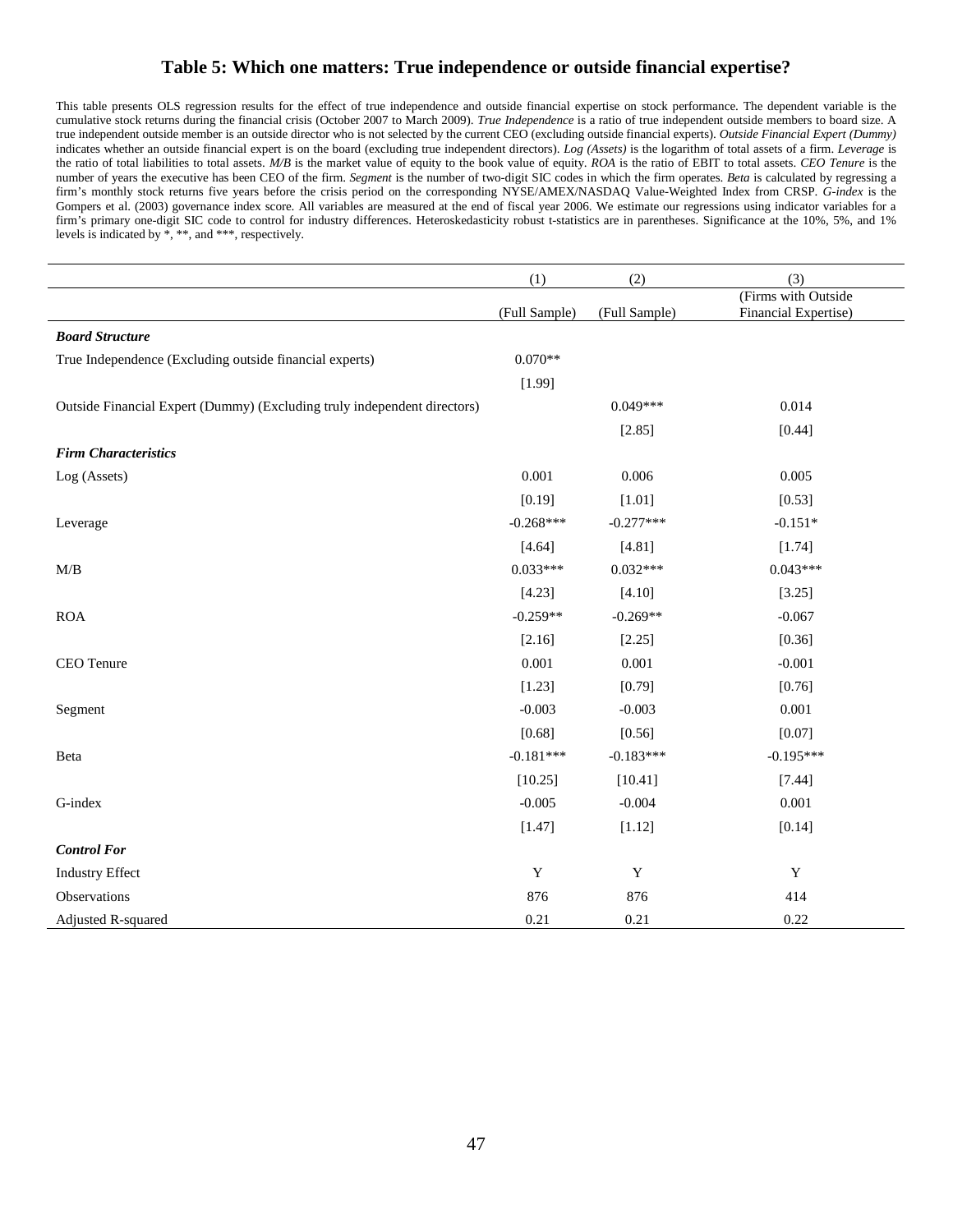## Table 5: Which one matters: True independence or outside financial expertise?

This table presents OLS regression results for the effect of true independence and outside financial expertise on stock performance. The dependent variable is the cumulative stock returns during the financial crisis (October 2007 to March 2009). *True Independence* is a ratio of true independent outside members to board size. A true independent outside member is an outside director who is not selected by the current CEO (excluding outside financial experts). *Outside Financial Expert (Dummy)* indicates whether an outside financial expert is on the board (excluding true independent directors). *Log (Assets)* is the logarithm of total assets of a firm. *Leverage* is the ratio of total liabilities to total assets. *M/B* is the market value of equity to the book value of equity. *ROA* is the ratio of EBIT to total assets. *CEO Tenure* is the number of years the executive has been CEO of the firm. *Segment* is the number of two-digit SIC codes in which the firm operates. *Beta* is calculated by regressing a firm's monthly stock returns five years before the crisis period on the corresponding NYSE/AMEX/NASDAQ Value-Weighted Index from CRSP. *G-index* is the Gompers et al. (2003) governance index score. All variables are measured at the end of fiscal year 2006. We estimate our regressions using indicator variables for a firm's primary one-digit SIC code to control for industry differences. Heteroskedasticity robust t-statistics are in parentheses. Significance at the 10%, 5%, and 1% levels is indicated by *, **, and ***, respectively.

| | (1) | (2) | (3) |
|---|---|---|---|
| | (Full Sample) | (Full Sample) | (Firms with Outside Financial Expertise) |
| ***Board Structure*** | | | |
| True Independence (Excluding outside financial experts) | 0.070** | | |
| | [1.99] | | |
| Outside Financial Expert (Dummy) (Excluding truly independent directors) | | 0.049*** | 0.014 |
| | | [2.85] | [0.44] |
| ***Firm Characteristics*** | | | |
| Log (Assets) | 0.001 | 0.006 | 0.005 |
| | [0.19] | [1.01] | [0.53] |
| Leverage | -0.268*** | -0.277*** | -0.151* |
| | [4.64] | [4.81] | [1.74] |
| M/B | 0.033*** | 0.032*** | 0.043*** |
| | [4.23] | [4.10] | [3.25] |
| ROA | -0.259** | -0.269** | -0.067 |
| | [2.16] | [2.25] | [0.36] |
| CEO Tenure | 0.001 | 0.001 | -0.001 |
| | [1.23] | [0.79] | [0.76] |
| Segment | -0.003 | -0.003 | 0.001 |
| | [0.68] | [0.56] | [0.07] |
| Beta | -0.181*** | -0.183*** | -0.195*** |
| | [10.25] | [10.41] | [7.44] |
| G-index | -0.005 | -0.004 | 0.001 |
| | [1.47] | [1.12] | [0.14] |
| ***Control For*** | | | |
| Industry Effect | Y | Y | Y |
| Observations | 876 | 876 | 414 |
| Adjusted R-squared | 0.21 | 0.21 | 0.22 |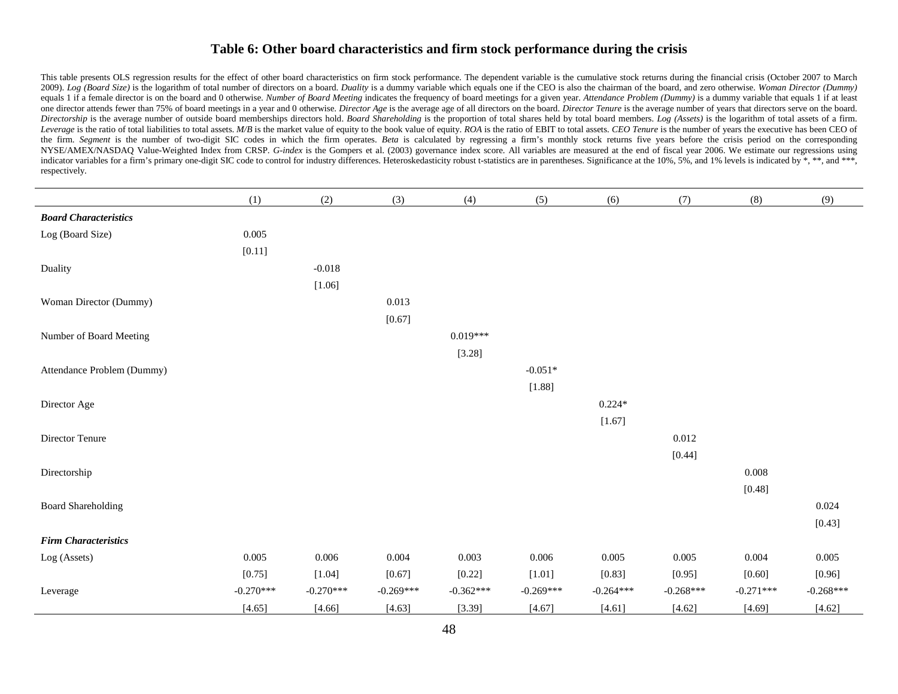## Table 6: Other board characteristics and firm stock performance during the crisis

This table presents OLS regression results for the effect of other board characteristics on firm stock performance. The dependent variable is the cumulative stock returns during the financial crisis (October 2007 to March 2009). *Log (Board Size)* is the logarithm of total number of directors on a board. *Duality* is a dummy variable which equals one if the CEO is also the chairman of the board, and zero otherwise. *Woman Director (Dummy)* equals 1 if a female director is on the board and 0 otherwise. *Number of Board Meeting* indicates the frequency of board meetings for a given year. *Attendance Problem (Dummy)* is a dummy variable that equals 1 if at least one director attends fewer than 75% of board meetings in a year and 0 otherwise. *Director Age* is the average age of all directors on the board. *Director Tenure* is the average number of years that directors serve on the board. *Directorship* is the average number of outside board memberships directors hold. *Board Shareholding* is the proportion of total shares held by total board members. *Log (Assets)* is the logarithm of total assets of a firm. *Leverage* is the ratio of total liabilities to total assets. *M/B* is the market value of equity to the book value of equity. *ROA* is the ratio of EBIT to total assets. *CEO Tenure* is the number of years the executive has been CEO of the firm. *Segment* is the number of two-digit SIC codes in which the firm operates. *Beta* is calculated by regressing a firm's monthly stock returns five years before the crisis period on the corresponding NYSE/AMEX/NASDAQ Value-Weighted Index from CRSP. *G-index* is the Gompers et al. (2003) governance index score. All variables are measured at the end of fiscal year 2006. We estimate our regressions using indicator variables for a firm's primary one-digit SIC code to control for industry differences. Heteroskedasticity robust t-statistics are in parentheses. Significance at the 10%, 5%, and 1% levels is indicated by *, **, and ***, respectively.

| | (1) | (2) | (3) | (4) | (5) | (6) | (7) | (8) | (9) |
|---|---|---|---|---|---|---|---|---|---|
| ***Board Characteristics*** | | | | | | | | | |
| Log (Board Size) | 0.005 | | | | | | | | |
| | [0.11] | | | | | | | | |
| Duality | | -0.018 | | | | | | | |
| | | [1.06] | | | | | | | |
| Woman Director (Dummy) | | | 0.013 | | | | | | |
| | | | [0.67] | | | | | | |
| Number of Board Meeting | | | | 0.019*** | | | | | |
| | | | | [3.28] | | | | | |
| Attendance Problem (Dummy) | | | | | -0.051* | | | | |
| | | | | | [1.88] | | | | |
| Director Age | | | | | | 0.224* | | | |
| | | | | | | [1.67] | | | |
| Director Tenure | | | | | | | 0.012 | | |
| | | | | | | | [0.44] | | |
| Directorship | | | | | | | | 0.008 | |
| | | | | | | | | [0.48] | |
| Board Shareholding | | | | | | | | | 0.024 |
| | | | | | | | | | [0.43] |
| ***Firm Characteristics*** | | | | | | | | | |
| Log (Assets) | 0.005 | 0.006 | 0.004 | 0.003 | 0.006 | 0.005 | 0.005 | 0.004 | 0.005 |
| | [0.75] | [1.04] | [0.67] | [0.22] | [1.01] | [0.83] | [0.95] | [0.60] | [0.96] |
| Leverage | -0.270*** | -0.270*** | -0.269*** | -0.362*** | -0.269*** | -0.264*** | -0.268*** | -0.271*** | -0.268*** |
| | [4.65] | [4.66] | [4.63] | [3.39] | [4.67] | [4.61] | [4.62] | [4.69] | [4.62] |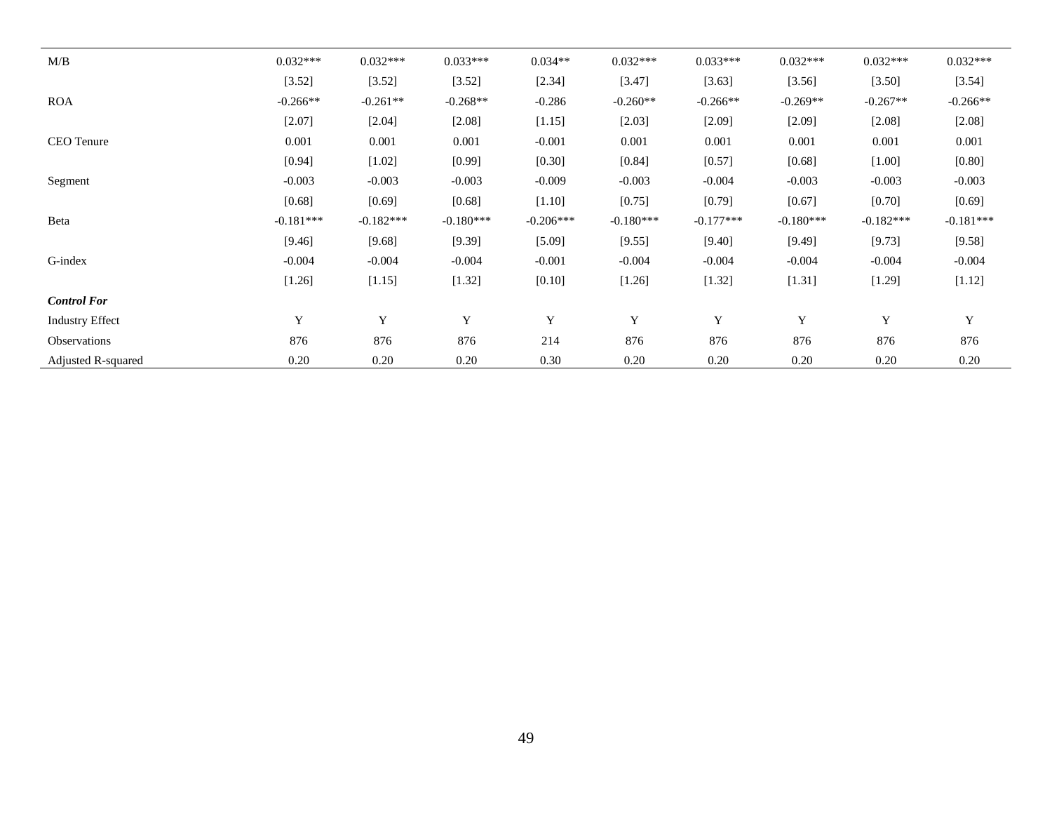| | | | | | | | | | |
|---|---|---|---|---|---|---|---|---|---|
| M/B | 0.032*** | 0.032*** | 0.033*** | 0.034** | 0.032*** | 0.033*** | 0.032*** | 0.032*** | 0.032*** |
| | [3.52] | [3.52] | [3.52] | [2.34] | [3.47] | [3.63] | [3.56] | [3.50] | [3.54] |
| ROA | -0.266** | -0.261** | -0.268** | -0.286 | -0.260** | -0.266** | -0.269** | -0.267** | -0.266** |
| | [2.07] | [2.04] | [2.08] | [1.15] | [2.03] | [2.09] | [2.09] | [2.08] | [2.08] |
| CEO Tenure | 0.001 | 0.001 | 0.001 | -0.001 | 0.001 | 0.001 | 0.001 | 0.001 | 0.001 |
| | [0.94] | [1.02] | [0.99] | [0.30] | [0.84] | [0.57] | [0.68] | [1.00] | [0.80] |
| Segment | -0.003 | -0.003 | -0.003 | -0.009 | -0.003 | -0.004 | -0.003 | -0.003 | -0.003 |
| | [0.68] | [0.69] | [0.68] | [1.10] | [0.75] | [0.79] | [0.67] | [0.70] | [0.69] |
| Beta | -0.181*** | -0.182*** | -0.180*** | -0.206*** | -0.180*** | -0.177*** | -0.180*** | -0.182*** | -0.181*** |
| | [9.46] | [9.68] | [9.39] | [5.09] | [9.55] | [9.40] | [9.49] | [9.73] | [9.58] |
| G-index | -0.004 | -0.004 | -0.004 | -0.001 | -0.004 | -0.004 | -0.004 | -0.004 | -0.004 |
| | [1.26] | [1.15] | [1.32] | [0.10] | [1.26] | [1.32] | [1.31] | [1.29] | [1.12] |
| ***Control For*** | | | | | | | | | |
| Industry Effect | Y | Y | Y | Y | Y | Y | Y | Y | Y |
| Observations | 876 | 876 | 876 | 214 | 876 | 876 | 876 | 876 | 876 |
| Adjusted R-squared | 0.20 | 0.20 | 0.20 | 0.30 | 0.20 | 0.20 | 0.20 | 0.20 | 0.20 |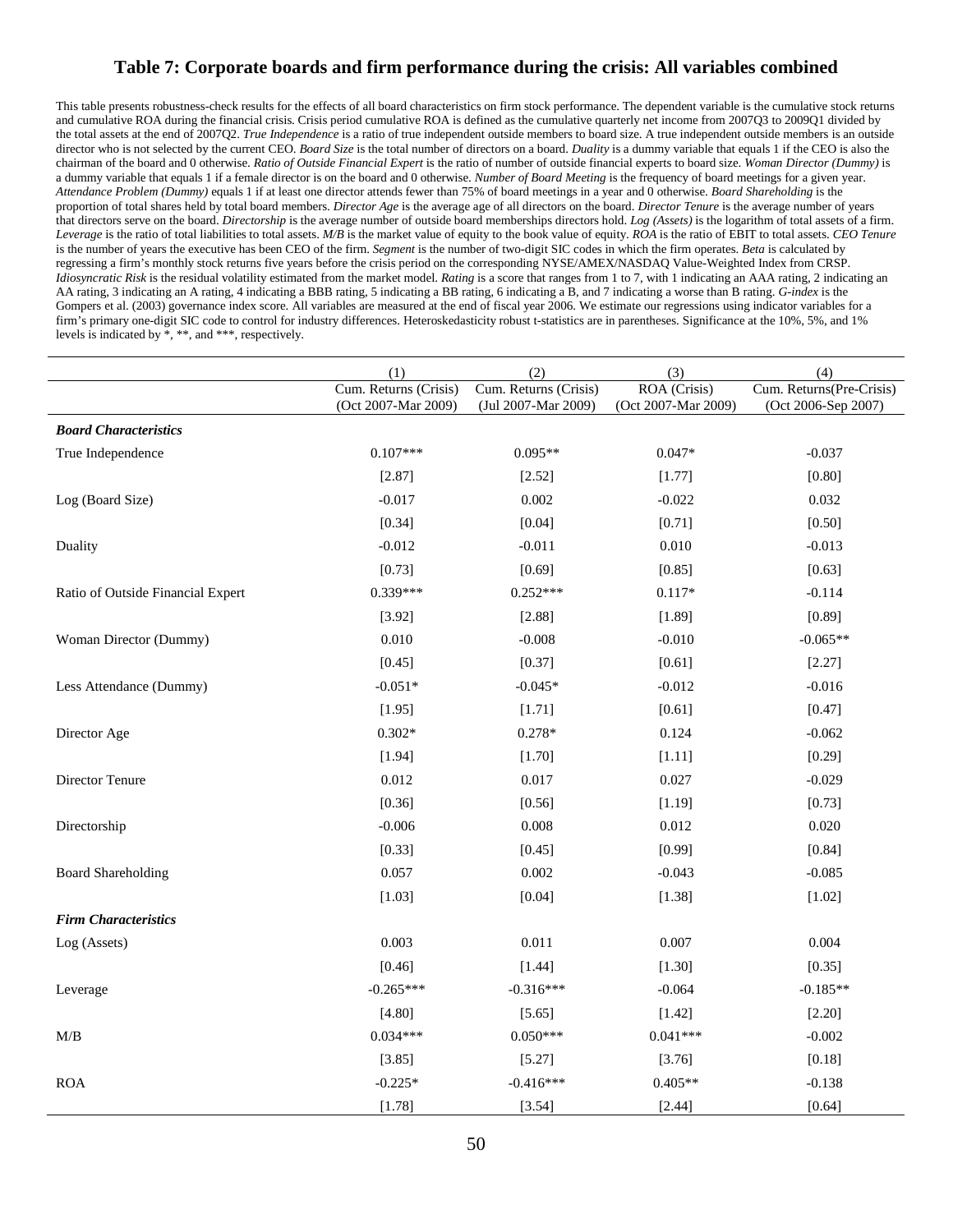### Table 7: Corporate boards and firm performance during the crisis: All variables combined

This table presents robustness-check results for the effects of all board characteristics on firm stock performance. The dependent variable is the cumulative stock returns and cumulative ROA during the financial crisis. Crisis period cumulative ROA is defined as the cumulative quarterly net income from 2007Q3 to 2009Q1 divided by the total assets at the end of 2007Q2. *True Independence* is a ratio of true independent outside members to board size. A true independent outside members is an outside director who is not selected by the current CEO. *Board Size* is the total number of directors on a board. *Duality* is a dummy variable that equals 1 if the CEO is also the chairman of the board and 0 otherwise. *Ratio of Outside Financial Expert* is the ratio of number of outside financial experts to board size. *Woman Director (Dummy)* is a dummy variable that equals 1 if a female director is on the board and 0 otherwise. *Number of Board Meeting* is the frequency of board meetings for a given year. *Attendance Problem (Dummy)* equals 1 if at least one director attends fewer than 75% of board meetings in a year and 0 otherwise. *Board Shareholding* is the proportion of total shares held by total board members. *Director Age* is the average age of all directors on the board. *Director Tenure* is the average number of years that directors serve on the board. *Directorship* is the average number of outside board memberships directors hold. *Log (Assets)* is the logarithm of total assets of a firm. *Leverage* is the ratio of total liabilities to total assets. *M/B* is the market value of equity to the book value of equity. *ROA* is the ratio of EBIT to total assets. *CEO Tenure* is the number of years the executive has been CEO of the firm. *Segment* is the number of two-digit SIC codes in which the firm operates. *Beta* is calculated by regressing a firm's monthly stock returns five years before the crisis period on the corresponding NYSE/AMEX/NASDAQ Value-Weighted Index from CRSP. *Idiosyncratic Risk* is the residual volatility estimated from the market model. *Rating* is a score that ranges from 1 to 7, with 1 indicating an AAA rating, 2 indicating an AA rating, 3 indicating an A rating, 4 indicating a BBB rating, 5 indicating a BB rating, 6 indicating a B, and 7 indicating a worse than B rating. *G-index* is the Gompers et al. (2003) governance index score. All variables are measured at the end of fiscal year 2006. We estimate our regressions using indicator variables for a firm's primary one-digit SIC code to control for industry differences. Heteroskedasticity robust t-statistics are in parentheses. Significance at the 10%, 5%, and 1% levels is indicated by *, **, and ***, respectively.

| | (1) | (2) | (3) | (4) |
|---|---|---|---|---|
| | Cum. Returns (Crisis) (Oct 2007-Mar 2009) | Cum. Returns (Crisis) (Jul 2007-Mar 2009) | ROA (Crisis) (Oct 2007-Mar 2009) | Cum. Returns(Pre-Crisis) (Oct 2006-Sep 2007) |
| ***Board Characteristics*** | | | | |
| True Independence | 0.107*** | 0.095** | 0.047* | -0.037 |
| | [2.87] | [2.52] | [1.77] | [0.80] |
| Log (Board Size) | -0.017 | 0.002 | -0.022 | 0.032 |
| | [0.34] | [0.04] | [0.71] | [0.50] |
| Duality | -0.012 | -0.011 | 0.010 | -0.013 |
| | [0.73] | [0.69] | [0.85] | [0.63] |
| Ratio of Outside Financial Expert | 0.339*** | 0.252*** | 0.117* | -0.114 |
| | [3.92] | [2.88] | [1.89] | [0.89] |
| Woman Director (Dummy) | 0.010 | -0.008 | -0.010 | -0.065** |
| | [0.45] | [0.37] | [0.61] | [2.27] |
| Less Attendance (Dummy) | -0.051* | -0.045* | -0.012 | -0.016 |
| | [1.95] | [1.71] | [0.61] | [0.47] |
| Director Age | 0.302* | 0.278* | 0.124 | -0.062 |
| | [1.94] | [1.70] | [1.11] | [0.29] |
| Director Tenure | 0.012 | 0.017 | 0.027 | -0.029 |
| | [0.36] | [0.56] | [1.19] | [0.73] |
| Directorship | -0.006 | 0.008 | 0.012 | 0.020 |
| | [0.33] | [0.45] | [0.99] | [0.84] |
| Board Shareholding | 0.057 | 0.002 | -0.043 | -0.085 |
| | [1.03] | [0.04] | [1.38] | [1.02] |
| ***Firm Characteristics*** | | | | |
| Log (Assets) | 0.003 | 0.011 | 0.007 | 0.004 |
| | [0.46] | [1.44] | [1.30] | [0.35] |
| Leverage | -0.265*** | -0.316*** | -0.064 | -0.185** |
| | [4.80] | [5.65] | [1.42] | [2.20] |
| M/B | 0.034*** | 0.050*** | 0.041*** | -0.002 |
| | [3.85] | [5.27] | [3.76] | [0.18] |
| ROA | -0.225* | -0.416*** | 0.405** | -0.138 |
| | [1.78] | [3.54] | [2.44] | [0.64] |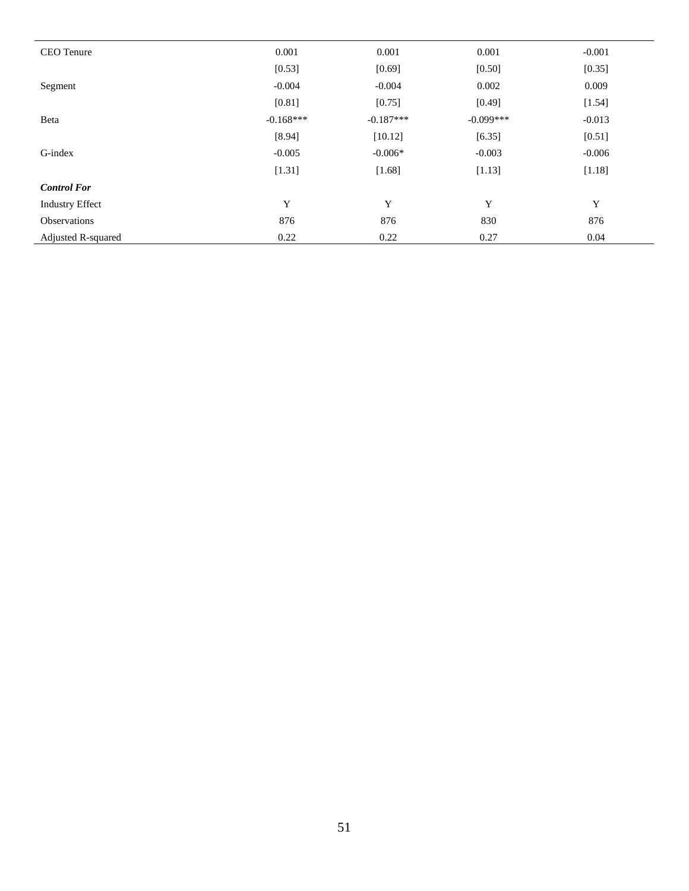| | | | | |
|---|---|---|---|---|
| CEO Tenure | 0.001 | 0.001 | 0.001 | -0.001 |
| | [0.53] | [0.69] | [0.50] | [0.35] |
| Segment | -0.004 | -0.004 | 0.002 | 0.009 |
| | [0.81] | [0.75] | [0.49] | [1.54] |
| Beta | -0.168*** | -0.187*** | -0.099*** | -0.013 |
| | [8.94] | [10.12] | [6.35] | [0.51] |
| G-index | -0.005 | -0.006* | -0.003 | -0.006 |
| | [1.31] | [1.68] | [1.13] | [1.18] |
| ***Control For*** | | | | |
| Industry Effect | Y | Y | Y | Y |
| Observations | 876 | 876 | 830 | 876 |
| Adjusted R-squared | 0.22 | 0.22 | 0.27 | 0.04 |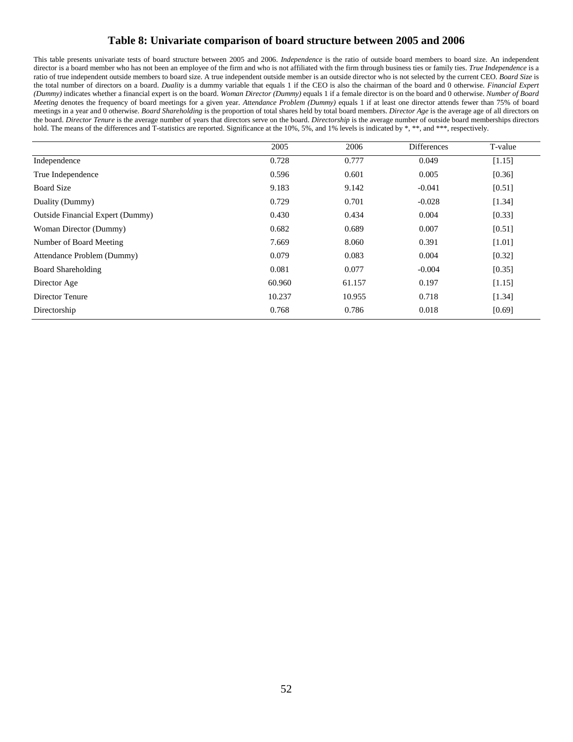### Table 8: Univariate comparison of board structure between 2005 and 2006

This table presents univariate tests of board structure between 2005 and 2006. *Independence* is the ratio of outside board members to board size. An independent director is a board member who has not been an employee of the firm and who is not affiliated with the firm through business ties or family ties. *True Independence* is a ratio of true independent outside members to board size. A true independent outside member is an outside director who is not selected by the current CEO. *Board Size* is the total number of directors on a board. *Duality* is a dummy variable that equals 1 if the CEO is also the chairman of the board and 0 otherwise. *Financial Expert (Dummy)* indicates whether a financial expert is on the board. *Woman Director (Dummy)* equals 1 if a female director is on the board and 0 otherwise. *Number of Board Meeting* denotes the frequency of board meetings for a given year. *Attendance Problem (Dummy)* equals 1 if at least one director attends fewer than 75% of board meetings in a year and 0 otherwise. *Board Shareholding* is the proportion of total shares held by total board members. *Director Age* is the average age of all directors on the board. *Director Tenure* is the average number of years that directors serve on the board. *Directorship* is the average number of outside board memberships directors hold. The means of the differences and T-statistics are reported. Significance at the 10%, 5%, and 1% levels is indicated by *, **, and ***, respectively.

| | 2005 | 2006 | Differences | T-value |
|---|---|---|---|---|
| Independence | 0.728 | 0.777 | 0.049 | [1.15] |
| True Independence | 0.596 | 0.601 | 0.005 | [0.36] |
| Board Size | 9.183 | 9.142 | -0.041 | [0.51] |
| Duality (Dummy) | 0.729 | 0.701 | -0.028 | [1.34] |
| Outside Financial Expert (Dummy) | 0.430 | 0.434 | 0.004 | [0.33] |
| Woman Director (Dummy) | 0.682 | 0.689 | 0.007 | [0.51] |
| Number of Board Meeting | 7.669 | 8.060 | 0.391 | [1.01] |
| Attendance Problem (Dummy) | 0.079 | 0.083 | 0.004 | [0.32] |
| Board Shareholding | 0.081 | 0.077 | -0.004 | [0.35] |
| Director Age | 60.960 | 61.157 | 0.197 | [1.15] |
| Director Tenure | 10.237 | 10.955 | 0.718 | [1.34] |
| Directorship | 0.768 | 0.786 | 0.018 | [0.69] |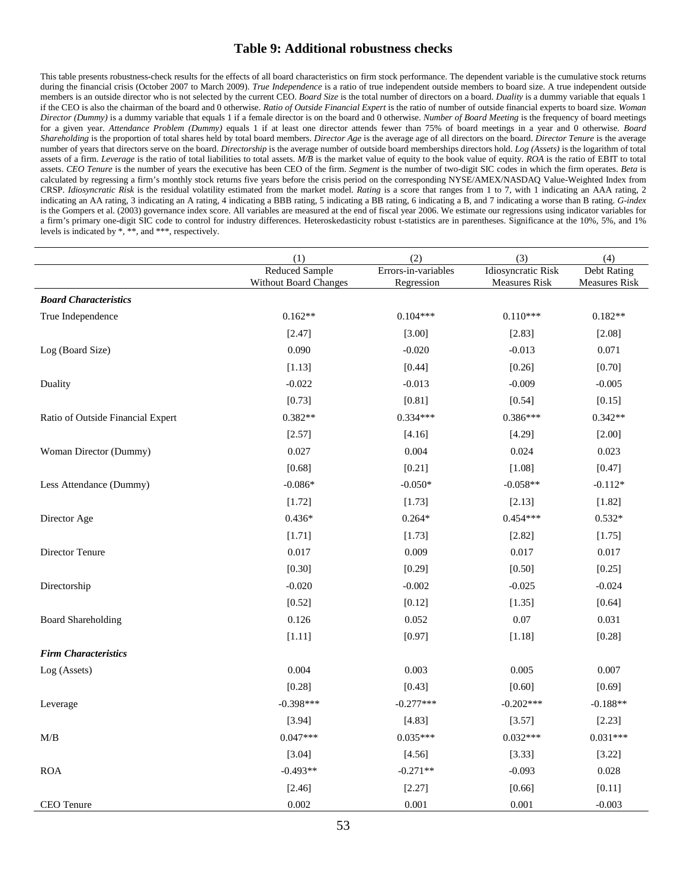# Table 9: Additional robustness checks

This table presents robustness-check results for the effects of all board characteristics on firm stock performance. The dependent variable is the cumulative stock returns during the financial crisis (October 2007 to March 2009). *True Independence* is a ratio of true independent outside members to board size. A true independent outside members is an outside director who is not selected by the current CEO. *Board Size* is the total number of directors on a board. *Duality* is a dummy variable that equals 1 if the CEO is also the chairman of the board and 0 otherwise. *Ratio of Outside Financial Expert* is the ratio of number of outside financial experts to board size. *Woman Director (Dummy)* is a dummy variable that equals 1 if a female director is on the board and 0 otherwise. *Number of Board Meeting* is the frequency of board meetings for a given year. *Attendance Problem (Dummy)* equals 1 if at least one director attends fewer than 75% of board meetings in a year and 0 otherwise. *Board Shareholding* is the proportion of total shares held by total board members. *Director Age* is the average age of all directors on the board. *Director Tenure* is the average number of years that directors serve on the board. *Directorship* is the average number of outside board memberships directors hold. *Log (Assets)* is the logarithm of total assets of a firm. *Leverage* is the ratio of total liabilities to total assets. *M/B* is the market value of equity to the book value of equity. *ROA* is the ratio of EBIT to total assets. *CEO Tenure* is the number of years the executive has been CEO of the firm. *Segment* is the number of two-digit SIC codes in which the firm operates. *Beta* is calculated by regressing a firm's monthly stock returns five years before the crisis period on the corresponding NYSE/AMEX/NASDAQ Value-Weighted Index from CRSP. *Idiosyncratic Risk* is the residual volatility estimated from the market model. *Rating* is a score that ranges from 1 to 7, with 1 indicating an AAA rating, 2 indicating an AA rating, 3 indicating an A rating, 4 indicating a BBB rating, 5 indicating a BB rating, 6 indicating a B, and 7 indicating a worse than B rating. *G-index* is the Gompers et al. (2003) governance index score. All variables are measured at the end of fiscal year 2006. We estimate our regressions using indicator variables for a firm's primary one-digit SIC code to control for industry differences. Heteroskedasticity robust t-statistics are in parentheses. Significance at the 10%, 5%, and 1% levels is indicated by *, **, and ***, respectively.

| | (1) | (2) | (3) | (4) |
|---|---|---|---|---|
| | Reduced Sample Without Board Changes | Errors-in-variables Regression | Idiosyncratic Risk Measures Risk | Debt Rating Measures Risk |
| ***Board Characteristics*** | | | | |
| True Independence | 0.162** | 0.104*** | 0.110*** | 0.182** |
| | [2.47] | [3.00] | [2.83] | [2.08] |
| Log (Board Size) | 0.090 | -0.020 | -0.013 | 0.071 |
| | [1.13] | [0.44] | [0.26] | [0.70] |
| Duality | -0.022 | -0.013 | -0.009 | -0.005 |
| | [0.73] | [0.81] | [0.54] | [0.15] |
| Ratio of Outside Financial Expert | 0.382** | 0.334*** | 0.386*** | 0.342** |
| | [2.57] | [4.16] | [4.29] | [2.00] |
| Woman Director (Dummy) | 0.027 | 0.004 | 0.024 | 0.023 |
| | [0.68] | [0.21] | [1.08] | [0.47] |
| Less Attendance (Dummy) | -0.086* | -0.050* | -0.058** | -0.112* |
| | [1.72] | [1.73] | [2.13] | [1.82] |
| Director Age | 0.436* | 0.264* | 0.454*** | 0.532* |
| | [1.71] | [1.73] | [2.82] | [1.75] |
| Director Tenure | 0.017 | 0.009 | 0.017 | 0.017 |
| | [0.30] | [0.29] | [0.50] | [0.25] |
| Directorship | -0.020 | -0.002 | -0.025 | -0.024 |
| | [0.52] | [0.12] | [1.35] | [0.64] |
| Board Shareholding | 0.126 | 0.052 | 0.07 | 0.031 |
| | [1.11] | [0.97] | [1.18] | [0.28] |
| ***Firm Characteristics*** | | | | |
| Log (Assets) | 0.004 | 0.003 | 0.005 | 0.007 |
| | [0.28] | [0.43] | [0.60] | [0.69] |
| Leverage | -0.398*** | -0.277*** | -0.202*** | -0.188** |
| | [3.94] | [4.83] | [3.57] | [2.23] |
| M/B | 0.047*** | 0.035*** | 0.032*** | 0.031*** |
| | [3.04] | [4.56] | [3.33] | [3.22] |
| ROA | -0.493** | -0.271** | -0.093 | 0.028 |
| | [2.46] | [2.27] | [0.66] | [0.11] |
| CEO Tenure | 0.002 | 0.001 | 0.001 | -0.003 |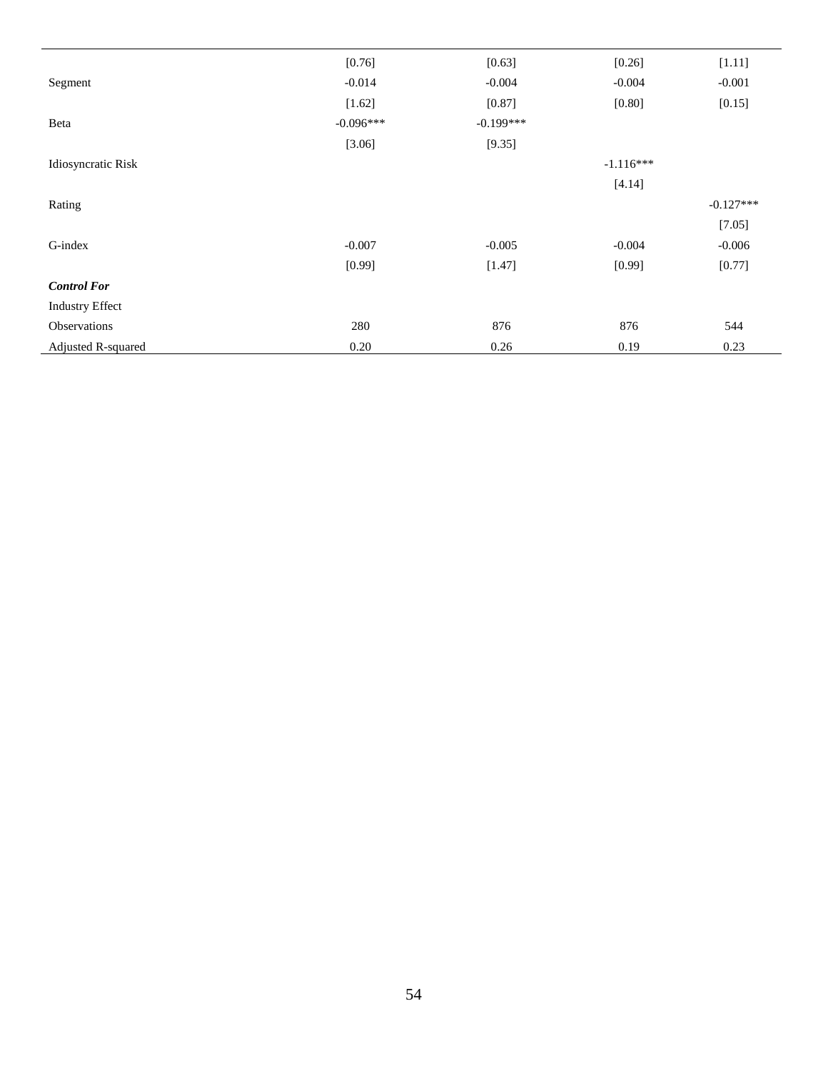| | | | | |
|---|---|---|---|---|
| | [0.76] | [0.63] | [0.26] | [1.11] |
| Segment | -0.014 | -0.004 | -0.004 | -0.001 |
| | [1.62] | [0.87] | [0.80] | [0.15] |
| Beta | -0.096*** | -0.199*** | | |
| | [3.06] | [9.35] | | |
| Idiosyncratic Risk | | | -1.116*** | |
| | | | [4.14] | |
| Rating | | | | -0.127*** |
| | | | | [7.05] |
| G-index | -0.007 | -0.005 | -0.004 | -0.006 |
| | [0.99] | [1.47] | [0.99] | [0.77] |
| ***Control For*** | | | | |
| Industry Effect | | | | |
| Observations | 280 | 876 | 876 | 544 |
| Adjusted R-squared | 0.20 | 0.26 | 0.19 | 0.23 |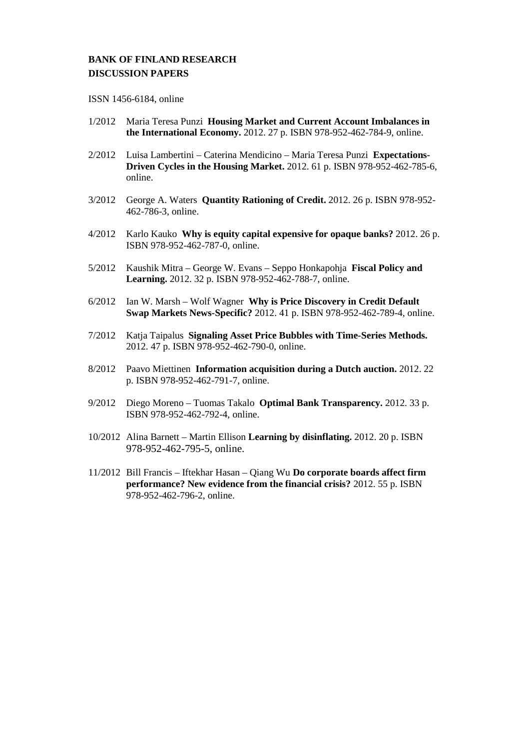**BANK OF FINLAND RESEARCH DISCUSSION PAPERS**

ISSN 1456-6184, online

1/2012 Maria Teresa Punzi **Housing Market and Current Account Imbalances in the International Economy.** 2012. 27 p. ISBN 978-952-462-784-9, online.

2/2012 Luisa Lambertini – Caterina Mendicino – Maria Teresa Punzi **Expectations-Driven Cycles in the Housing Market.** 2012. 61 p. ISBN 978-952-462-785-6, online.

3/2012 George A. Waters **Quantity Rationing of Credit.** 2012. 26 p. ISBN 978-952-462-786-3, online.

4/2012 Karlo Kauko **Why is equity capital expensive for opaque banks?** 2012. 26 p. ISBN 978-952-462-787-0, online.

5/2012 Kaushik Mitra – George W. Evans – Seppo Honkapohja **Fiscal Policy and Learning.** 2012. 32 p. ISBN 978-952-462-788-7, online.

6/2012 Ian W. Marsh – Wolf Wagner **Why is Price Discovery in Credit Default Swap Markets News-Specific?** 2012. 41 p. ISBN 978-952-462-789-4, online.

7/2012 Katja Taipalus **Signaling Asset Price Bubbles with Time-Series Methods.** 2012. 47 p. ISBN 978-952-462-790-0, online.

8/2012 Paavo Miettinen **Information acquisition during a Dutch auction.** 2012. 22 p. ISBN 978-952-462-791-7, online.

9/2012 Diego Moreno – Tuomas Takalo **Optimal Bank Transparency.** 2012. 33 p. ISBN 978-952-462-792-4, online.

10/2012 Alina Barnett – Martin Ellison **Learning by disinflating.** 2012. 20 p. ISBN 978-952-462-795-5, online.

11/2012 Bill Francis – Iftekhar Hasan – Qiang Wu **Do corporate boards affect firm performance? New evidence from the financial crisis?** 2012. 55 p. ISBN 978-952-462-796-2, online.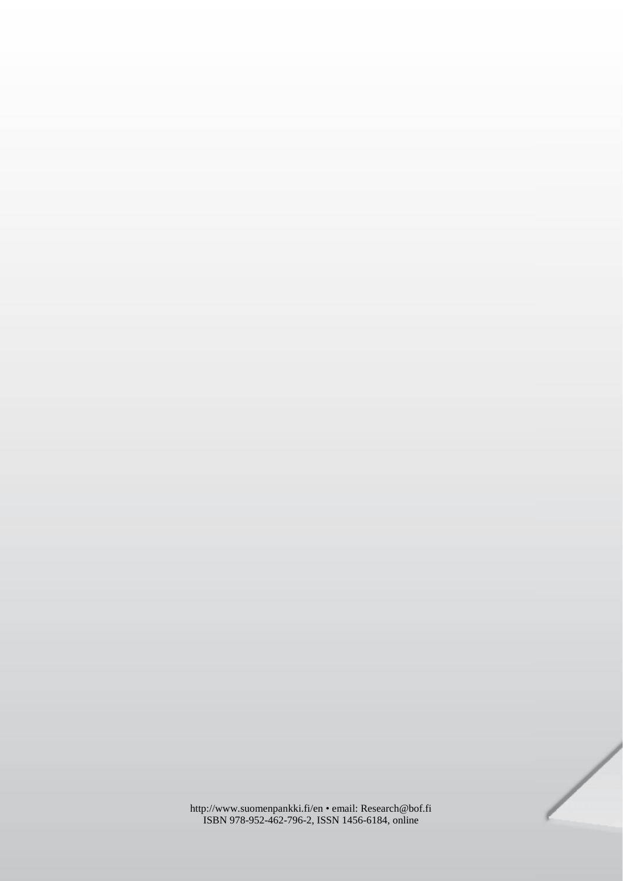http://www.suomenpankki.fi/en • email: Research@bof.fi
ISBN 978-952-462-796-2, ISSN 1456-6184, online